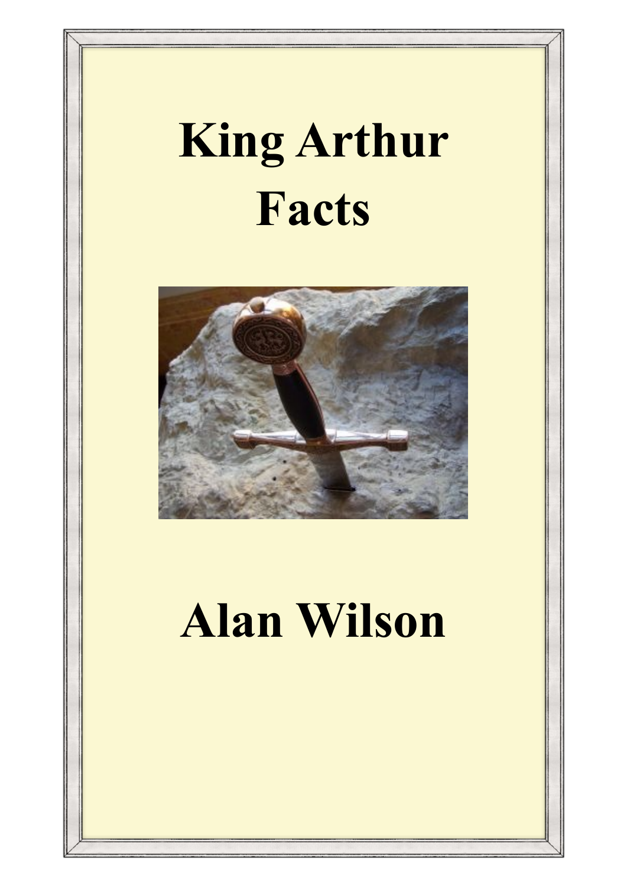# King Arthur Facts

**Alan Wilson**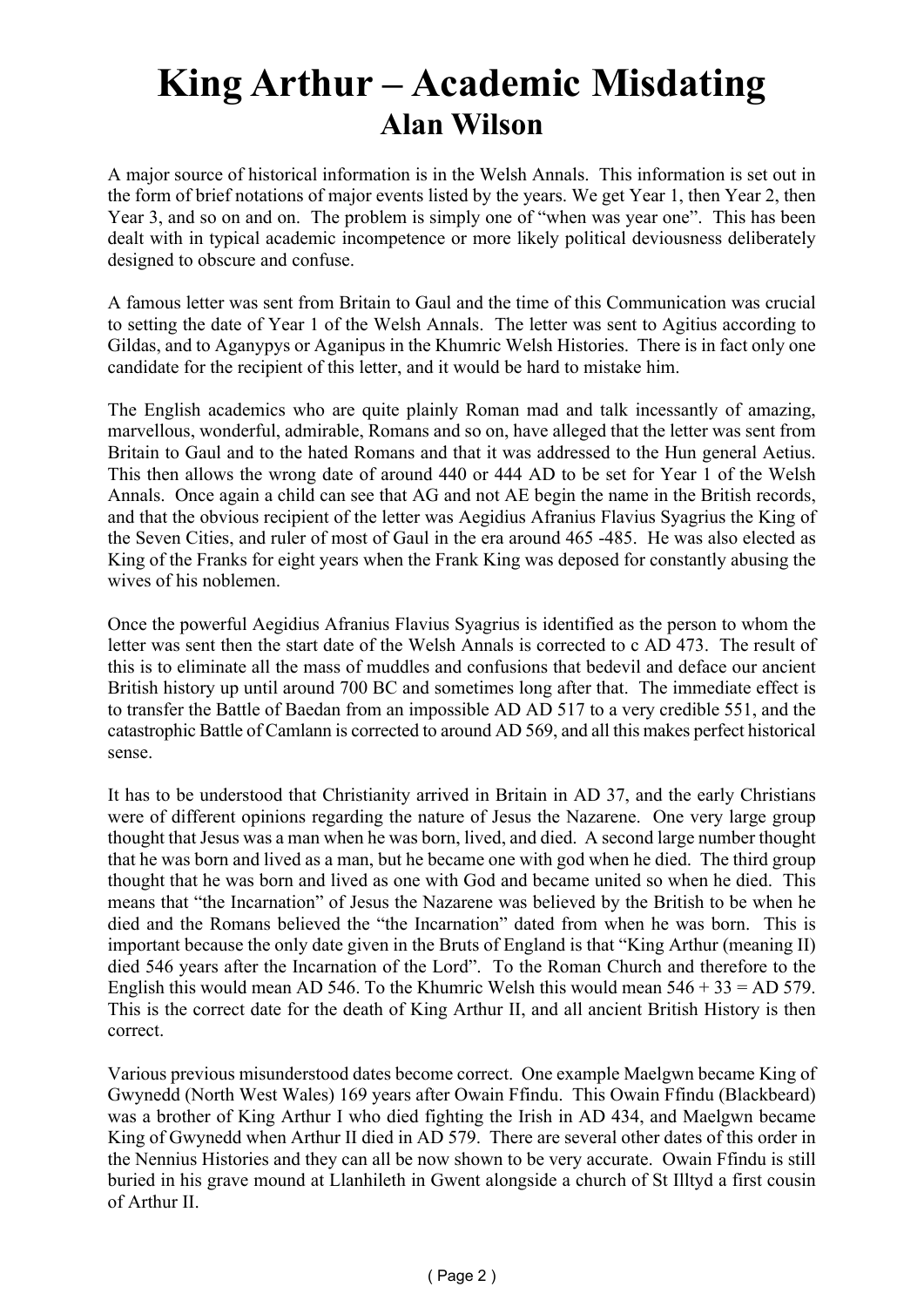# King Arthur – Academic Misdating
## Alan Wilson

A major source of historical information is in the Welsh Annals. This information is set out in the form of brief notations of major events listed by the years. We get Year 1, then Year 2, then Year 3, and so on and on. The problem is simply one of "when was year one". This has been dealt with in typical academic incompetence or more likely political deviousness deliberately designed to obscure and confuse.

A famous letter was sent from Britain to Gaul and the time of this Communication was crucial to setting the date of Year 1 of the Welsh Annals. The letter was sent to Agitius according to Gildas, and to Aganypys or Aganipus in the Khumric Welsh Histories. There is in fact only one candidate for the recipient of this letter, and it would be hard to mistake him.

The English academics who are quite plainly Roman mad and talk incessantly of amazing, marvellous, wonderful, admirable, Romans and so on, have alleged that the letter was sent from Britain to Gaul and to the hated Romans and that it was addressed to the Hun general Aetius. This then allows the wrong date of around 440 or 444 AD to be set for Year 1 of the Welsh Annals. Once again a child can see that AG and not AE begin the name in the British records, and that the obvious recipient of the letter was Aegidius Afranius Flavius Syagrius the King of the Seven Cities, and ruler of most of Gaul in the era around 465 -485. He was also elected as King of the Franks for eight years when the Frank King was deposed for constantly abusing the wives of his noblemen.

Once the powerful Aegidius Afranius Flavius Syagrius is identified as the person to whom the letter was sent then the start date of the Welsh Annals is corrected to c AD 473. The result of this is to eliminate all the mass of muddles and confusions that bedevil and deface our ancient British history up until around 700 BC and sometimes long after that. The immediate effect is to transfer the Battle of Baedan from an impossible AD AD 517 to a very credible 551, and the catastrophic Battle of Camlann is corrected to around AD 569, and all this makes perfect historical sense.

It has to be understood that Christianity arrived in Britain in AD 37, and the early Christians were of different opinions regarding the nature of Jesus the Nazarene. One very large group thought that Jesus was a man when he was born, lived, and died. A second large number thought that he was born and lived as a man, but he became one with god when he died. The third group thought that he was born and lived as one with God and became united so when he died. This means that "the Incarnation" of Jesus the Nazarene was believed by the British to be when he died and the Romans believed the "the Incarnation" dated from when he was born. This is important because the only date given in the Bruts of England is that "King Arthur (meaning II) died 546 years after the Incarnation of the Lord". To the Roman Church and therefore to the English this would mean AD 546. To the Khumric Welsh this would mean 546 + 33 = AD 579. This is the correct date for the death of King Arthur II, and all ancient British History is then correct.

Various previous misunderstood dates become correct. One example Maelgwn became King of Gwynedd (North West Wales) 169 years after Owain Ffindu. This Owain Ffindu (Blackbeard) was a brother of King Arthur I who died fighting the Irish in AD 434, and Maelgwn became King of Gwynedd when Arthur II died in AD 579. There are several other dates of this order in the Nennius Histories and they can all be now shown to be very accurate. Owain Ffindu is still buried in his grave mound at Llanhileth in Gwent alongside a church of St Illtyd a first cousin of Arthur II.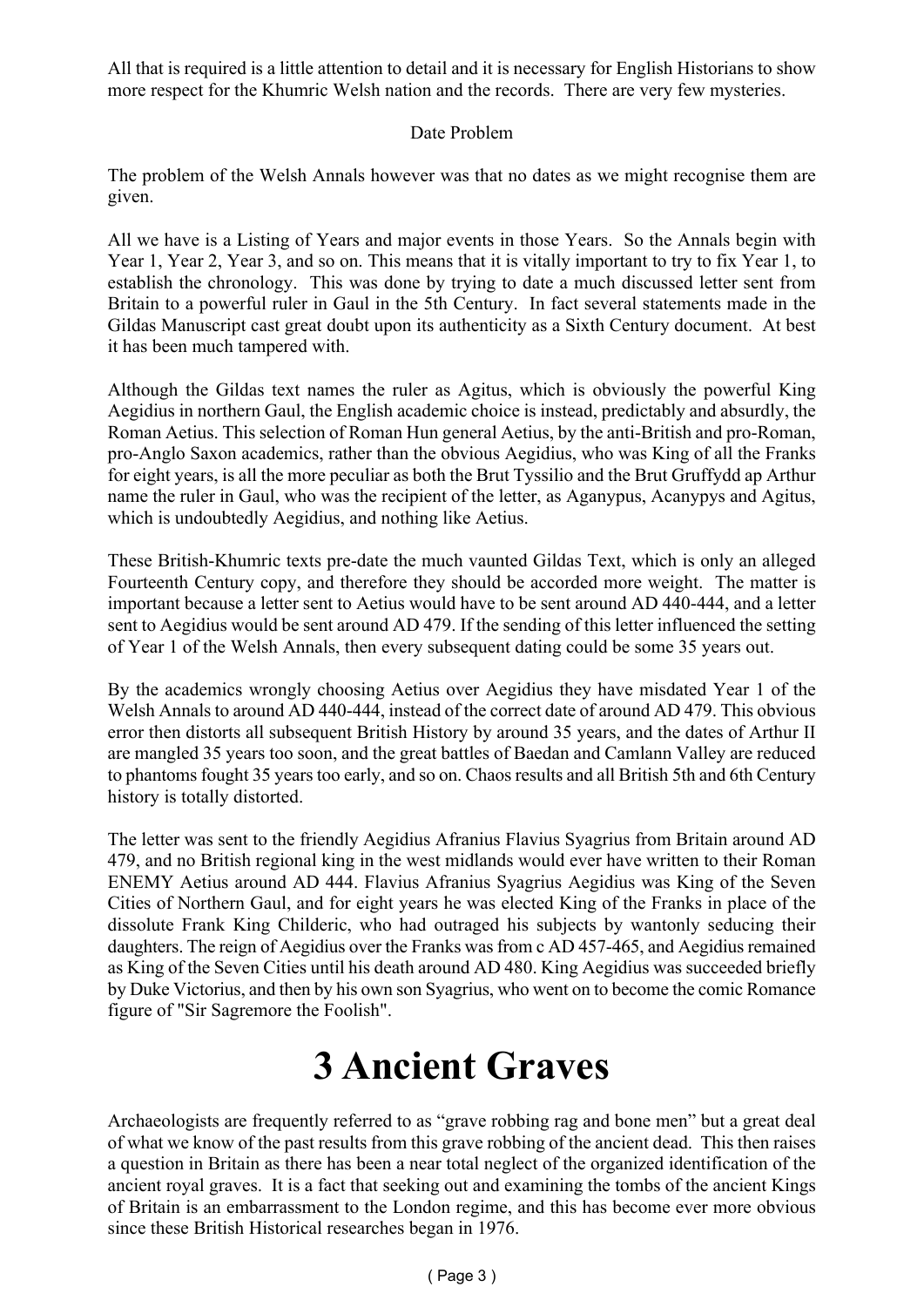All that is required is a little attention to detail and it is necessary for English Historians to show more respect for the Khumric Welsh nation and the records. There are very few mysteries.

### Date Problem

The problem of the Welsh Annals however was that no dates as we might recognise them are given.

All we have is a Listing of Years and major events in those Years. So the Annals begin with Year 1, Year 2, Year 3, and so on. This means that it is vitally important to try to fix Year 1, to establish the chronology. This was done by trying to date a much discussed letter sent from Britain to a powerful ruler in Gaul in the 5th Century. In fact several statements made in the Gildas Manuscript cast great doubt upon its authenticity as a Sixth Century document. At best it has been much tampered with.

Although the Gildas text names the ruler as Agitus, which is obviously the powerful King Aegidius in northern Gaul, the English academic choice is instead, predictably and absurdly, the Roman Aetius. This selection of Roman Hun general Aetius, by the anti-British and pro-Roman, pro-Anglo Saxon academics, rather than the obvious Aegidius, who was King of all the Franks for eight years, is all the more peculiar as both the Brut Tyssilio and the Brut Gruffydd ap Arthur name the ruler in Gaul, who was the recipient of the letter, as Aganypus, Acanypys and Agitus, which is undoubtedly Aegidius, and nothing like Aetius.

These British-Khumric texts pre-date the much vaunted Gildas Text, which is only an alleged Fourteenth Century copy, and therefore they should be accorded more weight. The matter is important because a letter sent to Aetius would have to be sent around AD 440-444, and a letter sent to Aegidius would be sent around AD 479. If the sending of this letter influenced the setting of Year 1 of the Welsh Annals, then every subsequent dating could be some 35 years out.

By the academics wrongly choosing Aetius over Aegidius they have misdated Year 1 of the Welsh Annals to around AD 440-444, instead of the correct date of around AD 479. This obvious error then distorts all subsequent British History by around 35 years, and the dates of Arthur II are mangled 35 years too soon, and the great battles of Baedan and Camlann Valley are reduced to phantoms fought 35 years too early, and so on. Chaos results and all British 5th and 6th Century history is totally distorted.

The letter was sent to the friendly Aegidius Afranius Flavius Syagrius from Britain around AD 479, and no British regional king in the west midlands would ever have written to their Roman ENEMY Aetius around AD 444. Flavius Afranius Syagrius Aegidius was King of the Seven Cities of Northern Gaul, and for eight years he was elected King of the Franks in place of the dissolute Frank King Childeric, who had outraged his subjects by wantonly seducing their daughters. The reign of Aegidius over the Franks was from c AD 457-465, and Aegidius remained as King of the Seven Cities until his death around AD 480. King Aegidius was succeeded briefly by Duke Victorius, and then by his own son Syagrius, who went on to become the comic Romance figure of "Sir Sagremore the Foolish".

# 3 Ancient Graves

Archaeologists are frequently referred to as "grave robbing rag and bone men" but a great deal of what we know of the past results from this grave robbing of the ancient dead. This then raises a question in Britain as there has been a near total neglect of the organized identification of the ancient royal graves. It is a fact that seeking out and examining the tombs of the ancient Kings of Britain is an embarrassment to the London regime, and this has become ever more obvious since these British Historical researches began in 1976.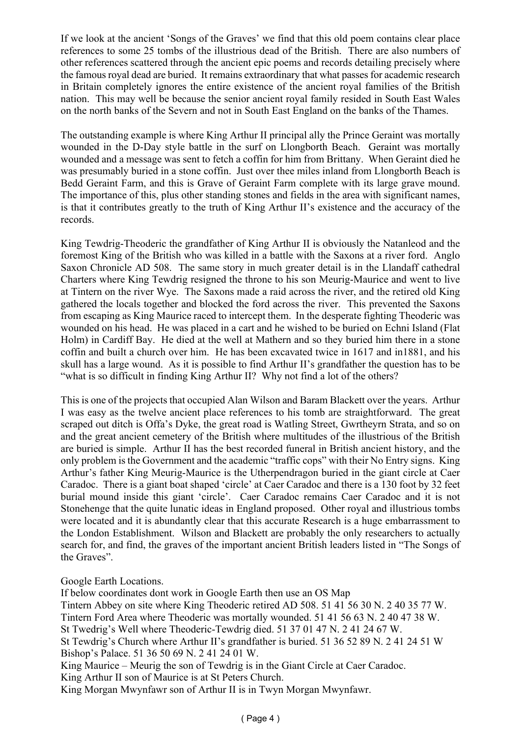If we look at the ancient 'Songs of the Graves' we find that this old poem contains clear place references to some 25 tombs of the illustrious dead of the British. There are also numbers of other references scattered through the ancient epic poems and records detailing precisely where the famous royal dead are buried. It remains extraordinary that what passes for academic research in Britain completely ignores the entire existence of the ancient royal families of the British nation. This may well be because the senior ancient royal family resided in South East Wales on the north banks of the Severn and not in South East England on the banks of the Thames.

The outstanding example is where King Arthur II principal ally the Prince Geraint was mortally wounded in the D-Day style battle in the surf on Llongborth Beach. Geraint was mortally wounded and a message was sent to fetch a coffin for him from Brittany. When Geraint died he was presumably buried in a stone coffin. Just over thee miles inland from Llongborth Beach is Bedd Geraint Farm, and this is Grave of Geraint Farm complete with its large grave mound. The importance of this, plus other standing stones and fields in the area with significant names, is that it contributes greatly to the truth of King Arthur II's existence and the accuracy of the records.

King Tewdrig-Theoderic the grandfather of King Arthur II is obviously the Natanleod and the foremost King of the British who was killed in a battle with the Saxons at a river ford. Anglo Saxon Chronicle AD 508. The same story in much greater detail is in the Llandaff cathedral Charters where King Tewdrig resigned the throne to his son Meurig-Maurice and went to live at Tintern on the river Wye. The Saxons made a raid across the river, and the retired old King gathered the locals together and blocked the ford across the river. This prevented the Saxons from escaping as King Maurice raced to intercept them. In the desperate fighting Theoderic was wounded on his head. He was placed in a cart and he wished to be buried on Echni Island (Flat Holm) in Cardiff Bay. He died at the well at Mathern and so they buried him there in a stone coffin and built a church over him. He has been excavated twice in 1617 and in1881, and his skull has a large wound. As it is possible to find Arthur II's grandfather the question has to be "what is so difficult in finding King Arthur II? Why not find a lot of the others?

This is one of the projects that occupied Alan Wilson and Baram Blackett over the years. Arthur I was easy as the twelve ancient place references to his tomb are straightforward. The great scraped out ditch is Offa's Dyke, the great road is Watling Street, Gwrtheyrn Strata, and so on and the great ancient cemetery of the British where multitudes of the illustrious of the British are buried is simple. Arthur II has the best recorded funeral in British ancient history, and the only problem is the Government and the academic "traffic cops" with their No Entry signs. King Arthur's father King Meurig-Maurice is the Utherpendragon buried in the giant circle at Caer Caradoc. There is a giant boat shaped 'circle' at Caer Caradoc and there is a 130 foot by 32 feet burial mound inside this giant 'circle'. Caer Caradoc remains Caer Caradoc and it is not Stonehenge that the quite lunatic ideas in England proposed. Other royal and illustrious tombs were located and it is abundantly clear that this accurate Research is a huge embarrassment to the London Establishment. Wilson and Blackett are probably the only researchers to actually search for, and find, the graves of the important ancient British leaders listed in "The Songs of the Graves".

Google Earth Locations.
If below coordinates dont work in Google Earth then use an OS Map
Tintern Abbey on site where King Theoderic retired AD 508. 51 41 56 30 N. 2 40 35 77 W.
Tintern Ford Area where Theoderic was mortally wounded. 51 41 56 63 N. 2 40 47 38 W.
St Twedrig's Well where Theoderic-Tewdrig died. 51 37 01 47 N. 2 41 24 67 W.
St Tewdrig's Church where Arthur II's grandfather is buried. 51 36 52 89 N. 2 41 24 51 W
Bishop's Palace. 51 36 50 69 N. 2 41 24 01 W.
King Maurice – Meurig the son of Tewdrig is in the Giant Circle at Caer Caradoc.
King Arthur II son of Maurice is at St Peters Church.
King Morgan Mwynfawr son of Arthur II is in Twyn Morgan Mwynfawr.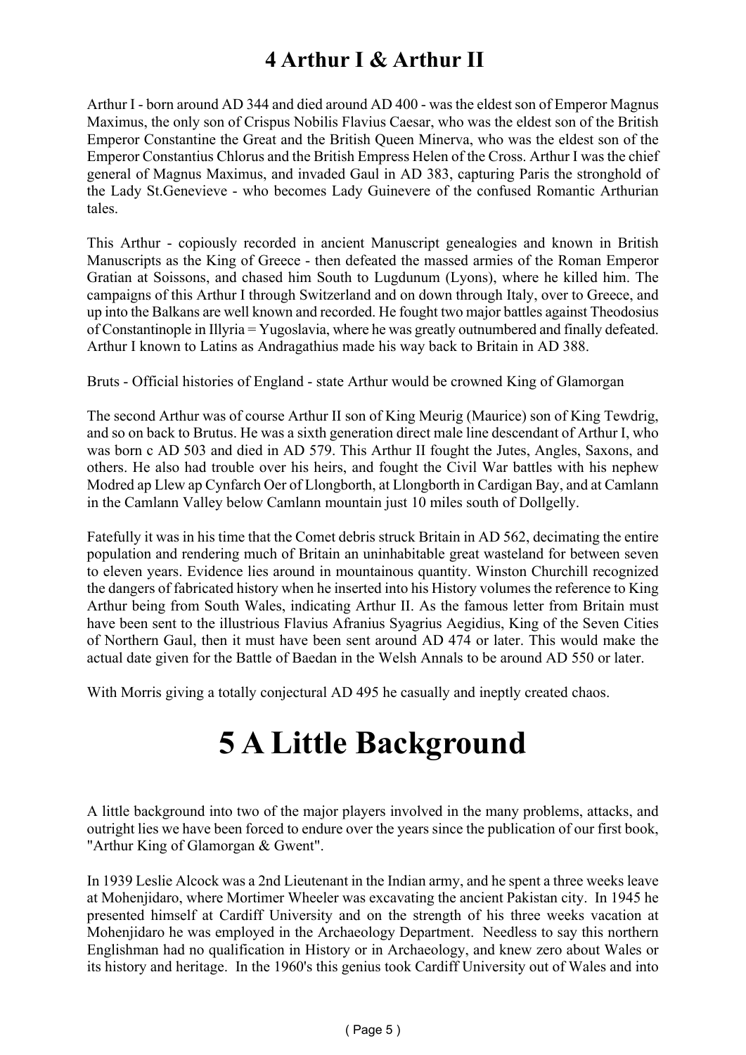## 4 Arthur I & Arthur II

Arthur I - born around AD 344 and died around AD 400 - was the eldest son of Emperor Magnus Maximus, the only son of Crispus Nobilis Flavius Caesar, who was the eldest son of the British Emperor Constantine the Great and the British Queen Minerva, who was the eldest son of the Emperor Constantius Chlorus and the British Empress Helen of the Cross. Arthur I was the chief general of Magnus Maximus, and invaded Gaul in AD 383, capturing Paris the stronghold of the Lady St.Genevieve - who becomes Lady Guinevere of the confused Romantic Arthurian tales.

This Arthur - copiously recorded in ancient Manuscript genealogies and known in British Manuscripts as the King of Greece - then defeated the massed armies of the Roman Emperor Gratian at Soissons, and chased him South to Lugdunum (Lyons), where he killed him. The campaigns of this Arthur I through Switzerland and on down through Italy, over to Greece, and up into the Balkans are well known and recorded. He fought two major battles against Theodosius of Constantinople in Illyria = Yugoslavia, where he was greatly outnumbered and finally defeated. Arthur I known to Latins as Andragathius made his way back to Britain in AD 388.

Bruts - Official histories of England - state Arthur would be crowned King of Glamorgan

The second Arthur was of course Arthur II son of King Meurig (Maurice) son of King Tewdrig, and so on back to Brutus. He was a sixth generation direct male line descendant of Arthur I, who was born c AD 503 and died in AD 579. This Arthur II fought the Jutes, Angles, Saxons, and others. He also had trouble over his heirs, and fought the Civil War battles with his nephew Modred ap Llew ap Cynfarch Oer of Llongborth, at Llongborth in Cardigan Bay, and at Camlann in the Camlann Valley below Camlann mountain just 10 miles south of Dollgelly.

Fatefully it was in his time that the Comet debris struck Britain in AD 562, decimating the entire population and rendering much of Britain an uninhabitable great wasteland for between seven to eleven years. Evidence lies around in mountainous quantity. Winston Churchill recognized the dangers of fabricated history when he inserted into his History volumes the reference to King Arthur being from South Wales, indicating Arthur II. As the famous letter from Britain must have been sent to the illustrious Flavius Afranius Syagrius Aegidius, King of the Seven Cities of Northern Gaul, then it must have been sent around AD 474 or later. This would make the actual date given for the Battle of Baedan in the Welsh Annals to be around AD 550 or later.

With Morris giving a totally conjectural AD 495 he casually and ineptly created chaos.

# 5 A Little Background

A little background into two of the major players involved in the many problems, attacks, and outright lies we have been forced to endure over the years since the publication of our first book, "Arthur King of Glamorgan & Gwent".

In 1939 Leslie Alcock was a 2nd Lieutenant in the Indian army, and he spent a three weeks leave at Mohenjidaro, where Mortimer Wheeler was excavating the ancient Pakistan city. In 1945 he presented himself at Cardiff University and on the strength of his three weeks vacation at Mohenjidaro he was employed in the Archaeology Department. Needless to say this northern Englishman had no qualification in History or in Archaeology, and knew zero about Wales or its history and heritage. In the 1960's this genius took Cardiff University out of Wales and into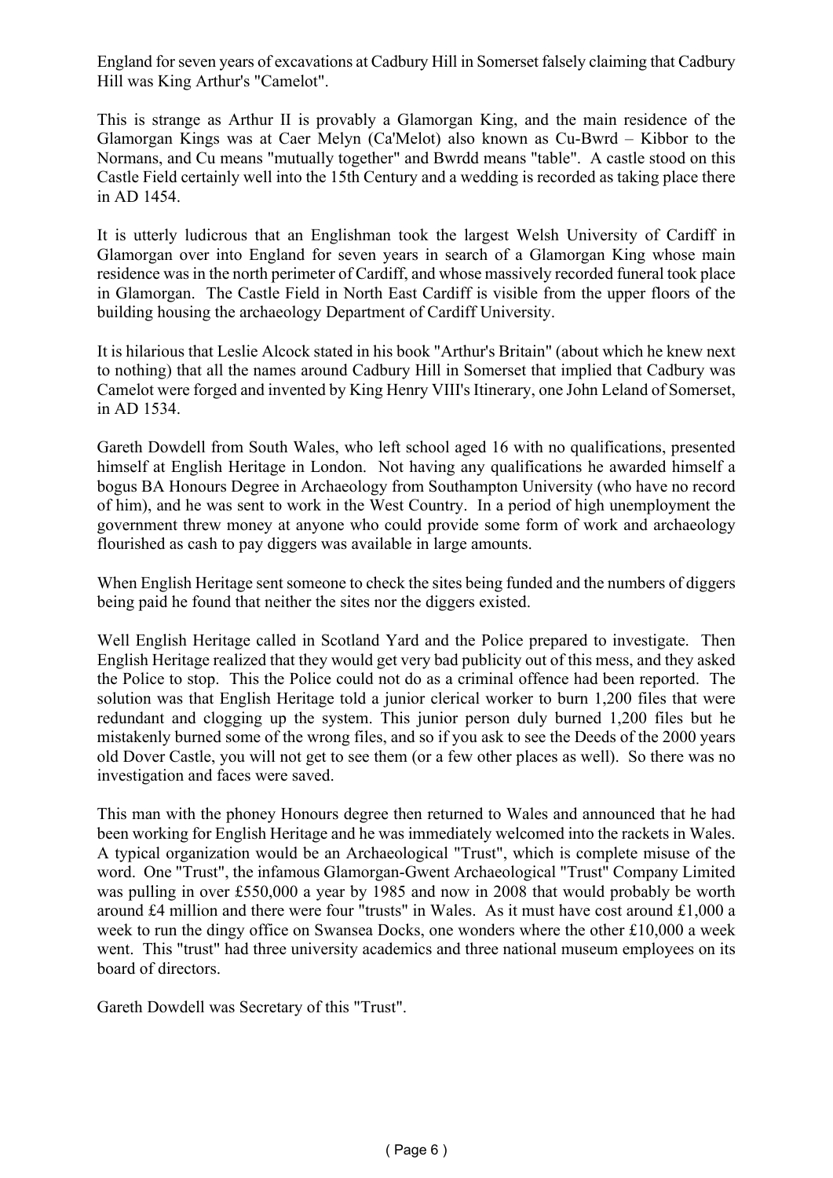England for seven years of excavations at Cadbury Hill in Somerset falsely claiming that Cadbury Hill was King Arthur's "Camelot".

This is strange as Arthur II is provably a Glamorgan King, and the main residence of the Glamorgan Kings was at Caer Melyn (Ca'Melot) also known as Cu-Bwrd – Kibbor to the Normans, and Cu means "mutually together" and Bwrdd means "table". A castle stood on this Castle Field certainly well into the 15th Century and a wedding is recorded as taking place there in AD 1454.

It is utterly ludicrous that an Englishman took the largest Welsh University of Cardiff in Glamorgan over into England for seven years in search of a Glamorgan King whose main residence was in the north perimeter of Cardiff, and whose massively recorded funeral took place in Glamorgan. The Castle Field in North East Cardiff is visible from the upper floors of the building housing the archaeology Department of Cardiff University.

It is hilarious that Leslie Alcock stated in his book "Arthur's Britain" (about which he knew next to nothing) that all the names around Cadbury Hill in Somerset that implied that Cadbury was Camelot were forged and invented by King Henry VIII's Itinerary, one John Leland of Somerset, in AD 1534.

Gareth Dowdell from South Wales, who left school aged 16 with no qualifications, presented himself at English Heritage in London. Not having any qualifications he awarded himself a bogus BA Honours Degree in Archaeology from Southampton University (who have no record of him), and he was sent to work in the West Country. In a period of high unemployment the government threw money at anyone who could provide some form of work and archaeology flourished as cash to pay diggers was available in large amounts.

When English Heritage sent someone to check the sites being funded and the numbers of diggers being paid he found that neither the sites nor the diggers existed.

Well English Heritage called in Scotland Yard and the Police prepared to investigate. Then English Heritage realized that they would get very bad publicity out of this mess, and they asked the Police to stop. This the Police could not do as a criminal offence had been reported. The solution was that English Heritage told a junior clerical worker to burn 1,200 files that were redundant and clogging up the system. This junior person duly burned 1,200 files but he mistakenly burned some of the wrong files, and so if you ask to see the Deeds of the 2000 years old Dover Castle, you will not get to see them (or a few other places as well). So there was no investigation and faces were saved.

This man with the phoney Honours degree then returned to Wales and announced that he had been working for English Heritage and he was immediately welcomed into the rackets in Wales. A typical organization would be an Archaeological "Trust", which is complete misuse of the word. One "Trust", the infamous Glamorgan-Gwent Archaeological "Trust" Company Limited was pulling in over £550,000 a year by 1985 and now in 2008 that would probably be worth around £4 million and there were four "trusts" in Wales. As it must have cost around £1,000 a week to run the dingy office on Swansea Docks, one wonders where the other £10,000 a week went. This "trust" had three university academics and three national museum employees on its board of directors.

Gareth Dowdell was Secretary of this "Trust".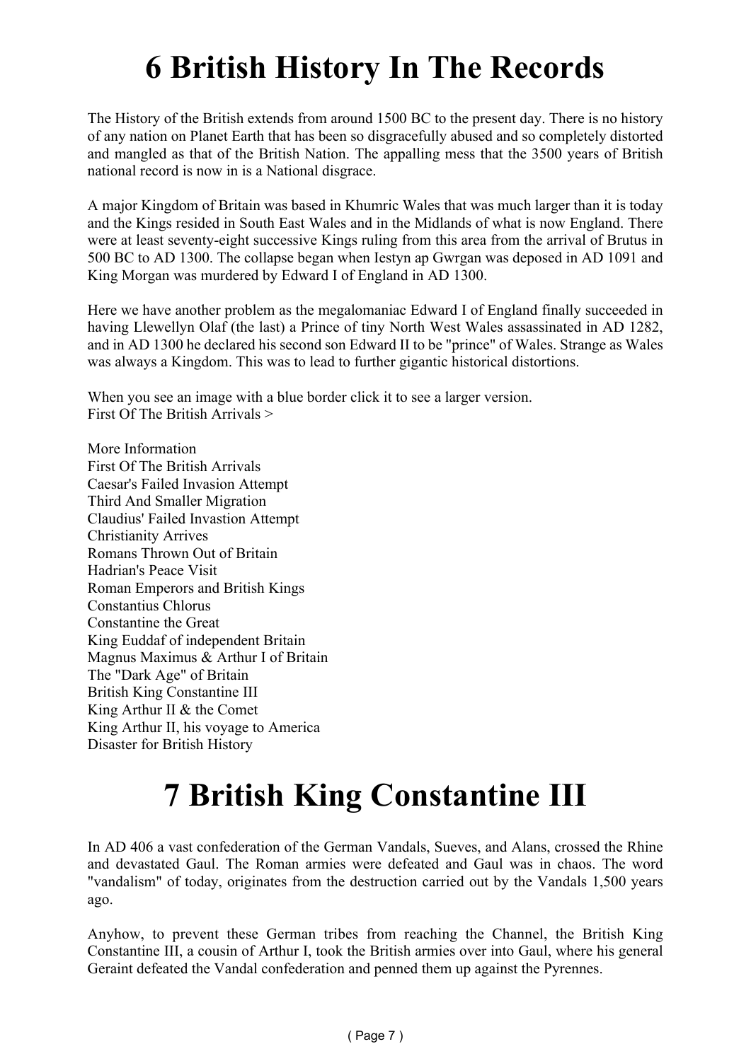# 6 British History In The Records

The History of the British extends from around 1500 BC to the present day. There is no history of any nation on Planet Earth that has been so disgracefully abused and so completely distorted and mangled as that of the British Nation. The appalling mess that the 3500 years of British national record is now in is a National disgrace.

A major Kingdom of Britain was based in Khumric Wales that was much larger than it is today and the Kings resided in South East Wales and in the Midlands of what is now England. There were at least seventy-eight successive Kings ruling from this area from the arrival of Brutus in 500 BC to AD 1300. The collapse began when Iestyn ap Gwrgan was deposed in AD 1091 and King Morgan was murdered by Edward I of England in AD 1300.

Here we have another problem as the megalomaniac Edward I of England finally succeeded in having Llewellyn Olaf (the last) a Prince of tiny North West Wales assassinated in AD 1282, and in AD 1300 he declared his second son Edward II to be "prince" of Wales. Strange as Wales was always a Kingdom. This was to lead to further gigantic historical distortions.

When you see an image with a blue border click it to see a larger version.
First Of The British Arrivals >

More Information
First Of The British Arrivals
Caesar's Failed Invasion Attempt
Third And Smaller Migration
Claudius' Failed Invastion Attempt
Christianity Arrives
Romans Thrown Out of Britain
Hadrian's Peace Visit
Roman Emperors and British Kings
Constantius Chlorus
Constantine the Great
King Euddaf of independent Britain
Magnus Maximus & Arthur I of Britain
The "Dark Age" of Britain
British King Constantine III
King Arthur II & the Comet
King Arthur II, his voyage to America
Disaster for British History

# 7 British King Constantine III

In AD 406 a vast confederation of the German Vandals, Sueves, and Alans, crossed the Rhine and devastated Gaul. The Roman armies were defeated and Gaul was in chaos. The word "vandalism" of today, originates from the destruction carried out by the Vandals 1,500 years ago.

Anyhow, to prevent these German tribes from reaching the Channel, the British King Constantine III, a cousin of Arthur I, took the British armies over into Gaul, where his general Geraint defeated the Vandal confederation and penned them up against the Pyrennes.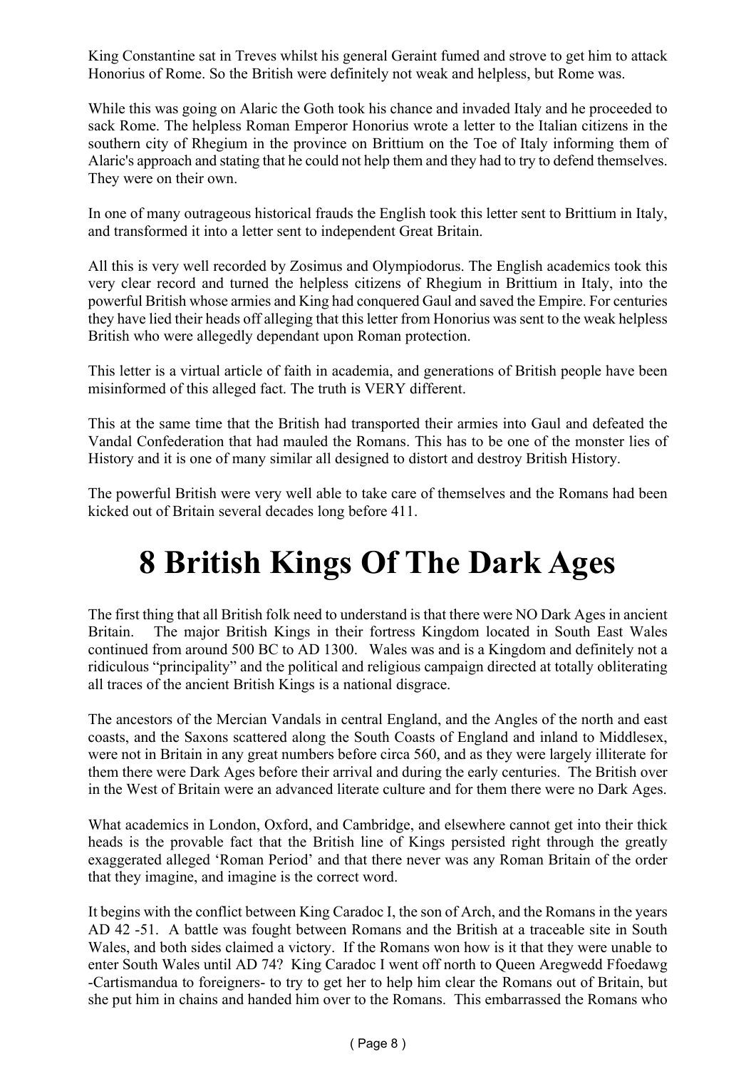King Constantine sat in Treves whilst his general Geraint fumed and strove to get him to attack Honorius of Rome. So the British were definitely not weak and helpless, but Rome was.

While this was going on Alaric the Goth took his chance and invaded Italy and he proceeded to sack Rome. The helpless Roman Emperor Honorius wrote a letter to the Italian citizens in the southern city of Rhegium in the province on Brittium on the Toe of Italy informing them of Alaric's approach and stating that he could not help them and they had to try to defend themselves. They were on their own.

In one of many outrageous historical frauds the English took this letter sent to Brittium in Italy, and transformed it into a letter sent to independent Great Britain.

All this is very well recorded by Zosimus and Olympiodorus. The English academics took this very clear record and turned the helpless citizens of Rhegium in Brittium in Italy, into the powerful British whose armies and King had conquered Gaul and saved the Empire. For centuries they have lied their heads off alleging that this letter from Honorius was sent to the weak helpless British who were allegedly dependant upon Roman protection.

This letter is a virtual article of faith in academia, and generations of British people have been misinformed of this alleged fact. The truth is VERY different.

This at the same time that the British had transported their armies into Gaul and defeated the Vandal Confederation that had mauled the Romans. This has to be one of the monster lies of History and it is one of many similar all designed to distort and destroy British History.

The powerful British were very well able to take care of themselves and the Romans had been kicked out of Britain several decades long before 411.

# 8 British Kings Of The Dark Ages

The first thing that all British folk need to understand is that there were NO Dark Ages in ancient Britain. The major British Kings in their fortress Kingdom located in South East Wales continued from around 500 BC to AD 1300. Wales was and is a Kingdom and definitely not a ridiculous "principality" and the political and religious campaign directed at totally obliterating all traces of the ancient British Kings is a national disgrace.

The ancestors of the Mercian Vandals in central England, and the Angles of the north and east coasts, and the Saxons scattered along the South Coasts of England and inland to Middlesex, were not in Britain in any great numbers before circa 560, and as they were largely illiterate for them there were Dark Ages before their arrival and during the early centuries. The British over in the West of Britain were an advanced literate culture and for them there were no Dark Ages.

What academics in London, Oxford, and Cambridge, and elsewhere cannot get into their thick heads is the provable fact that the British line of Kings persisted right through the greatly exaggerated alleged 'Roman Period' and that there never was any Roman Britain of the order that they imagine, and imagine is the correct word.

It begins with the conflict between King Caradoc I, the son of Arch, and the Romans in the years AD 42 -51. A battle was fought between Romans and the British at a traceable site in South Wales, and both sides claimed a victory. If the Romans won how is it that they were unable to enter South Wales until AD 74? King Caradoc I went off north to Queen Aregwedd Ffoedawg -Cartismandua to foreigners- to try to get her to help him clear the Romans out of Britain, but she put him in chains and handed him over to the Romans. This embarrassed the Romans who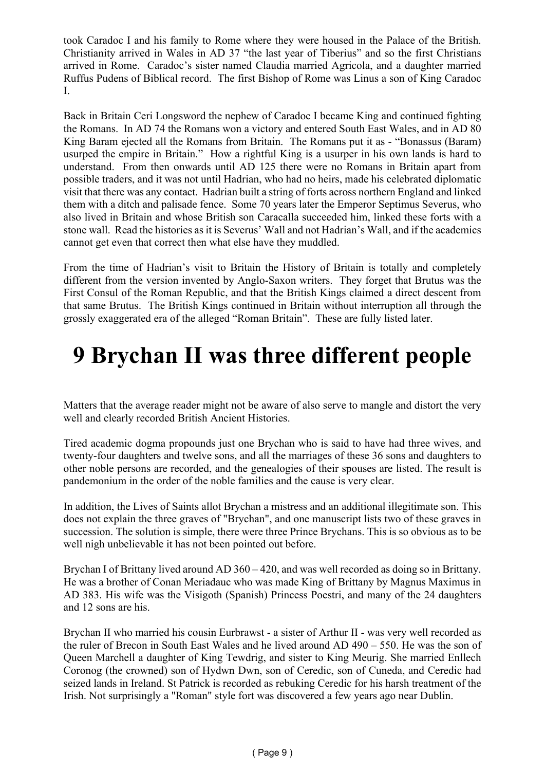took Caradoc I and his family to Rome where they were housed in the Palace of the British. Christianity arrived in Wales in AD 37 "the last year of Tiberius" and so the first Christians arrived in Rome. Caradoc's sister named Claudia married Agricola, and a daughter married Ruffus Pudens of Biblical record. The first Bishop of Rome was Linus a son of King Caradoc I.

Back in Britain Ceri Longsword the nephew of Caradoc I became King and continued fighting the Romans. In AD 74 the Romans won a victory and entered South East Wales, and in AD 80 King Baram ejected all the Romans from Britain. The Romans put it as - "Bonassus (Baram) usurped the empire in Britain." How a rightful King is a usurper in his own lands is hard to understand. From then onwards until AD 125 there were no Romans in Britain apart from possible traders, and it was not until Hadrian, who had no heirs, made his celebrated diplomatic visit that there was any contact. Hadrian built a string of forts across northern England and linked them with a ditch and palisade fence. Some 70 years later the Emperor Septimus Severus, who also lived in Britain and whose British son Caracalla succeeded him, linked these forts with a stone wall. Read the histories as it is Severus' Wall and not Hadrian's Wall, and if the academics cannot get even that correct then what else have they muddled.

From the time of Hadrian's visit to Britain the History of Britain is totally and completely different from the version invented by Anglo-Saxon writers. They forget that Brutus was the First Consul of the Roman Republic, and that the British Kings claimed a direct descent from that same Brutus. The British Kings continued in Britain without interruption all through the grossly exaggerated era of the alleged "Roman Britain". These are fully listed later.

# 9 Brychan II was three different people

Matters that the average reader might not be aware of also serve to mangle and distort the very well and clearly recorded British Ancient Histories.

Tired academic dogma propounds just one Brychan who is said to have had three wives, and twenty-four daughters and twelve sons, and all the marriages of these 36 sons and daughters to other noble persons are recorded, and the genealogies of their spouses are listed. The result is pandemonium in the order of the noble families and the cause is very clear.

In addition, the Lives of Saints allot Brychan a mistress and an additional illegitimate son. This does not explain the three graves of "Brychan", and one manuscript lists two of these graves in succession. The solution is simple, there were three Prince Brychans. This is so obvious as to be well nigh unbelievable it has not been pointed out before.

Brychan I of Brittany lived around AD 360 – 420, and was well recorded as doing so in Brittany. He was a brother of Conan Meriadauc who was made King of Brittany by Magnus Maximus in AD 383. His wife was the Visigoth (Spanish) Princess Poestri, and many of the 24 daughters and 12 sons are his.

Brychan II who married his cousin Eurbrawst - a sister of Arthur II - was very well recorded as the ruler of Brecon in South East Wales and he lived around AD 490 – 550. He was the son of Queen Marchell a daughter of King Tewdrig, and sister to King Meurig. She married Enllech Coronog (the crowned) son of Hydwn Dwn, son of Ceredic, son of Cuneda, and Ceredic had seized lands in Ireland. St Patrick is recorded as rebuking Ceredic for his harsh treatment of the Irish. Not surprisingly a "Roman" style fort was discovered a few years ago near Dublin.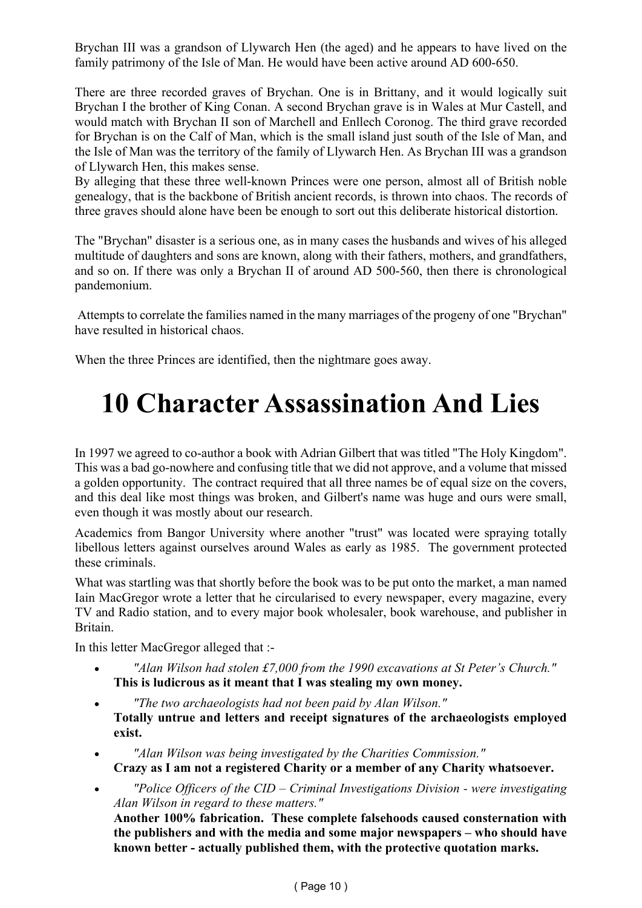Brychan III was a grandson of Llywarch Hen (the aged) and he appears to have lived on the family patrimony of the Isle of Man. He would have been active around AD 600-650.

There are three recorded graves of Brychan. One is in Brittany, and it would logically suit Brychan I the brother of King Conan. A second Brychan grave is in Wales at Mur Castell, and would match with Brychan II son of Marchell and Enllech Coronog. The third grave recorded for Brychan is on the Calf of Man, which is the small island just south of the Isle of Man, and the Isle of Man was the territory of the family of Llywarch Hen. As Brychan III was a grandson of Llywarch Hen, this makes sense.
By alleging that these three well-known Princes were one person, almost all of British noble genealogy, that is the backbone of British ancient records, is thrown into chaos. The records of three graves should alone have been be enough to sort out this deliberate historical distortion.

The "Brychan" disaster is a serious one, as in many cases the husbands and wives of his alleged multitude of daughters and sons are known, along with their fathers, mothers, and grandfathers, and so on. If there was only a Brychan II of around AD 500-560, then there is chronological pandemonium.

Attempts to correlate the families named in the many marriages of the progeny of one "Brychan" have resulted in historical chaos.

When the three Princes are identified, then the nightmare goes away.

# 10 Character Assassination And Lies

In 1997 we agreed to co-author a book with Adrian Gilbert that was titled "The Holy Kingdom". This was a bad go-nowhere and confusing title that we did not approve, and a volume that missed a golden opportunity. The contract required that all three names be of equal size on the covers, and this deal like most things was broken, and Gilbert's name was huge and ours were small, even though it was mostly about our research.

Academics from Bangor University where another "trust" was located were spraying totally libellous letters against ourselves around Wales as early as 1985. The government protected these criminals.

What was startling was that shortly before the book was to be put onto the market, a man named Iain MacGregor wrote a letter that he circularised to every newspaper, every magazine, every TV and Radio station, and to every major book wholesaler, book warehouse, and publisher in Britain.

In this letter MacGregor alleged that :-

- *"Alan Wilson had stolen £7,000 from the 1990 excavations at St Peter's Church."*
  **This is ludicrous as it meant that I was stealing my own money.**
- *"The two archaeologists had not been paid by Alan Wilson."*
  **Totally untrue and letters and receipt signatures of the archaeologists employed exist.**
- *"Alan Wilson was being investigated by the Charities Commission."*
  **Crazy as I am not a registered Charity or a member of any Charity whatsoever.**
- *"Police Officers of the CID – Criminal Investigations Division - were investigating Alan Wilson in regard to these matters."*
  **Another 100% fabrication. These complete falsehoods caused consternation with the publishers and with the media and some major newspapers – who should have known better - actually published them, with the protective quotation marks.**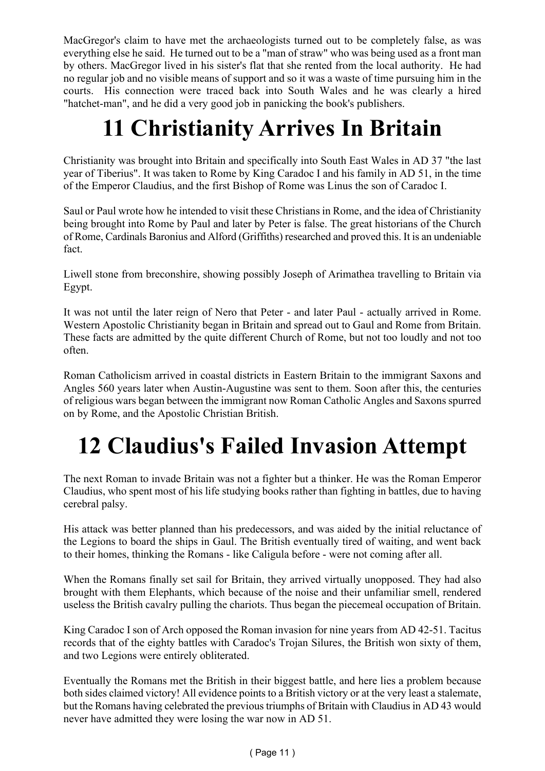MacGregor's claim to have met the archaeologists turned out to be completely false, as was everything else he said. He turned out to be a "man of straw" who was being used as a front man by others. MacGregor lived in his sister's flat that she rented from the local authority. He had no regular job and no visible means of support and so it was a waste of time pursuing him in the courts. His connection were traced back into South Wales and he was clearly a hired "hatchet-man", and he did a very good job in panicking the book's publishers.

# 11 Christianity Arrives In Britain

Christianity was brought into Britain and specifically into South East Wales in AD 37 "the last year of Tiberius". It was taken to Rome by King Caradoc I and his family in AD 51, in the time of the Emperor Claudius, and the first Bishop of Rome was Linus the son of Caradoc I.

Saul or Paul wrote how he intended to visit these Christians in Rome, and the idea of Christianity being brought into Rome by Paul and later by Peter is false. The great historians of the Church of Rome, Cardinals Baronius and Alford (Griffiths) researched and proved this. It is an undeniable fact.

Liwell stone from breconshire, showing possibly Joseph of Arimathea travelling to Britain via Egypt.

It was not until the later reign of Nero that Peter - and later Paul - actually arrived in Rome. Western Apostolic Christianity began in Britain and spread out to Gaul and Rome from Britain. These facts are admitted by the quite different Church of Rome, but not too loudly and not too often.

Roman Catholicism arrived in coastal districts in Eastern Britain to the immigrant Saxons and Angles 560 years later when Austin-Augustine was sent to them. Soon after this, the centuries of religious wars began between the immigrant now Roman Catholic Angles and Saxons spurred on by Rome, and the Apostolic Christian British.

# 12 Claudius's Failed Invasion Attempt

The next Roman to invade Britain was not a fighter but a thinker. He was the Roman Emperor Claudius, who spent most of his life studying books rather than fighting in battles, due to having cerebral palsy.

His attack was better planned than his predecessors, and was aided by the initial reluctance of the Legions to board the ships in Gaul. The British eventually tired of waiting, and went back to their homes, thinking the Romans - like Caligula before - were not coming after all.

When the Romans finally set sail for Britain, they arrived virtually unopposed. They had also brought with them Elephants, which because of the noise and their unfamiliar smell, rendered useless the British cavalry pulling the chariots. Thus began the piecemeal occupation of Britain.

King Caradoc I son of Arch opposed the Roman invasion for nine years from AD 42-51. Tacitus records that of the eighty battles with Caradoc's Trojan Silures, the British won sixty of them, and two Legions were entirely obliterated.

Eventually the Romans met the British in their biggest battle, and here lies a problem because both sides claimed victory! All evidence points to a British victory or at the very least a stalemate, but the Romans having celebrated the previous triumphs of Britain with Claudius in AD 43 would never have admitted they were losing the war now in AD 51.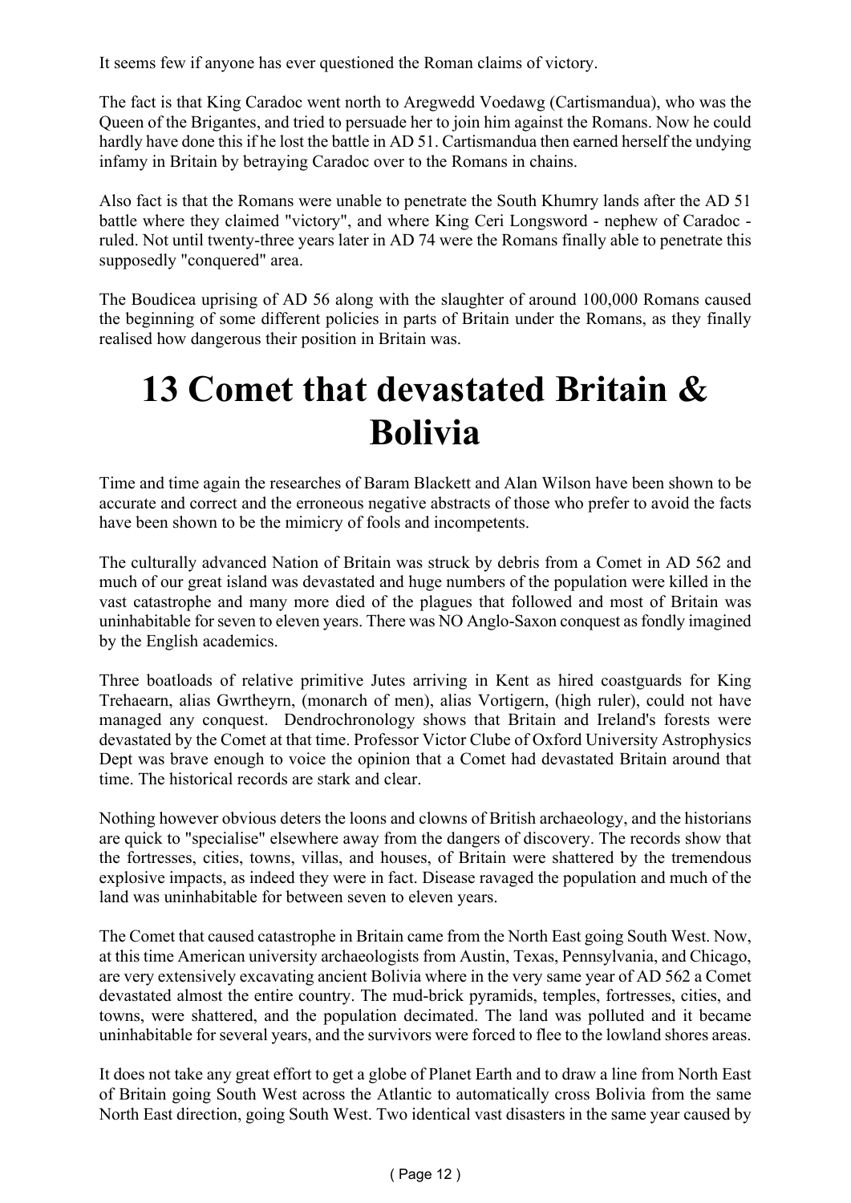It seems few if anyone has ever questioned the Roman claims of victory.

The fact is that King Caradoc went north to Aregwedd Voedawg (Cartismandua), who was the Queen of the Brigantes, and tried to persuade her to join him against the Romans. Now he could hardly have done this if he lost the battle in AD 51. Cartismandua then earned herself the undying infamy in Britain by betraying Caradoc over to the Romans in chains.

Also fact is that the Romans were unable to penetrate the South Khumry lands after the AD 51 battle where they claimed "victory", and where King Ceri Longsword - nephew of Caradoc - ruled. Not until twenty-three years later in AD 74 were the Romans finally able to penetrate this supposedly "conquered" area.

The Boudicea uprising of AD 56 along with the slaughter of around 100,000 Romans caused the beginning of some different policies in parts of Britain under the Romans, as they finally realised how dangerous their position in Britain was.

# 13 Comet that devastated Britain & Bolivia

Time and time again the researches of Baram Blackett and Alan Wilson have been shown to be accurate and correct and the erroneous negative abstracts of those who prefer to avoid the facts have been shown to be the mimicry of fools and incompetents.

The culturally advanced Nation of Britain was struck by debris from a Comet in AD 562 and much of our great island was devastated and huge numbers of the population were killed in the vast catastrophe and many more died of the plagues that followed and most of Britain was uninhabitable for seven to eleven years. There was NO Anglo-Saxon conquest as fondly imagined by the English academics.

Three boatloads of relative primitive Jutes arriving in Kent as hired coastguards for King Trehaearn, alias Gwrtheyrn, (monarch of men), alias Vortigern, (high ruler), could not have managed any conquest. Dendrochronology shows that Britain and Ireland's forests were devastated by the Comet at that time. Professor Victor Clube of Oxford University Astrophysics Dept was brave enough to voice the opinion that a Comet had devastated Britain around that time. The historical records are stark and clear.

Nothing however obvious deters the loons and clowns of British archaeology, and the historians are quick to "specialise" elsewhere away from the dangers of discovery. The records show that the fortresses, cities, towns, villas, and houses, of Britain were shattered by the tremendous explosive impacts, as indeed they were in fact. Disease ravaged the population and much of the land was uninhabitable for between seven to eleven years.

The Comet that caused catastrophe in Britain came from the North East going South West. Now, at this time American university archaeologists from Austin, Texas, Pennsylvania, and Chicago, are very extensively excavating ancient Bolivia where in the very same year of AD 562 a Comet devastated almost the entire country. The mud-brick pyramids, temples, fortresses, cities, and towns, were shattered, and the population decimated. The land was polluted and it became uninhabitable for several years, and the survivors were forced to flee to the lowland shores areas.

It does not take any great effort to get a globe of Planet Earth and to draw a line from North East of Britain going South West across the Atlantic to automatically cross Bolivia from the same North East direction, going South West. Two identical vast disasters in the same year caused by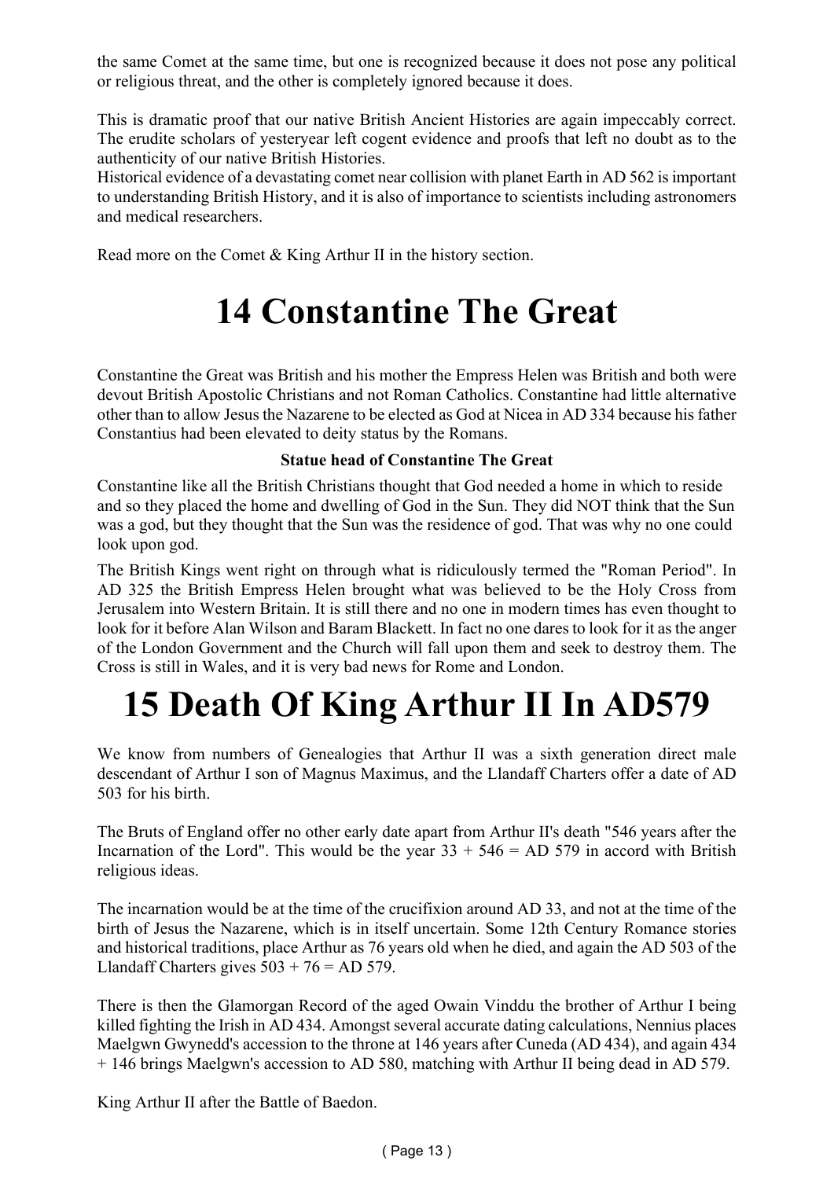the same Comet at the same time, but one is recognized because it does not pose any political or religious threat, and the other is completely ignored because it does.

This is dramatic proof that our native British Ancient Histories are again impeccably correct. The erudite scholars of yesteryear left cogent evidence and proofs that left no doubt as to the authenticity of our native British Histories.

Historical evidence of a devastating comet near collision with planet Earth in AD 562 is important to understanding British History, and it is also of importance to scientists including astronomers and medical researchers.

Read more on the Comet & King Arthur II in the history section.

# 14 Constantine The Great

Constantine the Great was British and his mother the Empress Helen was British and both were devout British Apostolic Christians and not Roman Catholics. Constantine had little alternative other than to allow Jesus the Nazarene to be elected as God at Nicea in AD 334 because his father Constantius had been elevated to deity status by the Romans.

**Statue head of Constantine The Great**

Constantine like all the British Christians thought that God needed a home in which to reside and so they placed the home and dwelling of God in the Sun. They did NOT think that the Sun was a god, but they thought that the Sun was the residence of god. That was why no one could look upon god.

The British Kings went right on through what is ridiculously termed the "Roman Period". In AD 325 the British Empress Helen brought what was believed to be the Holy Cross from Jerusalem into Western Britain. It is still there and no one in modern times has even thought to look for it before Alan Wilson and Baram Blackett. In fact no one dares to look for it as the anger of the London Government and the Church will fall upon them and seek to destroy them. The Cross is still in Wales, and it is very bad news for Rome and London.

# 15 Death Of King Arthur II In AD579

We know from numbers of Genealogies that Arthur II was a sixth generation direct male descendant of Arthur I son of Magnus Maximus, and the Llandaff Charters offer a date of AD 503 for his birth.

The Bruts of England offer no other early date apart from Arthur II's death "546 years after the Incarnation of the Lord". This would be the year 33 + 546 = AD 579 in accord with British religious ideas.

The incarnation would be at the time of the crucifixion around AD 33, and not at the time of the birth of Jesus the Nazarene, which is in itself uncertain. Some 12th Century Romance stories and historical traditions, place Arthur as 76 years old when he died, and again the AD 503 of the Llandaff Charters gives 503 + 76 = AD 579.

There is then the Glamorgan Record of the aged Owain Vinddu the brother of Arthur I being killed fighting the Irish in AD 434. Amongst several accurate dating calculations, Nennius places Maelgwn Gwynedd's accession to the throne at 146 years after Cuneda (AD 434), and again 434 + 146 brings Maelgwn's accession to AD 580, matching with Arthur II being dead in AD 579.

King Arthur II after the Battle of Baedon.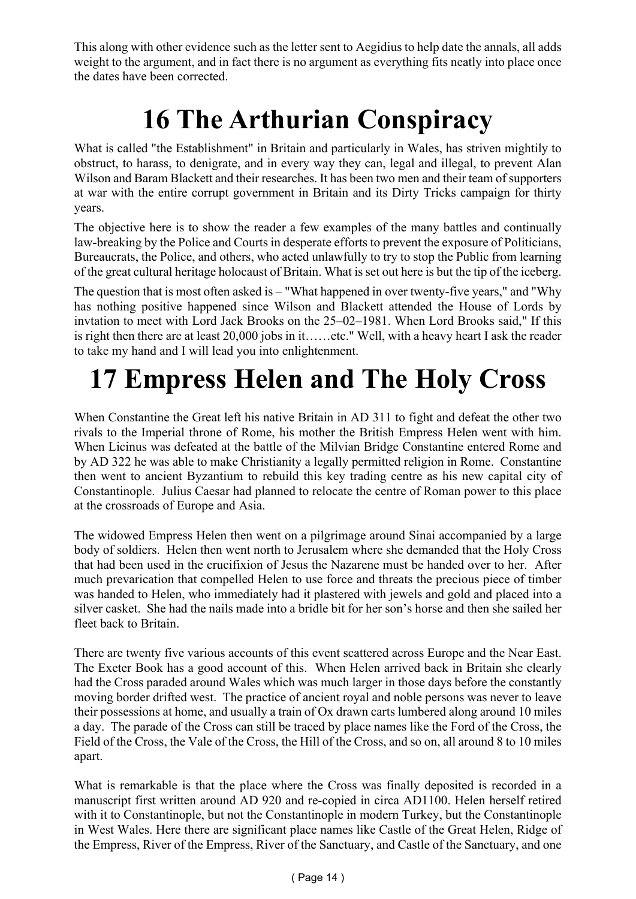This along with other evidence such as the letter sent to Aegidius to help date the annals, all adds weight to the argument, and in fact there is no argument as everything fits neatly into place once the dates have been corrected.

# 16 The Arthurian Conspiracy

What is called "the Establishment" in Britain and particularly in Wales, has striven mightily to obstruct, to harass, to denigrate, and in every way they can, legal and illegal, to prevent Alan Wilson and Baram Blackett and their researches. It has been two men and their team of supporters at war with the entire corrupt government in Britain and its Dirty Tricks campaign for thirty years.

The objective here is to show the reader a few examples of the many battles and continually law-breaking by the Police and Courts in desperate efforts to prevent the exposure of Politicians, Bureaucrats, the Police, and others, who acted unlawfully to try to stop the Public from learning of the great cultural heritage holocaust of Britain. What is set out here is but the tip of the iceberg.

The question that is most often asked is – "What happened in over twenty-five years," and "Why has nothing positive happened since Wilson and Blackett attended the House of Lords by invtation to meet with Lord Jack Brooks on the 25–02–1981. When Lord Brooks said," If this is right then there are at least 20,000 jobs in it……etc." Well, with a heavy heart I ask the reader to take my hand and I will lead you into enlightenment.

# 17 Empress Helen and The Holy Cross

When Constantine the Great left his native Britain in AD 311 to fight and defeat the other two rivals to the Imperial throne of Rome, his mother the British Empress Helen went with him. When Licinus was defeated at the battle of the Milvian Bridge Constantine entered Rome and by AD 322 he was able to make Christianity a legally permitted religion in Rome. Constantine then went to ancient Byzantium to rebuild this key trading centre as his new capital city of Constantinople. Julius Caesar had planned to relocate the centre of Roman power to this place at the crossroads of Europe and Asia.

The widowed Empress Helen then went on a pilgrimage around Sinai accompanied by a large body of soldiers. Helen then went north to Jerusalem where she demanded that the Holy Cross that had been used in the crucifixion of Jesus the Nazarene must be handed over to her. After much prevarication that compelled Helen to use force and threats the precious piece of timber was handed to Helen, who immediately had it plastered with jewels and gold and placed into a silver casket. She had the nails made into a bridle bit for her son's horse and then she sailed her fleet back to Britain.

There are twenty five various accounts of this event scattered across Europe and the Near East. The Exeter Book has a good account of this. When Helen arrived back in Britain she clearly had the Cross paraded around Wales which was much larger in those days before the constantly moving border drifted west. The practice of ancient royal and noble persons was never to leave their possessions at home, and usually a train of Ox drawn carts lumbered along around 10 miles a day. The parade of the Cross can still be traced by place names like the Ford of the Cross, the Field of the Cross, the Vale of the Cross, the Hill of the Cross, and so on, all around 8 to 10 miles apart.

What is remarkable is that the place where the Cross was finally deposited is recorded in a manuscript first written around AD 920 and re-copied in circa AD1100. Helen herself retired with it to Constantinople, but not the Constantinople in modern Turkey, but the Constantinople in West Wales. Here there are significant place names like Castle of the Great Helen, Ridge of the Empress, River of the Empress, River of the Sanctuary, and Castle of the Sanctuary, and one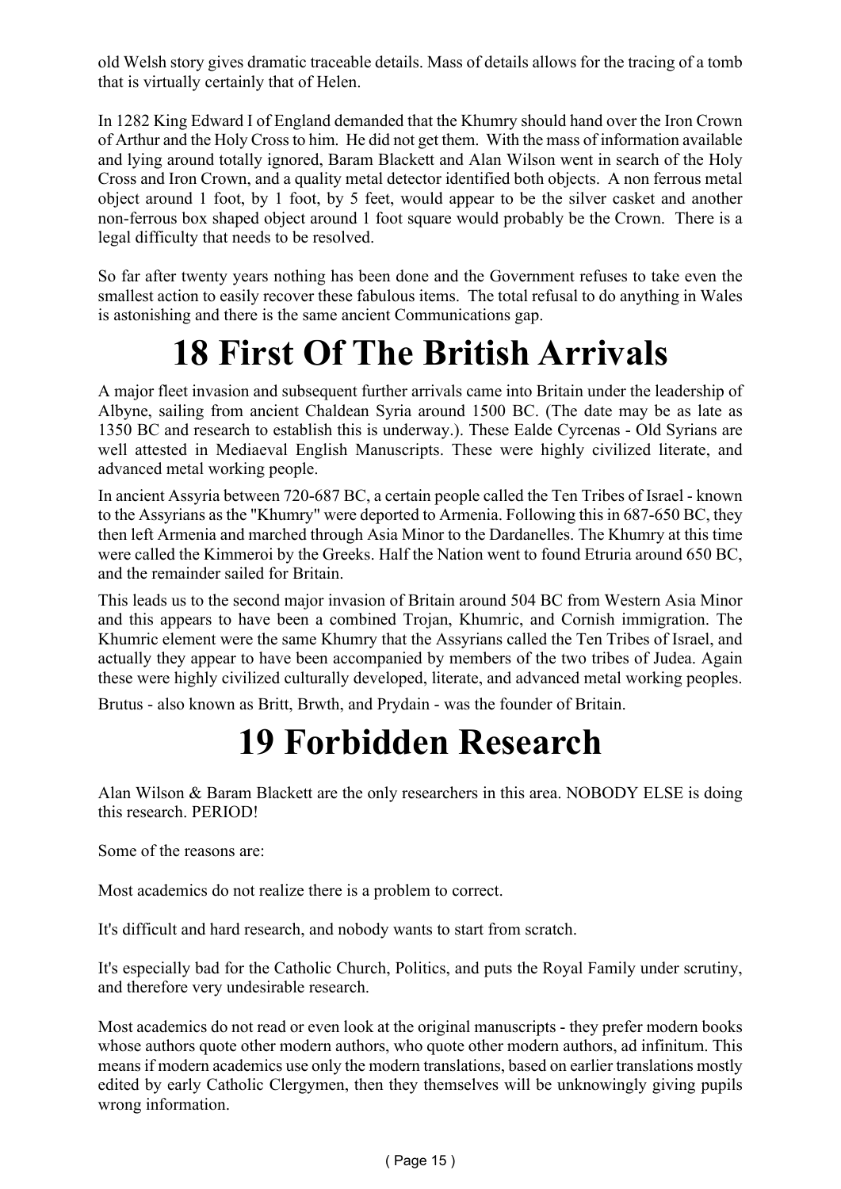old Welsh story gives dramatic traceable details. Mass of details allows for the tracing of a tomb that is virtually certainly that of Helen.

In 1282 King Edward I of England demanded that the Khumry should hand over the Iron Crown of Arthur and the Holy Cross to him. He did not get them. With the mass of information available and lying around totally ignored, Baram Blackett and Alan Wilson went in search of the Holy Cross and Iron Crown, and a quality metal detector identified both objects. A non ferrous metal object around 1 foot, by 1 foot, by 5 feet, would appear to be the silver casket and another non-ferrous box shaped object around 1 foot square would probably be the Crown. There is a legal difficulty that needs to be resolved.

So far after twenty years nothing has been done and the Government refuses to take even the smallest action to easily recover these fabulous items. The total refusal to do anything in Wales is astonishing and there is the same ancient Communications gap.

# 18 First Of The British Arrivals

A major fleet invasion and subsequent further arrivals came into Britain under the leadership of Albyne, sailing from ancient Chaldean Syria around 1500 BC. (The date may be as late as 1350 BC and research to establish this is underway.). These Ealde Cyrcenas - Old Syrians are well attested in Mediaeval English Manuscripts. These were highly civilized literate, and advanced metal working people.

In ancient Assyria between 720-687 BC, a certain people called the Ten Tribes of Israel - known to the Assyrians as the "Khumry" were deported to Armenia. Following this in 687-650 BC, they then left Armenia and marched through Asia Minor to the Dardanelles. The Khumry at this time were called the Kimmeroi by the Greeks. Half the Nation went to found Etruria around 650 BC, and the remainder sailed for Britain.

This leads us to the second major invasion of Britain around 504 BC from Western Asia Minor and this appears to have been a combined Trojan, Khumric, and Cornish immigration. The Khumric element were the same Khumry that the Assyrians called the Ten Tribes of Israel, and actually they appear to have been accompanied by members of the two tribes of Judea. Again these were highly civilized culturally developed, literate, and advanced metal working peoples.

Brutus - also known as Britt, Brwth, and Prydain - was the founder of Britain.

# 19 Forbidden Research

Alan Wilson & Baram Blackett are the only researchers in this area. NOBODY ELSE is doing this research. PERIOD!

Some of the reasons are:

Most academics do not realize there is a problem to correct.

It's difficult and hard research, and nobody wants to start from scratch.

It's especially bad for the Catholic Church, Politics, and puts the Royal Family under scrutiny, and therefore very undesirable research.

Most academics do not read or even look at the original manuscripts - they prefer modern books whose authors quote other modern authors, who quote other modern authors, ad infinitum. This means if modern academics use only the modern translations, based on earlier translations mostly edited by early Catholic Clergymen, then they themselves will be unknowingly giving pupils wrong information.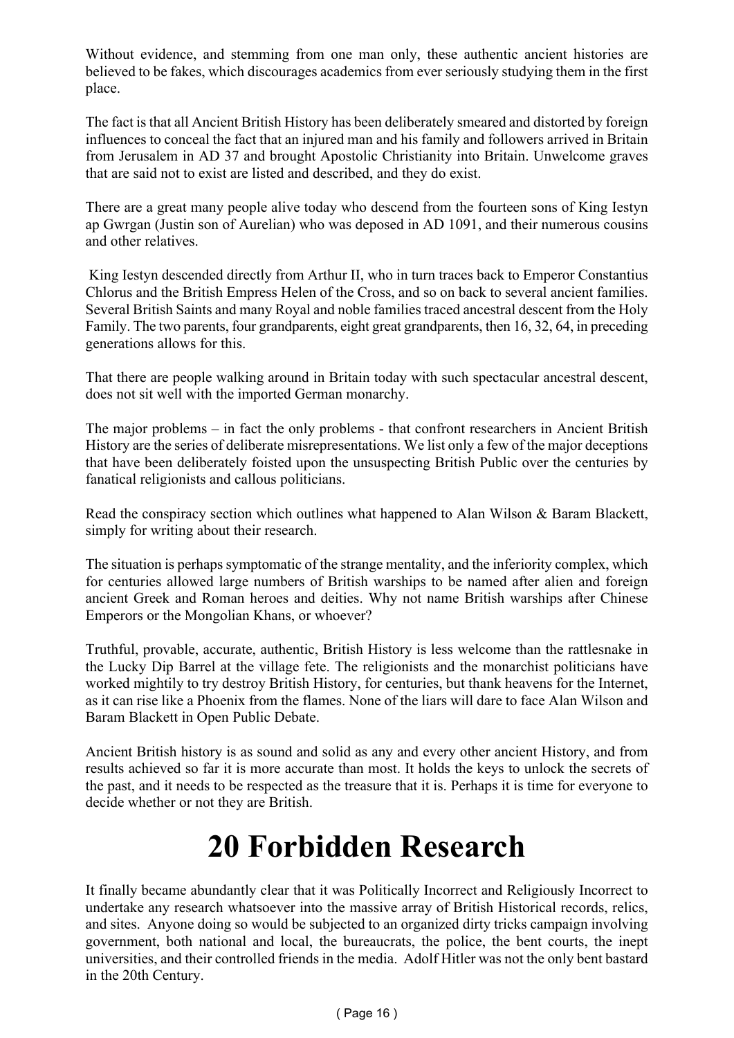Without evidence, and stemming from one man only, these authentic ancient histories are believed to be fakes, which discourages academics from ever seriously studying them in the first place.

The fact is that all Ancient British History has been deliberately smeared and distorted by foreign influences to conceal the fact that an injured man and his family and followers arrived in Britain from Jerusalem in AD 37 and brought Apostolic Christianity into Britain. Unwelcome graves that are said not to exist are listed and described, and they do exist.

There are a great many people alive today who descend from the fourteen sons of King Iestyn ap Gwrgan (Justin son of Aurelian) who was deposed in AD 1091, and their numerous cousins and other relatives.

King Iestyn descended directly from Arthur II, who in turn traces back to Emperor Constantius Chlorus and the British Empress Helen of the Cross, and so on back to several ancient families. Several British Saints and many Royal and noble families traced ancestral descent from the Holy Family. The two parents, four grandparents, eight great grandparents, then 16, 32, 64, in preceding generations allows for this.

That there are people walking around in Britain today with such spectacular ancestral descent, does not sit well with the imported German monarchy.

The major problems – in fact the only problems - that confront researchers in Ancient British History are the series of deliberate misrepresentations. We list only a few of the major deceptions that have been deliberately foisted upon the unsuspecting British Public over the centuries by fanatical religionists and callous politicians.

Read the conspiracy section which outlines what happened to Alan Wilson & Baram Blackett, simply for writing about their research.

The situation is perhaps symptomatic of the strange mentality, and the inferiority complex, which for centuries allowed large numbers of British warships to be named after alien and foreign ancient Greek and Roman heroes and deities. Why not name British warships after Chinese Emperors or the Mongolian Khans, or whoever?

Truthful, provable, accurate, authentic, British History is less welcome than the rattlesnake in the Lucky Dip Barrel at the village fete. The religionists and the monarchist politicians have worked mightily to try destroy British History, for centuries, but thank heavens for the Internet, as it can rise like a Phoenix from the flames. None of the liars will dare to face Alan Wilson and Baram Blackett in Open Public Debate.

Ancient British history is as sound and solid as any and every other ancient History, and from results achieved so far it is more accurate than most. It holds the keys to unlock the secrets of the past, and it needs to be respected as the treasure that it is. Perhaps it is time for everyone to decide whether or not they are British.

# 20 Forbidden Research

It finally became abundantly clear that it was Politically Incorrect and Religiously Incorrect to undertake any research whatsoever into the massive array of British Historical records, relics, and sites. Anyone doing so would be subjected to an organized dirty tricks campaign involving government, both national and local, the bureaucrats, the police, the bent courts, the inept universities, and their controlled friends in the media. Adolf Hitler was not the only bent bastard in the 20th Century.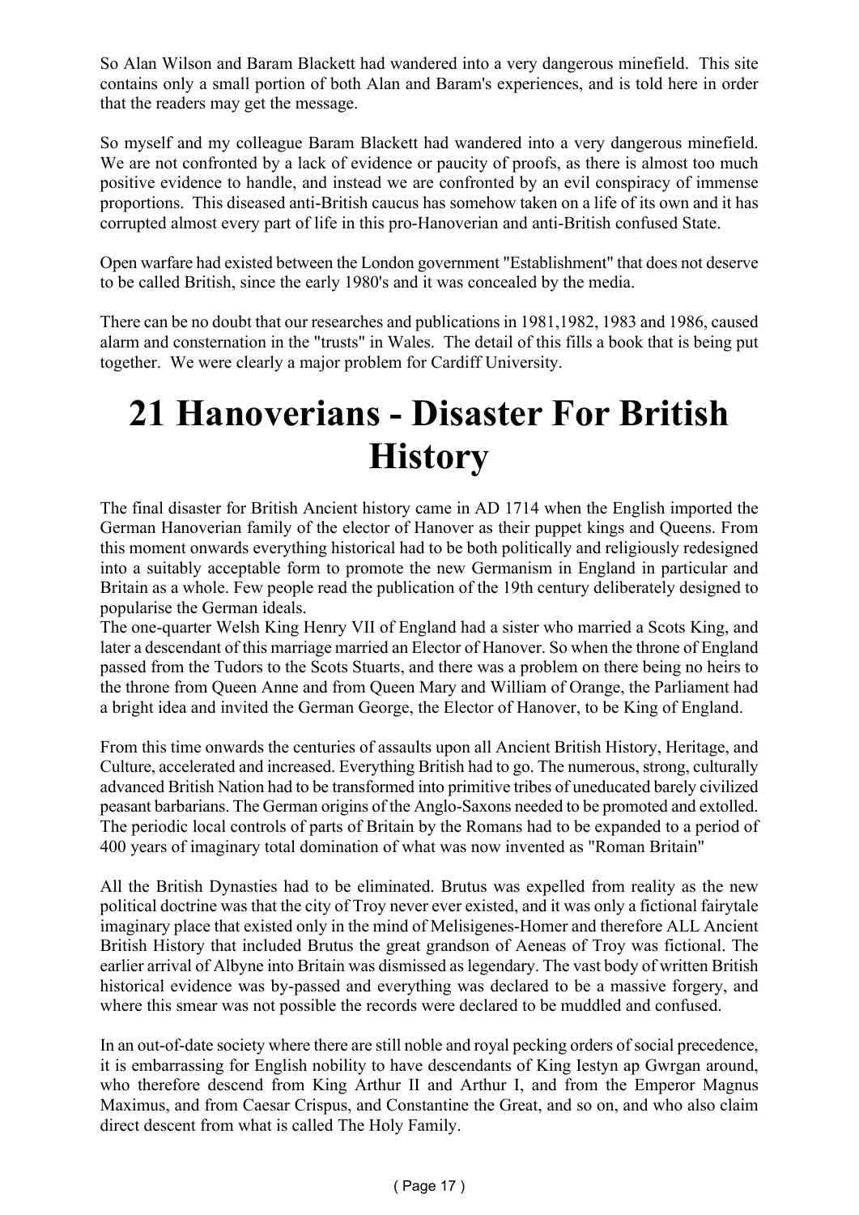So Alan Wilson and Baram Blackett had wandered into a very dangerous minefield. This site contains only a small portion of both Alan and Baram's experiences, and is told here in order that the readers may get the message.

So myself and my colleague Baram Blackett had wandered into a very dangerous minefield. We are not confronted by a lack of evidence or paucity of proofs, as there is almost too much positive evidence to handle, and instead we are confronted by an evil conspiracy of immense proportions. This diseased anti-British caucus has somehow taken on a life of its own and it has corrupted almost every part of life in this pro-Hanoverian and anti-British confused State.

Open warfare had existed between the London government "Establishment" that does not deserve to be called British, since the early 1980's and it was concealed by the media.

There can be no doubt that our researches and publications in 1981,1982, 1983 and 1986, caused alarm and consternation in the "trusts" in Wales. The detail of this fills a book that is being put together. We were clearly a major problem for Cardiff University.

# 21 Hanoverians - Disaster For British History

The final disaster for British Ancient history came in AD 1714 when the English imported the German Hanoverian family of the elector of Hanover as their puppet kings and Queens. From this moment onwards everything historical had to be both politically and religiously redesigned into a suitably acceptable form to promote the new Germanism in England in particular and Britain as a whole. Few people read the publication of the 19th century deliberately designed to popularise the German ideals.
The one-quarter Welsh King Henry VII of England had a sister who married a Scots King, and later a descendant of this marriage married an Elector of Hanover. So when the throne of England passed from the Tudors to the Scots Stuarts, and there was a problem on there being no heirs to the throne from Queen Anne and from Queen Mary and William of Orange, the Parliament had a bright idea and invited the German George, the Elector of Hanover, to be King of England.

From this time onwards the centuries of assaults upon all Ancient British History, Heritage, and Culture, accelerated and increased. Everything British had to go. The numerous, strong, culturally advanced British Nation had to be transformed into primitive tribes of uneducated barely civilized peasant barbarians. The German origins of the Anglo-Saxons needed to be promoted and extolled. The periodic local controls of parts of Britain by the Romans had to be expanded to a period of 400 years of imaginary total domination of what was now invented as "Roman Britain"

All the British Dynasties had to be eliminated. Brutus was expelled from reality as the new political doctrine was that the city of Troy never ever existed, and it was only a fictional fairytale imaginary place that existed only in the mind of Melisigenes-Homer and therefore ALL Ancient British History that included Brutus the great grandson of Aeneas of Troy was fictional. The earlier arrival of Albyne into Britain was dismissed as legendary. The vast body of written British historical evidence was by-passed and everything was declared to be a massive forgery, and where this smear was not possible the records were declared to be muddled and confused.

In an out-of-date society where there are still noble and royal pecking orders of social precedence, it is embarrassing for English nobility to have descendants of King Iestyn ap Gwrgan around, who therefore descend from King Arthur II and Arthur I, and from the Emperor Magnus Maximus, and from Caesar Crispus, and Constantine the Great, and so on, and who also claim direct descent from what is called The Holy Family.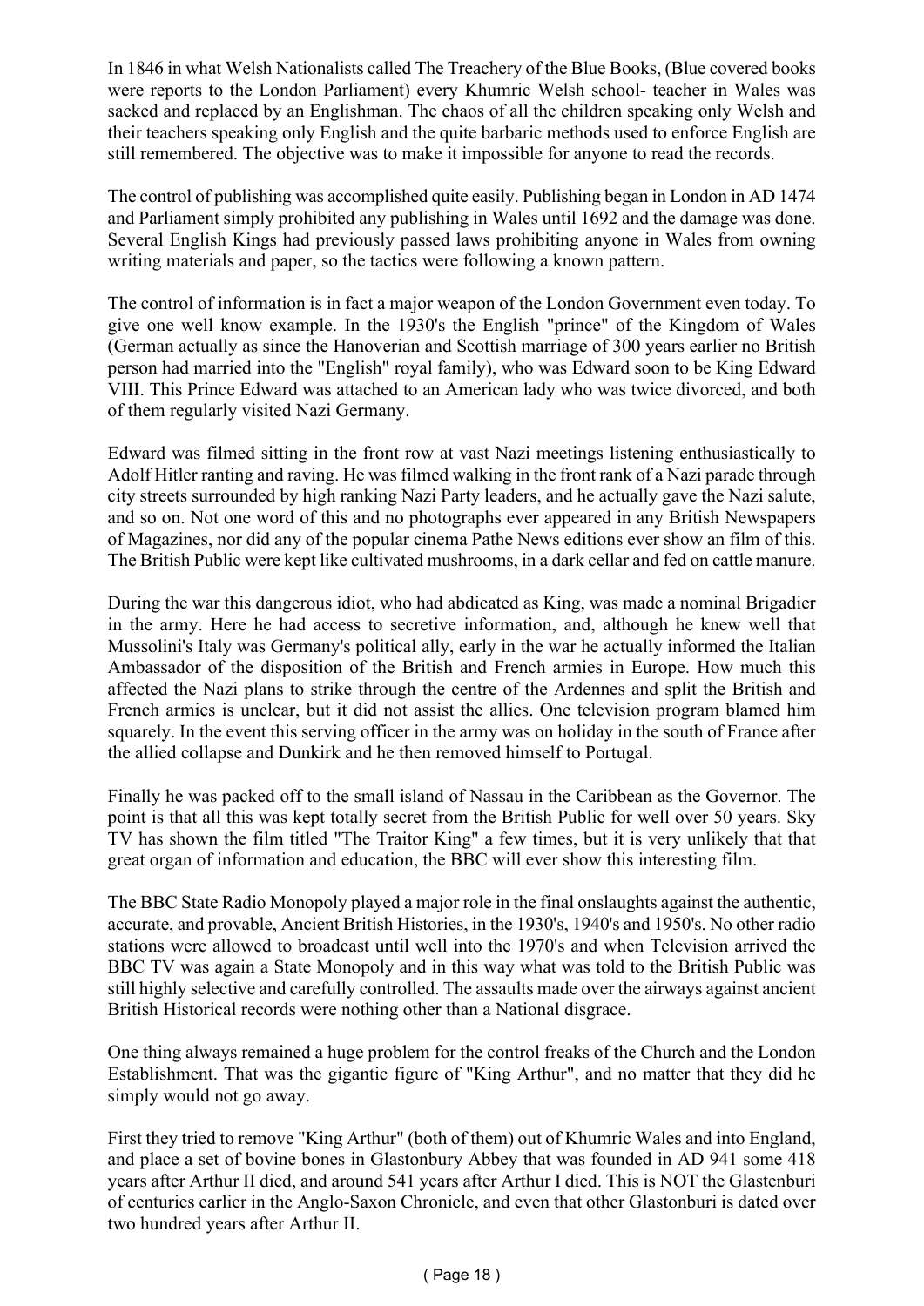In 1846 in what Welsh Nationalists called The Treachery of the Blue Books, (Blue covered books were reports to the London Parliament) every Khumric Welsh school- teacher in Wales was sacked and replaced by an Englishman. The chaos of all the children speaking only Welsh and their teachers speaking only English and the quite barbaric methods used to enforce English are still remembered. The objective was to make it impossible for anyone to read the records.

The control of publishing was accomplished quite easily. Publishing began in London in AD 1474 and Parliament simply prohibited any publishing in Wales until 1692 and the damage was done. Several English Kings had previously passed laws prohibiting anyone in Wales from owning writing materials and paper, so the tactics were following a known pattern.

The control of information is in fact a major weapon of the London Government even today. To give one well know example. In the 1930's the English "prince" of the Kingdom of Wales (German actually as since the Hanoverian and Scottish marriage of 300 years earlier no British person had married into the "English" royal family), who was Edward soon to be King Edward VIII. This Prince Edward was attached to an American lady who was twice divorced, and both of them regularly visited Nazi Germany.

Edward was filmed sitting in the front row at vast Nazi meetings listening enthusiastically to Adolf Hitler ranting and raving. He was filmed walking in the front rank of a Nazi parade through city streets surrounded by high ranking Nazi Party leaders, and he actually gave the Nazi salute, and so on. Not one word of this and no photographs ever appeared in any British Newspapers of Magazines, nor did any of the popular cinema Pathe News editions ever show an film of this. The British Public were kept like cultivated mushrooms, in a dark cellar and fed on cattle manure.

During the war this dangerous idiot, who had abdicated as King, was made a nominal Brigadier in the army. Here he had access to secretive information, and, although he knew well that Mussolini's Italy was Germany's political ally, early in the war he actually informed the Italian Ambassador of the disposition of the British and French armies in Europe. How much this affected the Nazi plans to strike through the centre of the Ardennes and split the British and French armies is unclear, but it did not assist the allies. One television program blamed him squarely. In the event this serving officer in the army was on holiday in the south of France after the allied collapse and Dunkirk and he then removed himself to Portugal.

Finally he was packed off to the small island of Nassau in the Caribbean as the Governor. The point is that all this was kept totally secret from the British Public for well over 50 years. Sky TV has shown the film titled "The Traitor King" a few times, but it is very unlikely that that great organ of information and education, the BBC will ever show this interesting film.

The BBC State Radio Monopoly played a major role in the final onslaughts against the authentic, accurate, and provable, Ancient British Histories, in the 1930's, 1940's and 1950's. No other radio stations were allowed to broadcast until well into the 1970's and when Television arrived the BBC TV was again a State Monopoly and in this way what was told to the British Public was still highly selective and carefully controlled. The assaults made over the airways against ancient British Historical records were nothing other than a National disgrace.

One thing always remained a huge problem for the control freaks of the Church and the London Establishment. That was the gigantic figure of "King Arthur", and no matter that they did he simply would not go away.

First they tried to remove "King Arthur" (both of them) out of Khumric Wales and into England, and place a set of bovine bones in Glastonbury Abbey that was founded in AD 941 some 418 years after Arthur II died, and around 541 years after Arthur I died. This is NOT the Glastenburi of centuries earlier in the Anglo-Saxon Chronicle, and even that other Glastonburi is dated over two hundred years after Arthur II.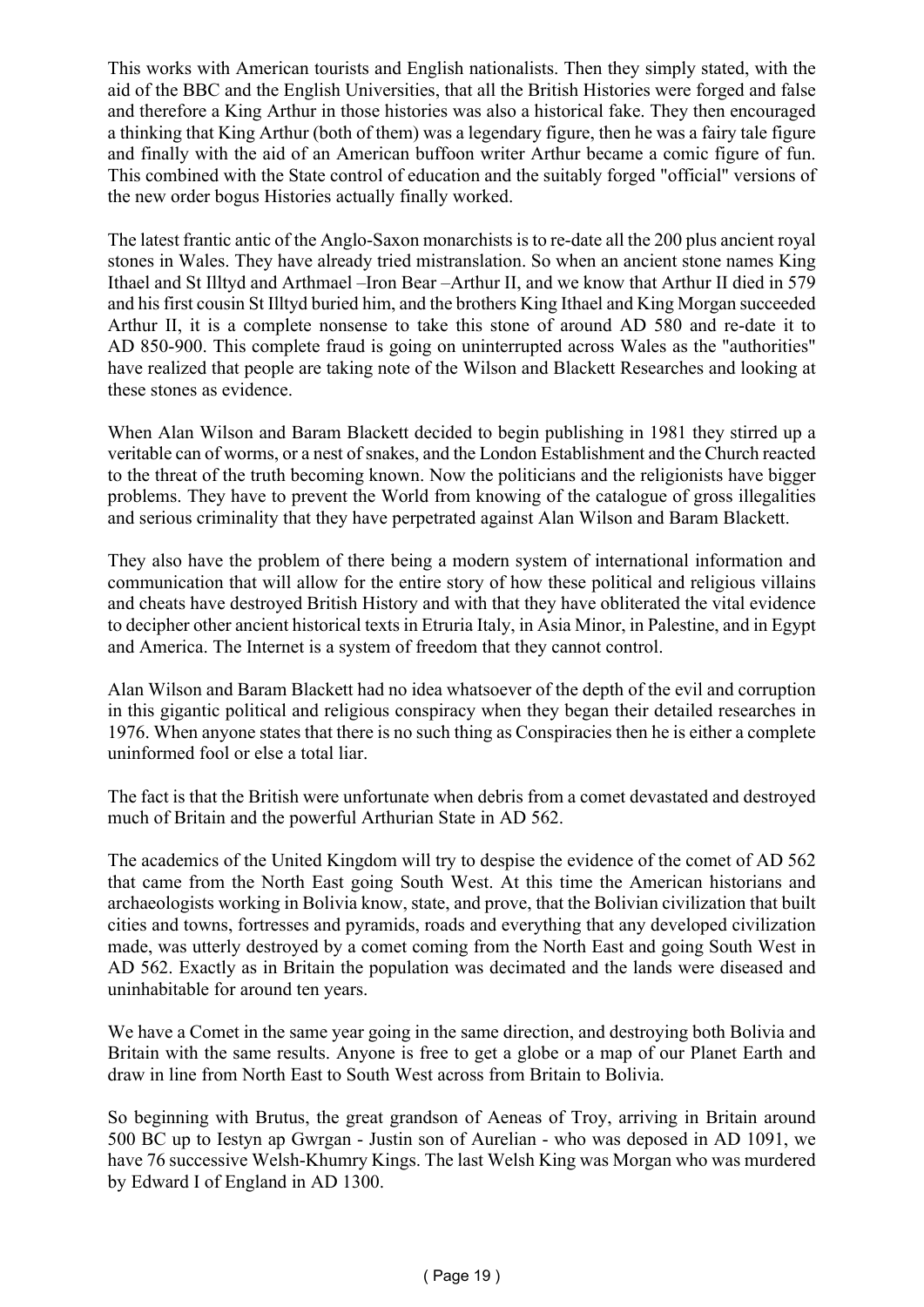This works with American tourists and English nationalists. Then they simply stated, with the aid of the BBC and the English Universities, that all the British Histories were forged and false and therefore a King Arthur in those histories was also a historical fake. They then encouraged a thinking that King Arthur (both of them) was a legendary figure, then he was a fairy tale figure and finally with the aid of an American buffoon writer Arthur became a comic figure of fun. This combined with the State control of education and the suitably forged "official" versions of the new order bogus Histories actually finally worked.

The latest frantic antic of the Anglo-Saxon monarchists is to re-date all the 200 plus ancient royal stones in Wales. They have already tried mistranslation. So when an ancient stone names King Ithael and St Illtyd and Arthmael –Iron Bear –Arthur II, and we know that Arthur II died in 579 and his first cousin St Illtyd buried him, and the brothers King Ithael and King Morgan succeeded Arthur II, it is a complete nonsense to take this stone of around AD 580 and re-date it to AD 850-900. This complete fraud is going on uninterrupted across Wales as the "authorities" have realized that people are taking note of the Wilson and Blackett Researches and looking at these stones as evidence.

When Alan Wilson and Baram Blackett decided to begin publishing in 1981 they stirred up a veritable can of worms, or a nest of snakes, and the London Establishment and the Church reacted to the threat of the truth becoming known. Now the politicians and the religionists have bigger problems. They have to prevent the World from knowing of the catalogue of gross illegalities and serious criminality that they have perpetrated against Alan Wilson and Baram Blackett.

They also have the problem of there being a modern system of international information and communication that will allow for the entire story of how these political and religious villains and cheats have destroyed British History and with that they have obliterated the vital evidence to decipher other ancient historical texts in Etruria Italy, in Asia Minor, in Palestine, and in Egypt and America. The Internet is a system of freedom that they cannot control.

Alan Wilson and Baram Blackett had no idea whatsoever of the depth of the evil and corruption in this gigantic political and religious conspiracy when they began their detailed researches in 1976. When anyone states that there is no such thing as Conspiracies then he is either a complete uninformed fool or else a total liar.

The fact is that the British were unfortunate when debris from a comet devastated and destroyed much of Britain and the powerful Arthurian State in AD 562.

The academics of the United Kingdom will try to despise the evidence of the comet of AD 562 that came from the North East going South West. At this time the American historians and archaeologists working in Bolivia know, state, and prove, that the Bolivian civilization that built cities and towns, fortresses and pyramids, roads and everything that any developed civilization made, was utterly destroyed by a comet coming from the North East and going South West in AD 562. Exactly as in Britain the population was decimated and the lands were diseased and uninhabitable for around ten years.

We have a Comet in the same year going in the same direction, and destroying both Bolivia and Britain with the same results. Anyone is free to get a globe or a map of our Planet Earth and draw in line from North East to South West across from Britain to Bolivia.

So beginning with Brutus, the great grandson of Aeneas of Troy, arriving in Britain around 500 BC up to Iestyn ap Gwrgan - Justin son of Aurelian - who was deposed in AD 1091, we have 76 successive Welsh-Khumry Kings. The last Welsh King was Morgan who was murdered by Edward I of England in AD 1300.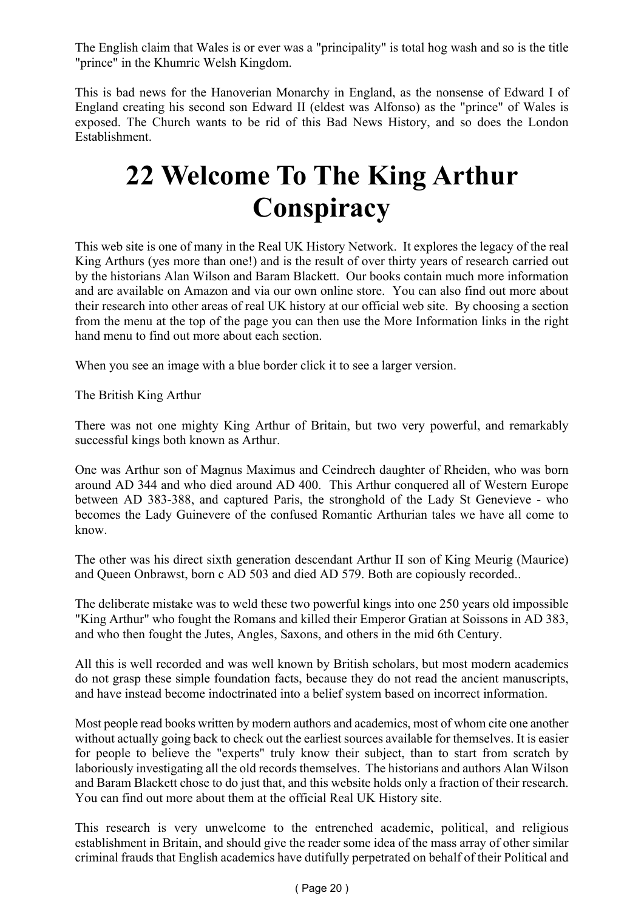The English claim that Wales is or ever was a "principality" is total hog wash and so is the title "prince" in the Khumric Welsh Kingdom.

This is bad news for the Hanoverian Monarchy in England, as the nonsense of Edward I of England creating his second son Edward II (eldest was Alfonso) as the "prince" of Wales is exposed. The Church wants to be rid of this Bad News History, and so does the London Establishment.

# 22 Welcome To The King Arthur Conspiracy

This web site is one of many in the Real UK History Network. It explores the legacy of the real King Arthurs (yes more than one!) and is the result of over thirty years of research carried out by the historians Alan Wilson and Baram Blackett. Our books contain much more information and are available on Amazon and via our own online store. You can also find out more about their research into other areas of real UK history at our official web site. By choosing a section from the menu at the top of the page you can then use the More Information links in the right hand menu to find out more about each section.

When you see an image with a blue border click it to see a larger version.

The British King Arthur

There was not one mighty King Arthur of Britain, but two very powerful, and remarkably successful kings both known as Arthur.

One was Arthur son of Magnus Maximus and Ceindrech daughter of Rheiden, who was born around AD 344 and who died around AD 400. This Arthur conquered all of Western Europe between AD 383-388, and captured Paris, the stronghold of the Lady St Genevieve - who becomes the Lady Guinevere of the confused Romantic Arthurian tales we have all come to know.

The other was his direct sixth generation descendant Arthur II son of King Meurig (Maurice) and Queen Onbrawst, born c AD 503 and died AD 579. Both are copiously recorded..

The deliberate mistake was to weld these two powerful kings into one 250 years old impossible "King Arthur" who fought the Romans and killed their Emperor Gratian at Soissons in AD 383, and who then fought the Jutes, Angles, Saxons, and others in the mid 6th Century.

All this is well recorded and was well known by British scholars, but most modern academics do not grasp these simple foundation facts, because they do not read the ancient manuscripts, and have instead become indoctrinated into a belief system based on incorrect information.

Most people read books written by modern authors and academics, most of whom cite one another without actually going back to check out the earliest sources available for themselves. It is easier for people to believe the "experts" truly know their subject, than to start from scratch by laboriously investigating all the old records themselves. The historians and authors Alan Wilson and Baram Blackett chose to do just that, and this website holds only a fraction of their research. You can find out more about them at the official Real UK History site.

This research is very unwelcome to the entrenched academic, political, and religious establishment in Britain, and should give the reader some idea of the mass array of other similar criminal frauds that English academics have dutifully perpetrated on behalf of their Political and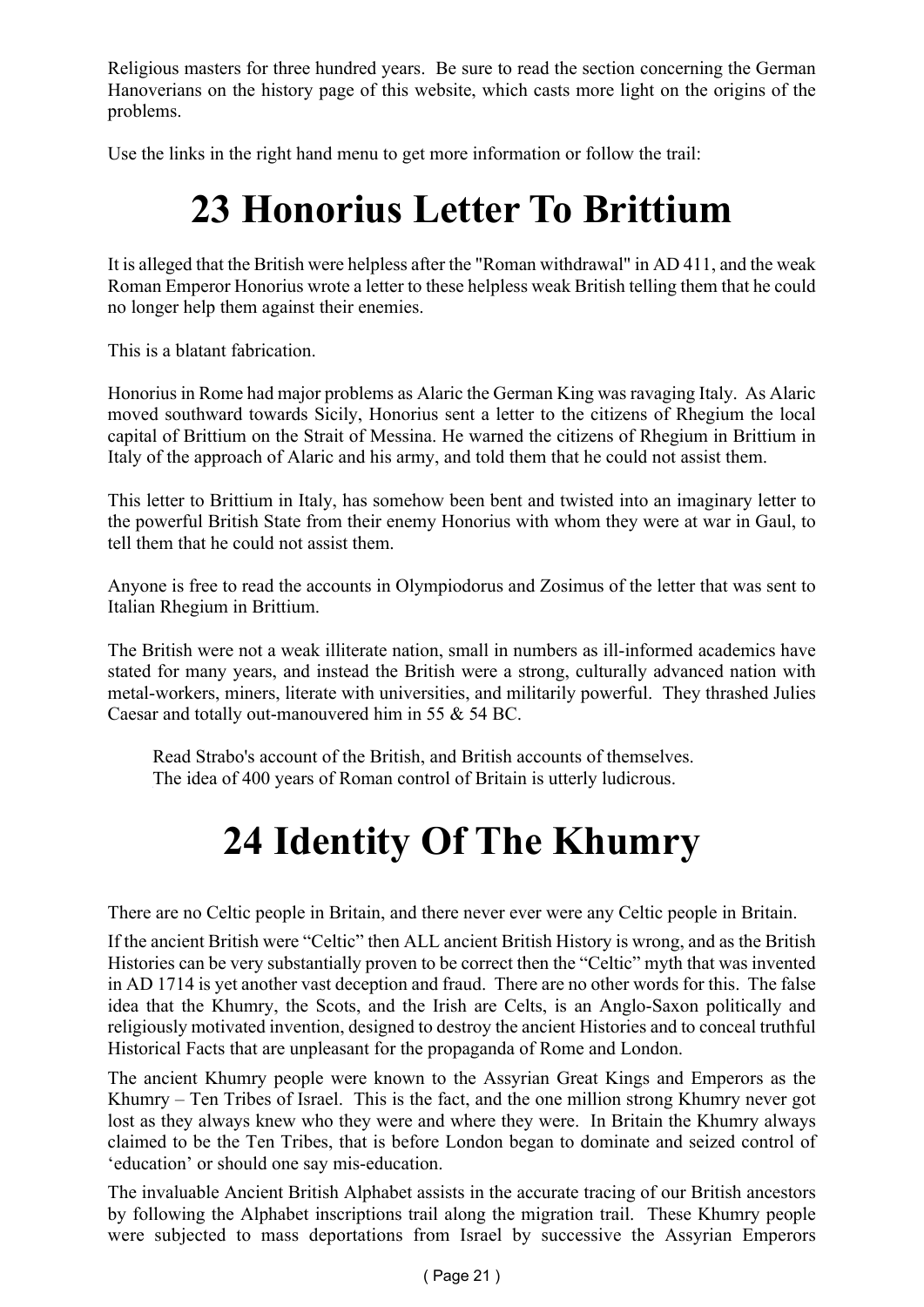Religious masters for three hundred years. Be sure to read the section concerning the German Hanoverians on the history page of this website, which casts more light on the origins of the problems.

Use the links in the right hand menu to get more information or follow the trail:

# 23 Honorius Letter To Brittium

It is alleged that the British were helpless after the "Roman withdrawal" in AD 411, and the weak Roman Emperor Honorius wrote a letter to these helpless weak British telling them that he could no longer help them against their enemies.

This is a blatant fabrication.

Honorius in Rome had major problems as Alaric the German King was ravaging Italy. As Alaric moved southward towards Sicily, Honorius sent a letter to the citizens of Rhegium the local capital of Brittium on the Strait of Messina. He warned the citizens of Rhegium in Brittium in Italy of the approach of Alaric and his army, and told them that he could not assist them.

This letter to Brittium in Italy, has somehow been bent and twisted into an imaginary letter to the powerful British State from their enemy Honorius with whom they were at war in Gaul, to tell them that he could not assist them.

Anyone is free to read the accounts in Olympiodorus and Zosimus of the letter that was sent to Italian Rhegium in Brittium.

The British were not a weak illiterate nation, small in numbers as ill-informed academics have stated for many years, and instead the British were a strong, culturally advanced nation with metal-workers, miners, literate with universities, and militarily powerful. They thrashed Julies Caesar and totally out-manouvered him in 55 & 54 BC.

> Read Strabo's account of the British, and British accounts of themselves.
> The idea of 400 years of Roman control of Britain is utterly ludicrous.

# 24 Identity Of The Khumry

There are no Celtic people in Britain, and there never ever were any Celtic people in Britain.

If the ancient British were "Celtic" then ALL ancient British History is wrong, and as the British Histories can be very substantially proven to be correct then the "Celtic" myth that was invented in AD 1714 is yet another vast deception and fraud. There are no other words for this. The false idea that the Khumry, the Scots, and the Irish are Celts, is an Anglo-Saxon politically and religiously motivated invention, designed to destroy the ancient Histories and to conceal truthful Historical Facts that are unpleasant for the propaganda of Rome and London.

The ancient Khumry people were known to the Assyrian Great Kings and Emperors as the Khumry – Ten Tribes of Israel. This is the fact, and the one million strong Khumry never got lost as they always knew who they were and where they were. In Britain the Khumry always claimed to be the Ten Tribes, that is before London began to dominate and seized control of 'education' or should one say mis-education.

The invaluable Ancient British Alphabet assists in the accurate tracing of our British ancestors by following the Alphabet inscriptions trail along the migration trail. These Khumry people were subjected to mass deportations from Israel by successive the Assyrian Emperors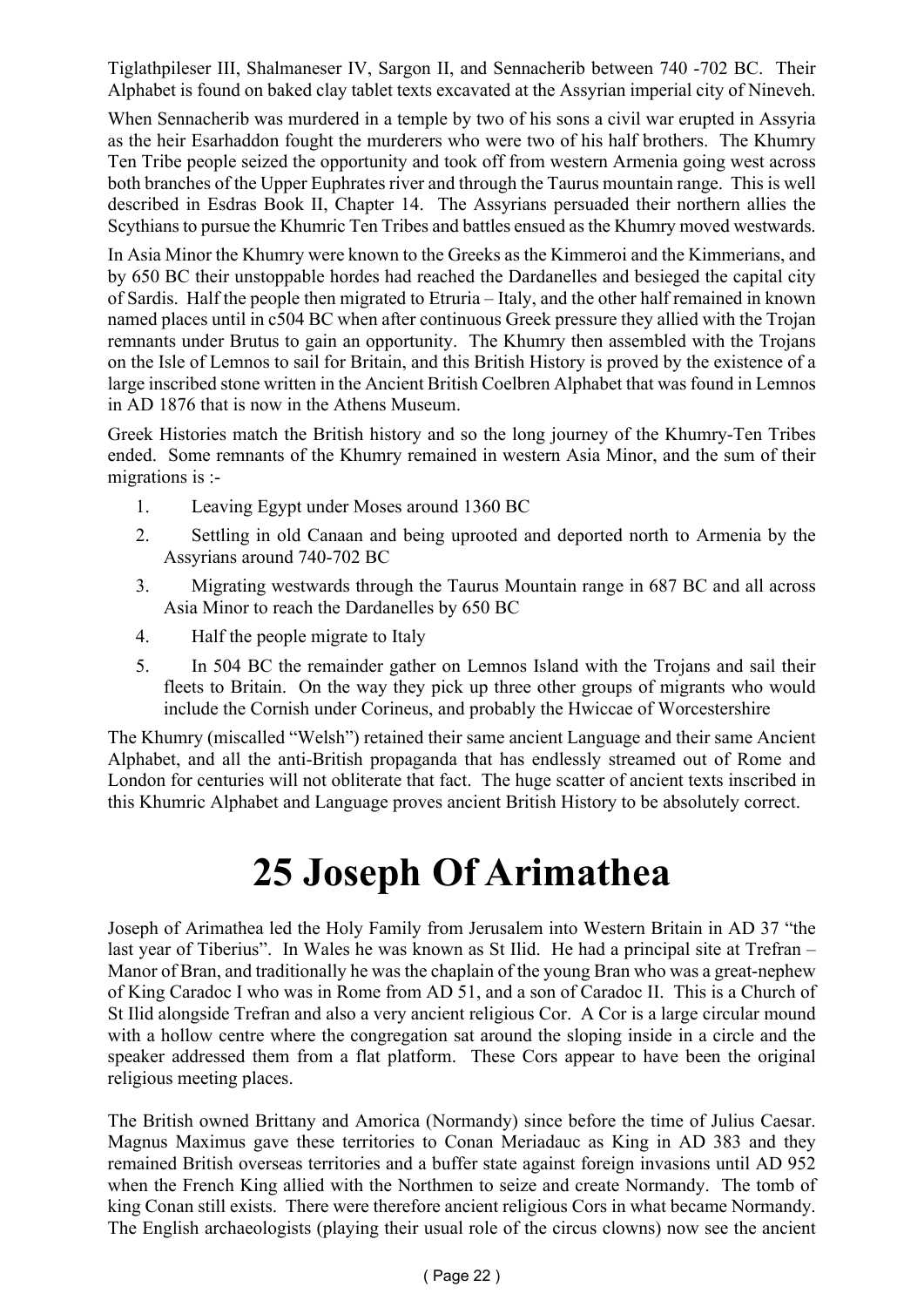Tiglathpileser III, Shalmaneser IV, Sargon II, and Sennacherib between 740 -702 BC. Their Alphabet is found on baked clay tablet texts excavated at the Assyrian imperial city of Nineveh.

When Sennacherib was murdered in a temple by two of his sons a civil war erupted in Assyria as the heir Esarhaddon fought the murderers who were two of his half brothers. The Khumry Ten Tribe people seized the opportunity and took off from western Armenia going west across both branches of the Upper Euphrates river and through the Taurus mountain range. This is well described in Esdras Book II, Chapter 14. The Assyrians persuaded their northern allies the Scythians to pursue the Khumric Ten Tribes and battles ensued as the Khumry moved westwards.

In Asia Minor the Khumry were known to the Greeks as the Kimmeroi and the Kimmerians, and by 650 BC their unstoppable hordes had reached the Dardanelles and besieged the capital city of Sardis. Half the people then migrated to Etruria – Italy, and the other half remained in known named places until in c504 BC when after continuous Greek pressure they allied with the Trojan remnants under Brutus to gain an opportunity. The Khumry then assembled with the Trojans on the Isle of Lemnos to sail for Britain, and this British History is proved by the existence of a large inscribed stone written in the Ancient British Coelbren Alphabet that was found in Lemnos in AD 1876 that is now in the Athens Museum.

Greek Histories match the British history and so the long journey of the Khumry-Ten Tribes ended. Some remnants of the Khumry remained in western Asia Minor, and the sum of their migrations is :-

1. Leaving Egypt under Moses around 1360 BC
2. Settling in old Canaan and being uprooted and deported north to Armenia by the Assyrians around 740-702 BC
3. Migrating westwards through the Taurus Mountain range in 687 BC and all across Asia Minor to reach the Dardanelles by 650 BC
4. Half the people migrate to Italy
5. In 504 BC the remainder gather on Lemnos Island with the Trojans and sail their fleets to Britain. On the way they pick up three other groups of migrants who would include the Cornish under Corineus, and probably the Hwiccae of Worcestershire

The Khumry (miscalled "Welsh") retained their same ancient Language and their same Ancient Alphabet, and all the anti-British propaganda that has endlessly streamed out of Rome and London for centuries will not obliterate that fact. The huge scatter of ancient texts inscribed in this Khumric Alphabet and Language proves ancient British History to be absolutely correct.

# 25 Joseph Of Arimathea

Joseph of Arimathea led the Holy Family from Jerusalem into Western Britain in AD 37 "the last year of Tiberius". In Wales he was known as St Ilid. He had a principal site at Trefran – Manor of Bran, and traditionally he was the chaplain of the young Bran who was a great-nephew of King Caradoc I who was in Rome from AD 51, and a son of Caradoc II. This is a Church of St Ilid alongside Trefran and also a very ancient religious Cor. A Cor is a large circular mound with a hollow centre where the congregation sat around the sloping inside in a circle and the speaker addressed them from a flat platform. These Cors appear to have been the original religious meeting places.

The British owned Brittany and Amorica (Normandy) since before the time of Julius Caesar. Magnus Maximus gave these territories to Conan Meriadauc as King in AD 383 and they remained British overseas territories and a buffer state against foreign invasions until AD 952 when the French King allied with the Northmen to seize and create Normandy. The tomb of king Conan still exists. There were therefore ancient religious Cors in what became Normandy. The English archaeologists (playing their usual role of the circus clowns) now see the ancient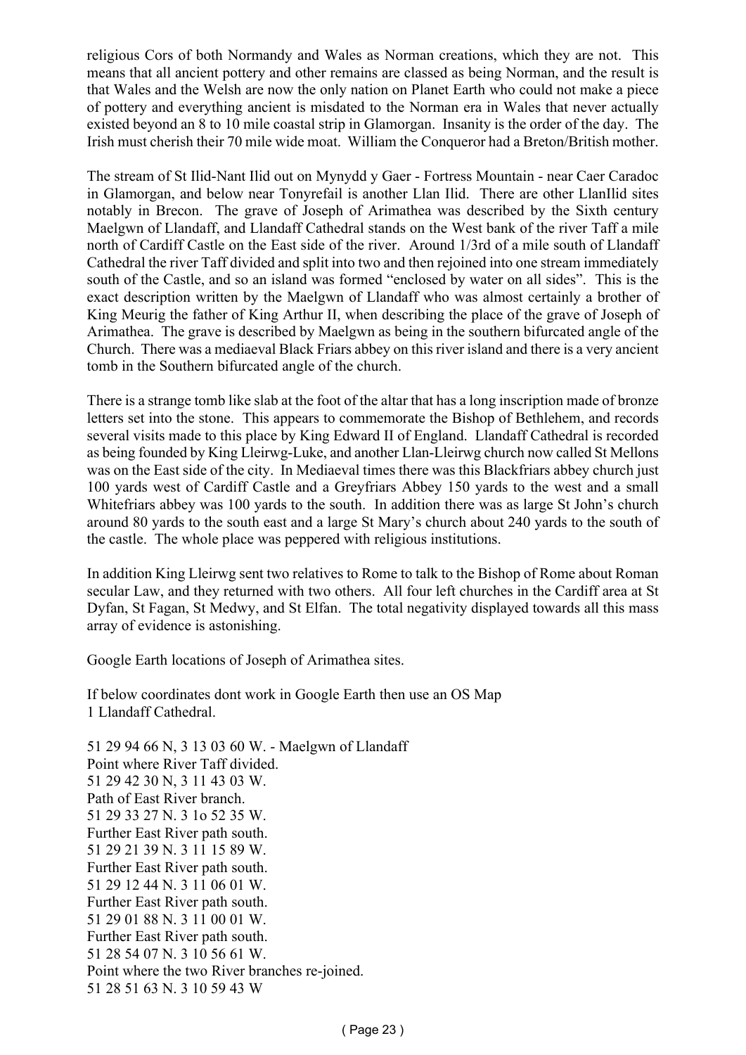religious Cors of both Normandy and Wales as Norman creations, which they are not. This means that all ancient pottery and other remains are classed as being Norman, and the result is that Wales and the Welsh are now the only nation on Planet Earth who could not make a piece of pottery and everything ancient is misdated to the Norman era in Wales that never actually existed beyond an 8 to 10 mile coastal strip in Glamorgan. Insanity is the order of the day. The Irish must cherish their 70 mile wide moat. William the Conqueror had a Breton/British mother.

The stream of St Ilid-Nant Ilid out on Mynydd y Gaer - Fortress Mountain - near Caer Caradoc in Glamorgan, and below near Tonyrefail is another Llan Ilid. There are other LlanIlid sites notably in Brecon. The grave of Joseph of Arimathea was described by the Sixth century Maelgwn of Llandaff, and Llandaff Cathedral stands on the West bank of the river Taff a mile north of Cardiff Castle on the East side of the river. Around 1/3rd of a mile south of Llandaff Cathedral the river Taff divided and split into two and then rejoined into one stream immediately south of the Castle, and so an island was formed "enclosed by water on all sides". This is the exact description written by the Maelgwn of Llandaff who was almost certainly a brother of King Meurig the father of King Arthur II, when describing the place of the grave of Joseph of Arimathea. The grave is described by Maelgwn as being in the southern bifurcated angle of the Church. There was a mediaeval Black Friars abbey on this river island and there is a very ancient tomb in the Southern bifurcated angle of the church.

There is a strange tomb like slab at the foot of the altar that has a long inscription made of bronze letters set into the stone. This appears to commemorate the Bishop of Bethlehem, and records several visits made to this place by King Edward II of England. Llandaff Cathedral is recorded as being founded by King Lleirwg-Luke, and another Llan-Lleirwg church now called St Mellons was on the East side of the city. In Mediaeval times there was this Blackfriars abbey church just 100 yards west of Cardiff Castle and a Greyfriars Abbey 150 yards to the west and a small Whitefriars abbey was 100 yards to the south. In addition there was as large St John's church around 80 yards to the south east and a large St Mary's church about 240 yards to the south of the castle. The whole place was peppered with religious institutions.

In addition King Lleirwg sent two relatives to Rome to talk to the Bishop of Rome about Roman secular Law, and they returned with two others. All four left churches in the Cardiff area at St Dyfan, St Fagan, St Medwy, and St Elfan. The total negativity displayed towards all this mass array of evidence is astonishing.

Google Earth locations of Joseph of Arimathea sites.

If below coordinates dont work in Google Earth then use an OS Map
1 Llandaff Cathedral.

51 29 94 66 N, 3 13 03 60 W. - Maelgwn of Llandaff
Point where River Taff divided.
51 29 42 30 N, 3 11 43 03 W.
Path of East River branch.
51 29 33 27 N. 3 1o 52 35 W.
Further East River path south.
51 29 21 39 N. 3 11 15 89 W.
Further East River path south.
51 29 12 44 N. 3 11 06 01 W.
Further East River path south.
51 29 01 88 N. 3 11 00 01 W.
Further East River path south.
51 28 54 07 N. 3 10 56 61 W.
Point where the two River branches re-joined.
51 28 51 63 N. 3 10 59 43 W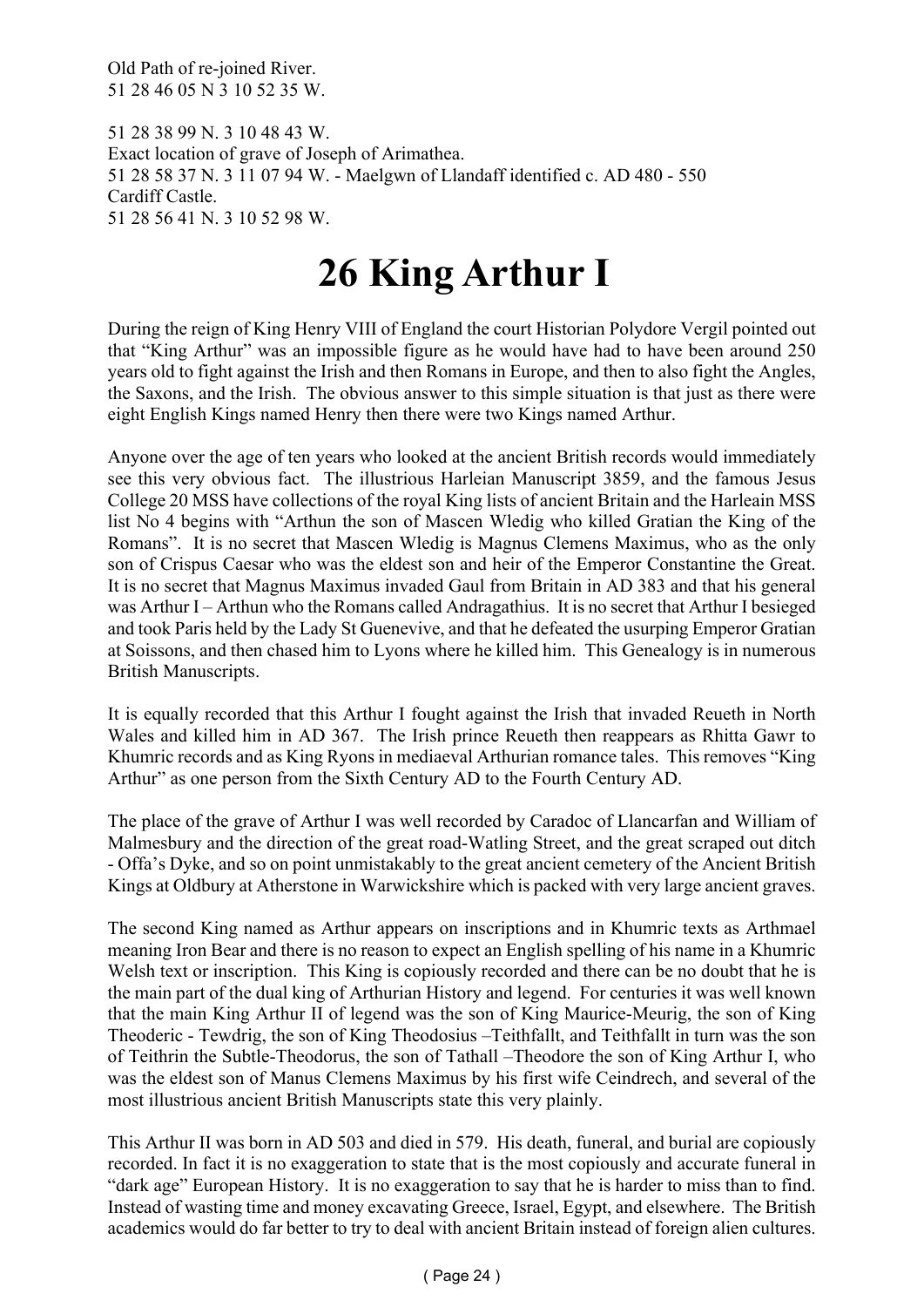Old Path of re-joined River.
51 28 46 05 N 3 10 52 35 W.

51 28 38 99 N. 3 10 48 43 W.
Exact location of grave of Joseph of Arimathea.
51 28 58 37 N. 3 11 07 94 W. - Maelgwn of Llandaff identified c. AD 480 - 550
Cardiff Castle.
51 28 56 41 N. 3 10 52 98 W.

# 26 King Arthur I

During the reign of King Henry VIII of England the court Historian Polydore Vergil pointed out that "King Arthur" was an impossible figure as he would have had to have been around 250 years old to fight against the Irish and then Romans in Europe, and then to also fight the Angles, the Saxons, and the Irish. The obvious answer to this simple situation is that just as there were eight English Kings named Henry then there were two Kings named Arthur.

Anyone over the age of ten years who looked at the ancient British records would immediately see this very obvious fact. The illustrious Harleian Manuscript 3859, and the famous Jesus College 20 MSS have collections of the royal King lists of ancient Britain and the Harleain MSS list No 4 begins with "Arthun the son of Mascen Wledig who killed Gratian the King of the Romans". It is no secret that Mascen Wledig is Magnus Clemens Maximus, who as the only son of Crispus Caesar who was the eldest son and heir of the Emperor Constantine the Great. It is no secret that Magnus Maximus invaded Gaul from Britain in AD 383 and that his general was Arthur I – Arthun who the Romans called Andragathius. It is no secret that Arthur I besieged and took Paris held by the Lady St Guenevive, and that he defeated the usurping Emperor Gratian at Soissons, and then chased him to Lyons where he killed him. This Genealogy is in numerous British Manuscripts.

It is equally recorded that this Arthur I fought against the Irish that invaded Reueth in North Wales and killed him in AD 367. The Irish prince Reueth then reappears as Rhitta Gawr to Khumric records and as King Ryons in mediaeval Arthurian romance tales. This removes "King Arthur" as one person from the Sixth Century AD to the Fourth Century AD.

The place of the grave of Arthur I was well recorded by Caradoc of Llancarfan and William of Malmesbury and the direction of the great road-Watling Street, and the great scraped out ditch - Offa's Dyke, and so on point unmistakably to the great ancient cemetery of the Ancient British Kings at Oldbury at Atherstone in Warwickshire which is packed with very large ancient graves.

The second King named as Arthur appears on inscriptions and in Khumric texts as Arthmael meaning Iron Bear and there is no reason to expect an English spelling of his name in a Khumric Welsh text or inscription. This King is copiously recorded and there can be no doubt that he is the main part of the dual king of Arthurian History and legend. For centuries it was well known that the main King Arthur II of legend was the son of King Maurice-Meurig, the son of King Theoderic - Tewdrig, the son of King Theodosius –Teithfallt, and Teithfallt in turn was the son of Teithrin the Subtle-Theodorus, the son of Tathall –Theodore the son of King Arthur I, who was the eldest son of Manus Clemens Maximus by his first wife Ceindrech, and several of the most illustrious ancient British Manuscripts state this very plainly.

This Arthur II was born in AD 503 and died in 579. His death, funeral, and burial are copiously recorded. In fact it is no exaggeration to state that is the most copiously and accurate funeral in "dark age" European History. It is no exaggeration to say that he is harder to miss than to find. Instead of wasting time and money excavating Greece, Israel, Egypt, and elsewhere. The British academics would do far better to try to deal with ancient Britain instead of foreign alien cultures.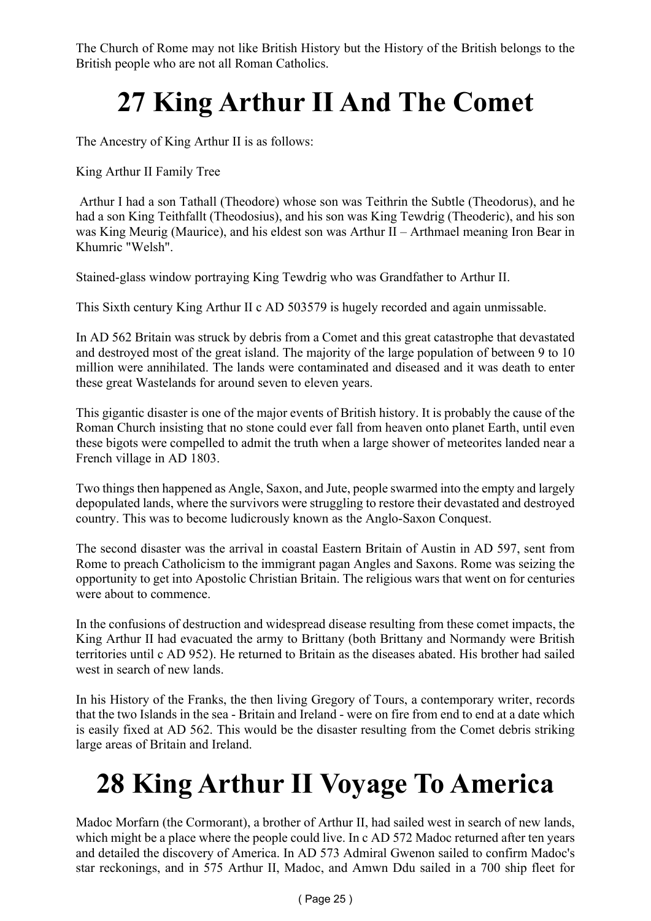The Church of Rome may not like British History but the History of the British belongs to the British people who are not all Roman Catholics.

# 27 King Arthur II And The Comet

The Ancestry of King Arthur II is as follows:

King Arthur II Family Tree

Arthur I had a son Tathall (Theodore) whose son was Teithrin the Subtle (Theodorus), and he had a son King Teithfallt (Theodosius), and his son was King Tewdrig (Theoderic), and his son was King Meurig (Maurice), and his eldest son was Arthur II – Arthmael meaning Iron Bear in Khumric "Welsh".

Stained-glass window portraying King Tewdrig who was Grandfather to Arthur II.

This Sixth century King Arthur II c AD 503579 is hugely recorded and again unmissable.

In AD 562 Britain was struck by debris from a Comet and this great catastrophe that devastated and destroyed most of the great island. The majority of the large population of between 9 to 10 million were annihilated. The lands were contaminated and diseased and it was death to enter these great Wastelands for around seven to eleven years.

This gigantic disaster is one of the major events of British history. It is probably the cause of the Roman Church insisting that no stone could ever fall from heaven onto planet Earth, until even these bigots were compelled to admit the truth when a large shower of meteorites landed near a French village in AD 1803.

Two things then happened as Angle, Saxon, and Jute, people swarmed into the empty and largely depopulated lands, where the survivors were struggling to restore their devastated and destroyed country. This was to become ludicrously known as the Anglo-Saxon Conquest.

The second disaster was the arrival in coastal Eastern Britain of Austin in AD 597, sent from Rome to preach Catholicism to the immigrant pagan Angles and Saxons. Rome was seizing the opportunity to get into Apostolic Christian Britain. The religious wars that went on for centuries were about to commence.

In the confusions of destruction and widespread disease resulting from these comet impacts, the King Arthur II had evacuated the army to Brittany (both Brittany and Normandy were British territories until c AD 952). He returned to Britain as the diseases abated. His brother had sailed west in search of new lands.

In his History of the Franks, the then living Gregory of Tours, a contemporary writer, records that the two Islands in the sea - Britain and Ireland - were on fire from end to end at a date which is easily fixed at AD 562. This would be the disaster resulting from the Comet debris striking large areas of Britain and Ireland.

# 28 King Arthur II Voyage To America

Madoc Morfarn (the Cormorant), a brother of Arthur II, had sailed west in search of new lands, which might be a place where the people could live. In c AD 572 Madoc returned after ten years and detailed the discovery of America. In AD 573 Admiral Gwenon sailed to confirm Madoc's star reckonings, and in 575 Arthur II, Madoc, and Amwn Ddu sailed in a 700 ship fleet for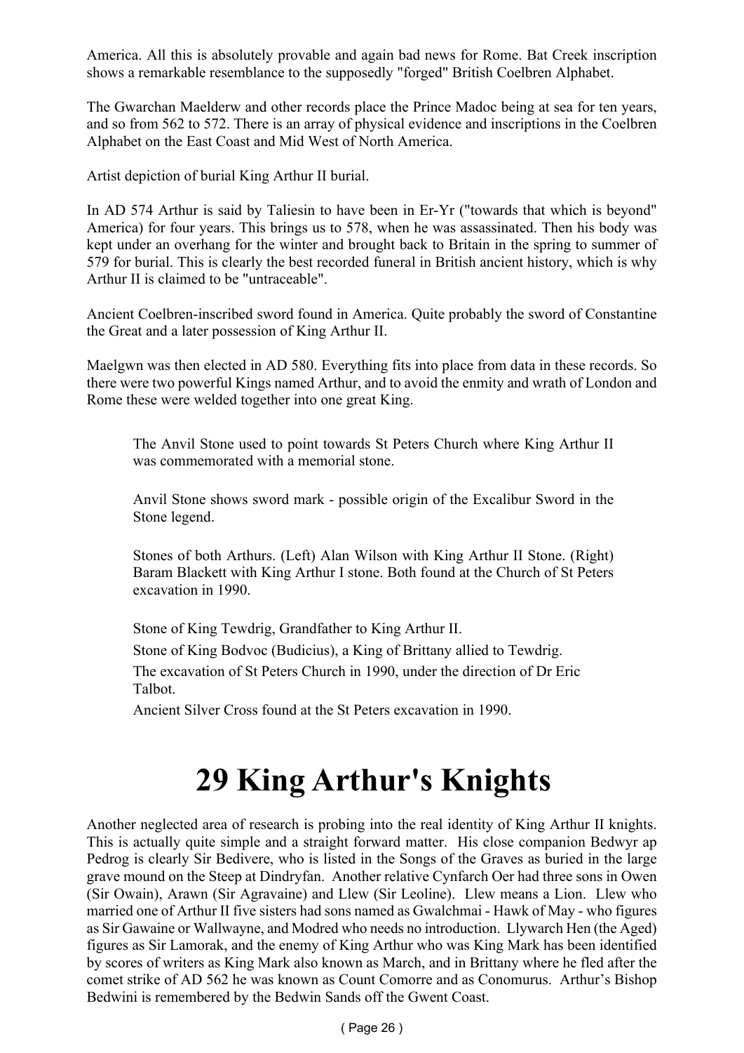America. All this is absolutely provable and again bad news for Rome. Bat Creek inscription shows a remarkable resemblance to the supposedly "forged" British Coelbren Alphabet.

The Gwarchan Maelderw and other records place the Prince Madoc being at sea for ten years, and so from 562 to 572. There is an array of physical evidence and inscriptions in the Coelbren Alphabet on the East Coast and Mid West of North America.

Artist depiction of burial King Arthur II burial.

In AD 574 Arthur is said by Taliesin to have been in Er-Yr ("towards that which is beyond" America) for four years. This brings us to 578, when he was assassinated. Then his body was kept under an overhang for the winter and brought back to Britain in the spring to summer of 579 for burial. This is clearly the best recorded funeral in British ancient history, which is why Arthur II is claimed to be "untraceable".

Ancient Coelbren-inscribed sword found in America. Quite probably the sword of Constantine the Great and a later possession of King Arthur II.

Maelgwn was then elected in AD 580. Everything fits into place from data in these records. So there were two powerful Kings named Arthur, and to avoid the enmity and wrath of London and Rome these were welded together into one great King.

The Anvil Stone used to point towards St Peters Church where King Arthur II was commemorated with a memorial stone.

Anvil Stone shows sword mark - possible origin of the Excalibur Sword in the Stone legend.

Stones of both Arthurs. (Left) Alan Wilson with King Arthur II Stone. (Right) Baram Blackett with King Arthur I stone. Both found at the Church of St Peters excavation in 1990.

Stone of King Tewdrig, Grandfather to King Arthur II.

Stone of King Bodvoc (Budicius), a King of Brittany allied to Tewdrig.

The excavation of St Peters Church in 1990, under the direction of Dr Eric Talbot.

Ancient Silver Cross found at the St Peters excavation in 1990.

# 29 King Arthur's Knights

Another neglected area of research is probing into the real identity of King Arthur II knights. This is actually quite simple and a straight forward matter. His close companion Bedwyr ap Pedrog is clearly Sir Bedivere, who is listed in the Songs of the Graves as buried in the large grave mound on the Steep at Dindryfan. Another relative Cynfarch Oer had three sons in Owen (Sir Owain), Arawn (Sir Agravaine) and Llew (Sir Leoline). Llew means a Lion. Llew who married one of Arthur II five sisters had sons named as Gwalchmai - Hawk of May - who figures as Sir Gawaine or Wallwayne, and Modred who needs no introduction. Llywarch Hen (the Aged) figures as Sir Lamorak, and the enemy of King Arthur who was King Mark has been identified by scores of writers as King Mark also known as March, and in Brittany where he fled after the comet strike of AD 562 he was known as Count Comorre and as Conomurus. Arthur's Bishop Bedwini is remembered by the Bedwin Sands off the Gwent Coast.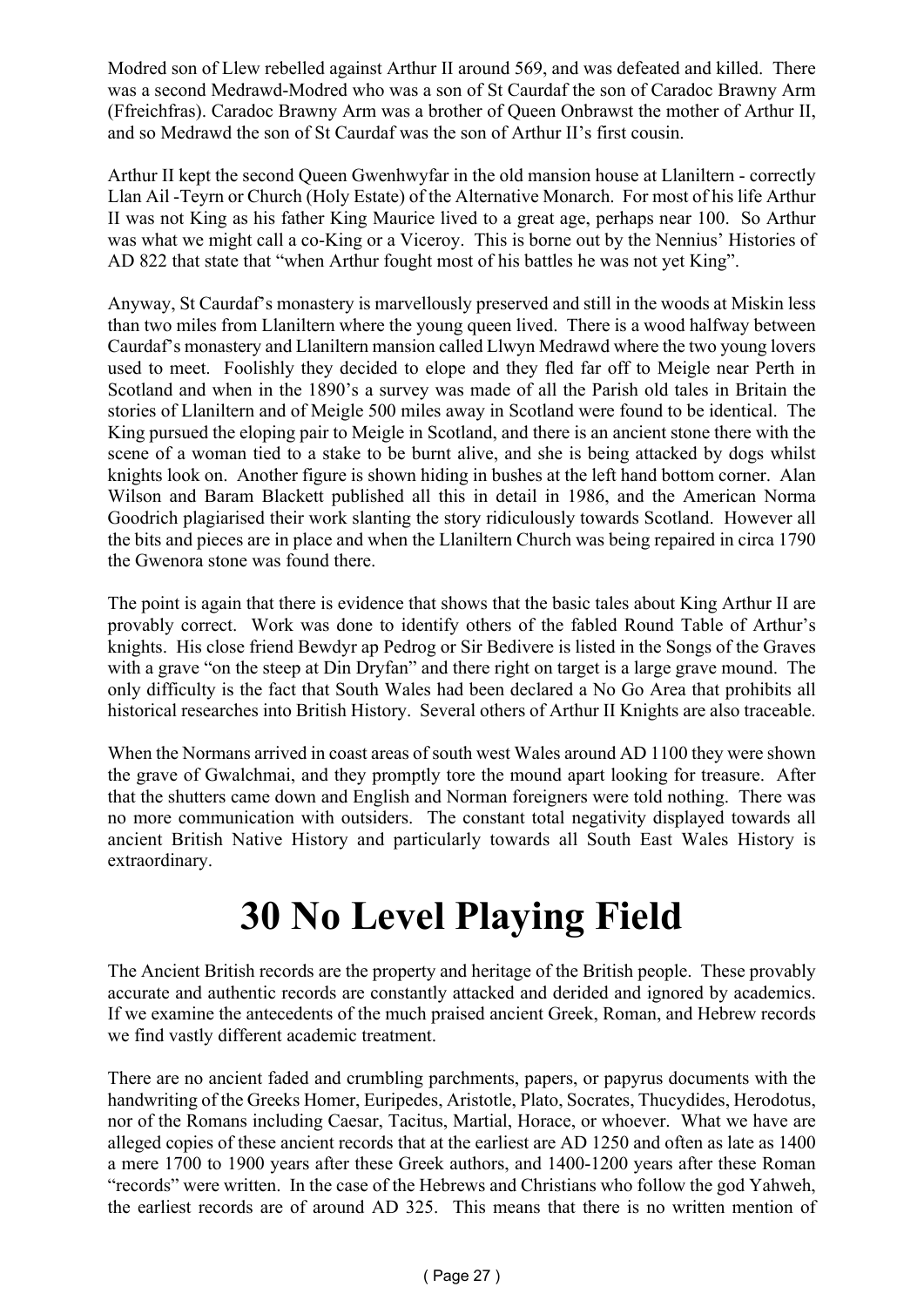Modred son of Llew rebelled against Arthur II around 569, and was defeated and killed. There was a second Medrawd-Modred who was a son of St Caurdaf the son of Caradoc Brawny Arm (Ffreichfras). Caradoc Brawny Arm was a brother of Queen Onbrawst the mother of Arthur II, and so Medrawd the son of St Caurdaf was the son of Arthur II's first cousin.

Arthur II kept the second Queen Gwenhwyfar in the old mansion house at Llaniltern - correctly Llan Ail -Teyrn or Church (Holy Estate) of the Alternative Monarch. For most of his life Arthur II was not King as his father King Maurice lived to a great age, perhaps near 100. So Arthur was what we might call a co-King or a Viceroy. This is borne out by the Nennius' Histories of AD 822 that state that "when Arthur fought most of his battles he was not yet King".

Anyway, St Caurdaf's monastery is marvellously preserved and still in the woods at Miskin less than two miles from Llaniltern where the young queen lived. There is a wood halfway between Caurdaf's monastery and Llaniltern mansion called Llwyn Medrawd where the two young lovers used to meet. Foolishly they decided to elope and they fled far off to Meigle near Perth in Scotland and when in the 1890's a survey was made of all the Parish old tales in Britain the stories of Llaniltern and of Meigle 500 miles away in Scotland were found to be identical. The King pursued the eloping pair to Meigle in Scotland, and there is an ancient stone there with the scene of a woman tied to a stake to be burnt alive, and she is being attacked by dogs whilst knights look on. Another figure is shown hiding in bushes at the left hand bottom corner. Alan Wilson and Baram Blackett published all this in detail in 1986, and the American Norma Goodrich plagiarised their work slanting the story ridiculously towards Scotland. However all the bits and pieces are in place and when the Llaniltern Church was being repaired in circa 1790 the Gwenora stone was found there.

The point is again that there is evidence that shows that the basic tales about King Arthur II are provably correct. Work was done to identify others of the fabled Round Table of Arthur's knights. His close friend Bewdyr ap Pedrog or Sir Bedivere is listed in the Songs of the Graves with a grave "on the steep at Din Dryfan" and there right on target is a large grave mound. The only difficulty is the fact that South Wales had been declared a No Go Area that prohibits all historical researches into British History. Several others of Arthur II Knights are also traceable.

When the Normans arrived in coast areas of south west Wales around AD 1100 they were shown the grave of Gwalchmai, and they promptly tore the mound apart looking for treasure. After that the shutters came down and English and Norman foreigners were told nothing. There was no more communication with outsiders. The constant total negativity displayed towards all ancient British Native History and particularly towards all South East Wales History is extraordinary.

# 30 No Level Playing Field

The Ancient British records are the property and heritage of the British people. These provably accurate and authentic records are constantly attacked and derided and ignored by academics. If we examine the antecedents of the much praised ancient Greek, Roman, and Hebrew records we find vastly different academic treatment.

There are no ancient faded and crumbling parchments, papers, or papyrus documents with the handwriting of the Greeks Homer, Euripedes, Aristotle, Plato, Socrates, Thucydides, Herodotus, nor of the Romans including Caesar, Tacitus, Martial, Horace, or whoever. What we have are alleged copies of these ancient records that at the earliest are AD 1250 and often as late as 1400 a mere 1700 to 1900 years after these Greek authors, and 1400-1200 years after these Roman "records" were written. In the case of the Hebrews and Christians who follow the god Yahweh, the earliest records are of around AD 325. This means that there is no written mention of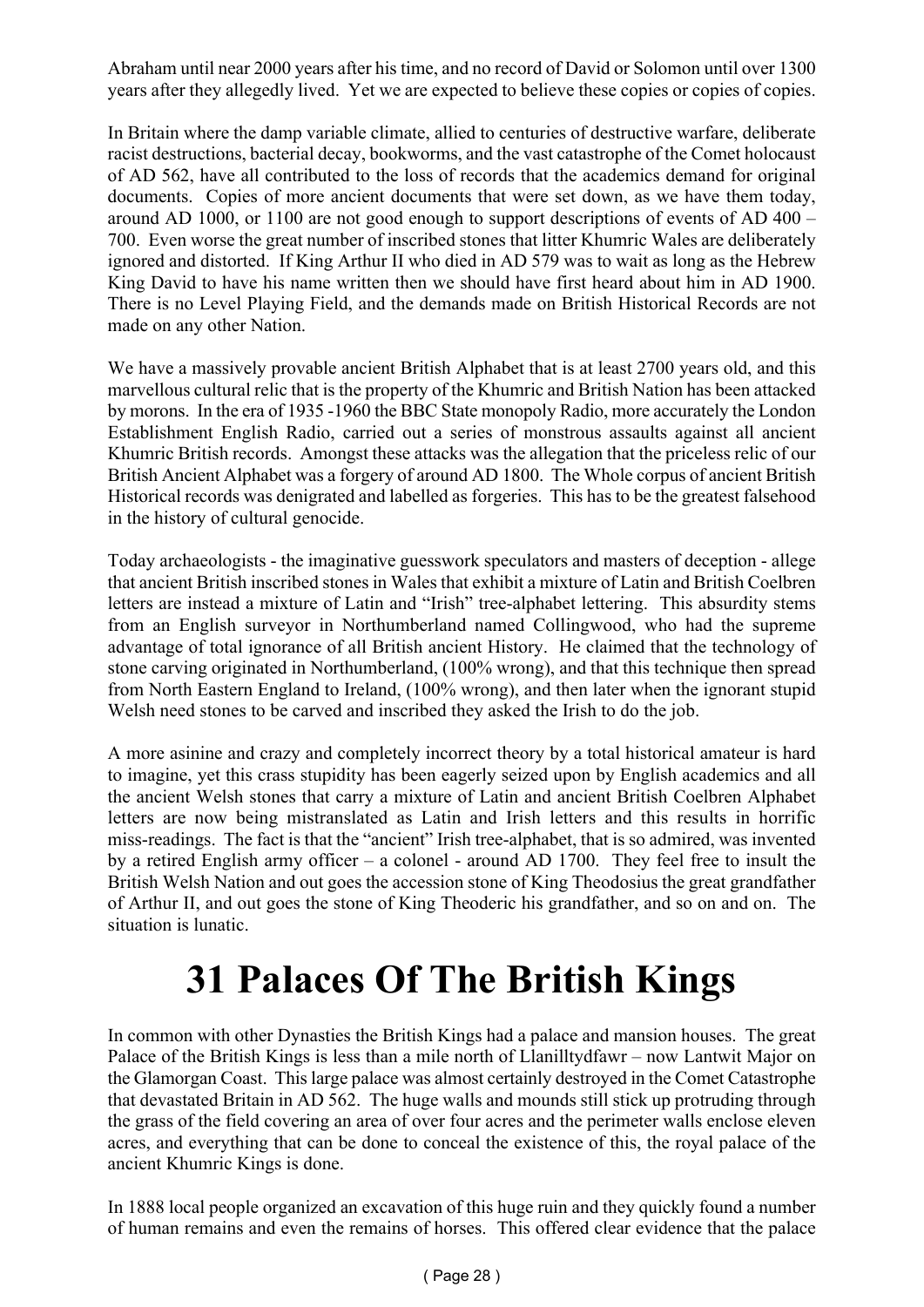Abraham until near 2000 years after his time, and no record of David or Solomon until over 1300 years after they allegedly lived. Yet we are expected to believe these copies or copies of copies.

In Britain where the damp variable climate, allied to centuries of destructive warfare, deliberate racist destructions, bacterial decay, bookworms, and the vast catastrophe of the Comet holocaust of AD 562, have all contributed to the loss of records that the academics demand for original documents. Copies of more ancient documents that were set down, as we have them today, around AD 1000, or 1100 are not good enough to support descriptions of events of AD 400 – 700. Even worse the great number of inscribed stones that litter Khumric Wales are deliberately ignored and distorted. If King Arthur II who died in AD 579 was to wait as long as the Hebrew King David to have his name written then we should have first heard about him in AD 1900. There is no Level Playing Field, and the demands made on British Historical Records are not made on any other Nation.

We have a massively provable ancient British Alphabet that is at least 2700 years old, and this marvellous cultural relic that is the property of the Khumric and British Nation has been attacked by morons. In the era of 1935 -1960 the BBC State monopoly Radio, more accurately the London Establishment English Radio, carried out a series of monstrous assaults against all ancient Khumric British records. Amongst these attacks was the allegation that the priceless relic of our British Ancient Alphabet was a forgery of around AD 1800. The Whole corpus of ancient British Historical records was denigrated and labelled as forgeries. This has to be the greatest falsehood in the history of cultural genocide.

Today archaeologists - the imaginative guesswork speculators and masters of deception - allege that ancient British inscribed stones in Wales that exhibit a mixture of Latin and British Coelbren letters are instead a mixture of Latin and "Irish" tree-alphabet lettering. This absurdity stems from an English surveyor in Northumberland named Collingwood, who had the supreme advantage of total ignorance of all British ancient History. He claimed that the technology of stone carving originated in Northumberland, (100% wrong), and that this technique then spread from North Eastern England to Ireland, (100% wrong), and then later when the ignorant stupid Welsh need stones to be carved and inscribed they asked the Irish to do the job.

A more asinine and crazy and completely incorrect theory by a total historical amateur is hard to imagine, yet this crass stupidity has been eagerly seized upon by English academics and all the ancient Welsh stones that carry a mixture of Latin and ancient British Coelbren Alphabet letters are now being mistranslated as Latin and Irish letters and this results in horrific miss-readings. The fact is that the "ancient" Irish tree-alphabet, that is so admired, was invented by a retired English army officer – a colonel - around AD 1700. They feel free to insult the British Welsh Nation and out goes the accession stone of King Theodosius the great grandfather of Arthur II, and out goes the stone of King Theoderic his grandfather, and so on and on. The situation is lunatic.

# 31 Palaces Of The British Kings

In common with other Dynasties the British Kings had a palace and mansion houses. The great Palace of the British Kings is less than a mile north of Llanilltydfawr – now Lantwit Major on the Glamorgan Coast. This large palace was almost certainly destroyed in the Comet Catastrophe that devastated Britain in AD 562. The huge walls and mounds still stick up protruding through the grass of the field covering an area of over four acres and the perimeter walls enclose eleven acres, and everything that can be done to conceal the existence of this, the royal palace of the ancient Khumric Kings is done.

In 1888 local people organized an excavation of this huge ruin and they quickly found a number of human remains and even the remains of horses. This offered clear evidence that the palace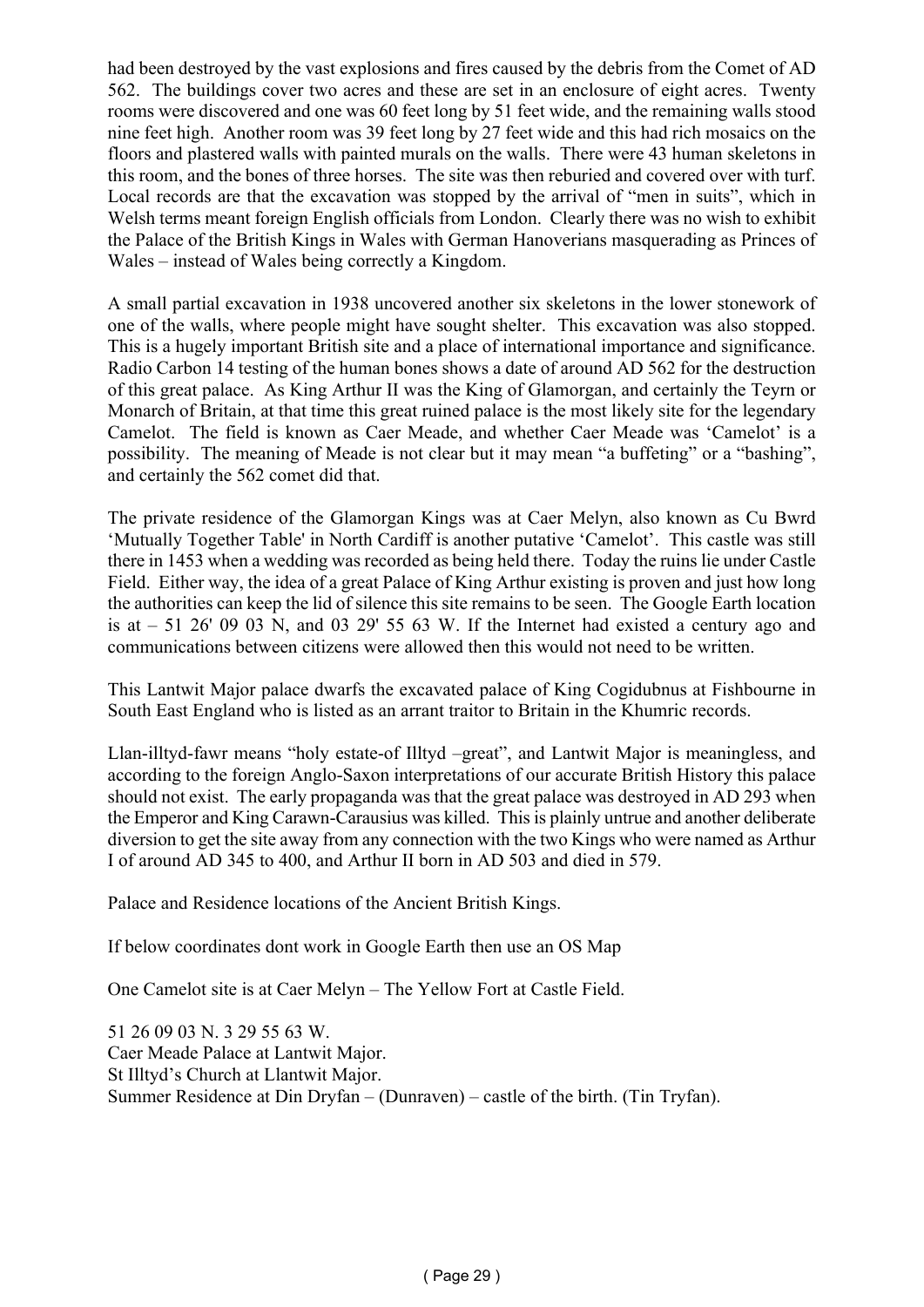had been destroyed by the vast explosions and fires caused by the debris from the Comet of AD 562. The buildings cover two acres and these are set in an enclosure of eight acres. Twenty rooms were discovered and one was 60 feet long by 51 feet wide, and the remaining walls stood nine feet high. Another room was 39 feet long by 27 feet wide and this had rich mosaics on the floors and plastered walls with painted murals on the walls. There were 43 human skeletons in this room, and the bones of three horses. The site was then reburied and covered over with turf. Local records are that the excavation was stopped by the arrival of "men in suits", which in Welsh terms meant foreign English officials from London. Clearly there was no wish to exhibit the Palace of the British Kings in Wales with German Hanoverians masquerading as Princes of Wales – instead of Wales being correctly a Kingdom.

A small partial excavation in 1938 uncovered another six skeletons in the lower stonework of one of the walls, where people might have sought shelter. This excavation was also stopped. This is a hugely important British site and a place of international importance and significance. Radio Carbon 14 testing of the human bones shows a date of around AD 562 for the destruction of this great palace. As King Arthur II was the King of Glamorgan, and certainly the Teyrn or Monarch of Britain, at that time this great ruined palace is the most likely site for the legendary Camelot. The field is known as Caer Meade, and whether Caer Meade was 'Camelot' is a possibility. The meaning of Meade is not clear but it may mean "a buffeting" or a "bashing", and certainly the 562 comet did that.

The private residence of the Glamorgan Kings was at Caer Melyn, also known as Cu Bwrd 'Mutually Together Table' in North Cardiff is another putative 'Camelot'. This castle was still there in 1453 when a wedding was recorded as being held there. Today the ruins lie under Castle Field. Either way, the idea of a great Palace of King Arthur existing is proven and just how long the authorities can keep the lid of silence this site remains to be seen. The Google Earth location is at – 51 26' 09 03 N, and 03 29' 55 63 W. If the Internet had existed a century ago and communications between citizens were allowed then this would not need to be written.

This Lantwit Major palace dwarfs the excavated palace of King Cogidubnus at Fishbourne in South East England who is listed as an arrant traitor to Britain in the Khumric records.

Llan-illtyd-fawr means "holy estate-of Illtyd –great", and Lantwit Major is meaningless, and according to the foreign Anglo-Saxon interpretations of our accurate British History this palace should not exist. The early propaganda was that the great palace was destroyed in AD 293 when the Emperor and King Carawn-Carausius was killed. This is plainly untrue and another deliberate diversion to get the site away from any connection with the two Kings who were named as Arthur I of around AD 345 to 400, and Arthur II born in AD 503 and died in 579.

Palace and Residence locations of the Ancient British Kings.

If below coordinates dont work in Google Earth then use an OS Map

One Camelot site is at Caer Melyn – The Yellow Fort at Castle Field.

51 26 09 03 N. 3 29 55 63 W.
Caer Meade Palace at Lantwit Major.
St Illtyd's Church at Llantwit Major.
Summer Residence at Din Dryfan – (Dunraven) – castle of the birth. (Tin Tryfan).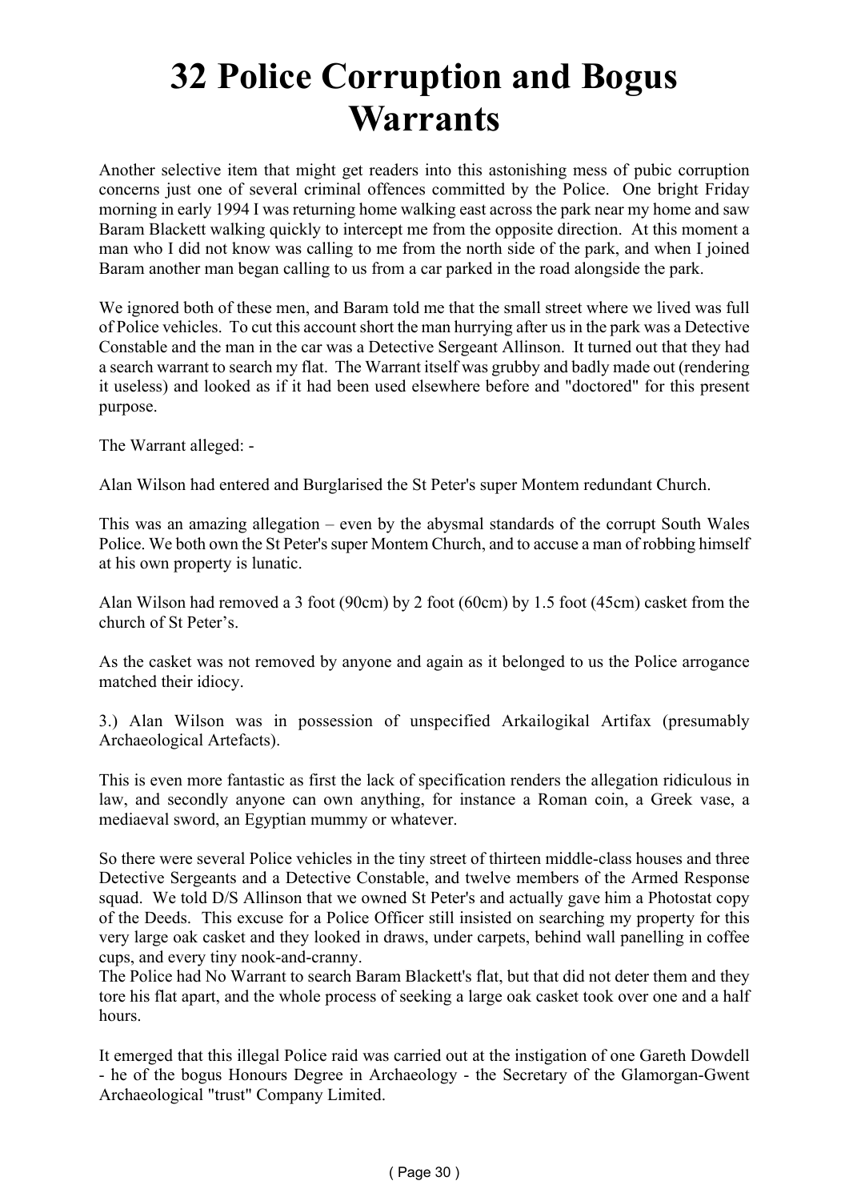# 32 Police Corruption and Bogus Warrants

Another selective item that might get readers into this astonishing mess of pubic corruption concerns just one of several criminal offences committed by the Police. One bright Friday morning in early 1994 I was returning home walking east across the park near my home and saw Baram Blackett walking quickly to intercept me from the opposite direction. At this moment a man who I did not know was calling to me from the north side of the park, and when I joined Baram another man began calling to us from a car parked in the road alongside the park.

We ignored both of these men, and Baram told me that the small street where we lived was full of Police vehicles. To cut this account short the man hurrying after us in the park was a Detective Constable and the man in the car was a Detective Sergeant Allinson. It turned out that they had a search warrant to search my flat. The Warrant itself was grubby and badly made out (rendering it useless) and looked as if it had been used elsewhere before and "doctored" for this present purpose.

The Warrant alleged: -

Alan Wilson had entered and Burglarised the St Peter's super Montem redundant Church.

This was an amazing allegation – even by the abysmal standards of the corrupt South Wales Police. We both own the St Peter's super Montem Church, and to accuse a man of robbing himself at his own property is lunatic.

Alan Wilson had removed a 3 foot (90cm) by 2 foot (60cm) by 1.5 foot (45cm) casket from the church of St Peter's.

As the casket was not removed by anyone and again as it belonged to us the Police arrogance matched their idiocy.

3.) Alan Wilson was in possession of unspecified Arkailogikal Artifax (presumably Archaeological Artefacts).

This is even more fantastic as first the lack of specification renders the allegation ridiculous in law, and secondly anyone can own anything, for instance a Roman coin, a Greek vase, a mediaeval sword, an Egyptian mummy or whatever.

So there were several Police vehicles in the tiny street of thirteen middle-class houses and three Detective Sergeants and a Detective Constable, and twelve members of the Armed Response squad. We told D/S Allinson that we owned St Peter's and actually gave him a Photostat copy of the Deeds. This excuse for a Police Officer still insisted on searching my property for this very large oak casket and they looked in draws, under carpets, behind wall panelling in coffee cups, and every tiny nook-and-cranny.
The Police had No Warrant to search Baram Blackett's flat, but that did not deter them and they tore his flat apart, and the whole process of seeking a large oak casket took over one and a half hours.

It emerged that this illegal Police raid was carried out at the instigation of one Gareth Dowdell - he of the bogus Honours Degree in Archaeology - the Secretary of the Glamorgan-Gwent Archaeological "trust" Company Limited.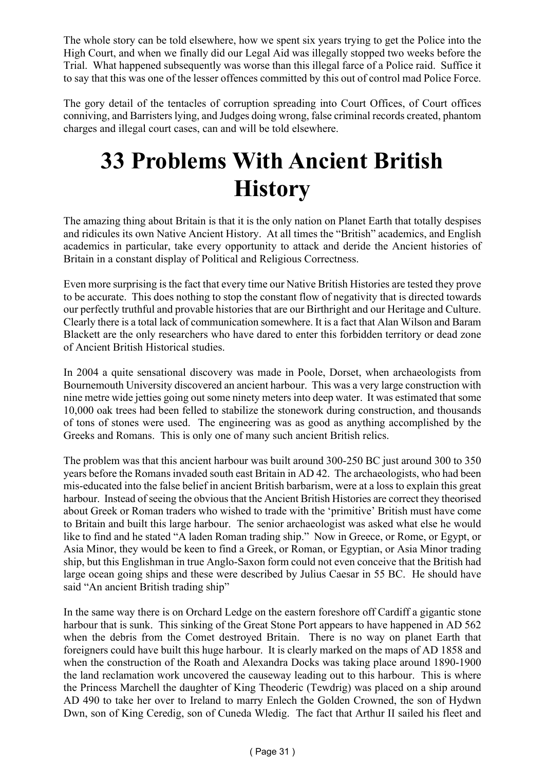The whole story can be told elsewhere, how we spent six years trying to get the Police into the High Court, and when we finally did our Legal Aid was illegally stopped two weeks before the Trial. What happened subsequently was worse than this illegal farce of a Police raid. Suffice it to say that this was one of the lesser offences committed by this out of control mad Police Force.

The gory detail of the tentacles of corruption spreading into Court Offices, of Court offices conniving, and Barristers lying, and Judges doing wrong, false criminal records created, phantom charges and illegal court cases, can and will be told elsewhere.

# 33 Problems With Ancient British History

The amazing thing about Britain is that it is the only nation on Planet Earth that totally despises and ridicules its own Native Ancient History. At all times the "British" academics, and English academics in particular, take every opportunity to attack and deride the Ancient histories of Britain in a constant display of Political and Religious Correctness.

Even more surprising is the fact that every time our Native British Histories are tested they prove to be accurate. This does nothing to stop the constant flow of negativity that is directed towards our perfectly truthful and provable histories that are our Birthright and our Heritage and Culture. Clearly there is a total lack of communication somewhere. It is a fact that Alan Wilson and Baram Blackett are the only researchers who have dared to enter this forbidden territory or dead zone of Ancient British Historical studies.

In 2004 a quite sensational discovery was made in Poole, Dorset, when archaeologists from Bournemouth University discovered an ancient harbour. This was a very large construction with nine metre wide jetties going out some ninety meters into deep water. It was estimated that some 10,000 oak trees had been felled to stabilize the stonework during construction, and thousands of tons of stones were used. The engineering was as good as anything accomplished by the Greeks and Romans. This is only one of many such ancient British relics.

The problem was that this ancient harbour was built around 300-250 BC just around 300 to 350 years before the Romans invaded south east Britain in AD 42. The archaeologists, who had been mis-educated into the false belief in ancient British barbarism, were at a loss to explain this great harbour. Instead of seeing the obvious that the Ancient British Histories are correct they theorised about Greek or Roman traders who wished to trade with the 'primitive' British must have come to Britain and built this large harbour. The senior archaeologist was asked what else he would like to find and he stated "A laden Roman trading ship." Now in Greece, or Rome, or Egypt, or Asia Minor, they would be keen to find a Greek, or Roman, or Egyptian, or Asia Minor trading ship, but this Englishman in true Anglo-Saxon form could not even conceive that the British had large ocean going ships and these were described by Julius Caesar in 55 BC. He should have said "An ancient British trading ship"

In the same way there is on Orchard Ledge on the eastern foreshore off Cardiff a gigantic stone harbour that is sunk. This sinking of the Great Stone Port appears to have happened in AD 562 when the debris from the Comet destroyed Britain. There is no way on planet Earth that foreigners could have built this huge harbour. It is clearly marked on the maps of AD 1858 and when the construction of the Roath and Alexandra Docks was taking place around 1890-1900 the land reclamation work uncovered the causeway leading out to this harbour. This is where the Princess Marchell the daughter of King Theoderic (Tewdrig) was placed on a ship around AD 490 to take her over to Ireland to marry Enlech the Golden Crowned, the son of Hydwn Dwn, son of King Ceredig, son of Cuneda Wledig. The fact that Arthur II sailed his fleet and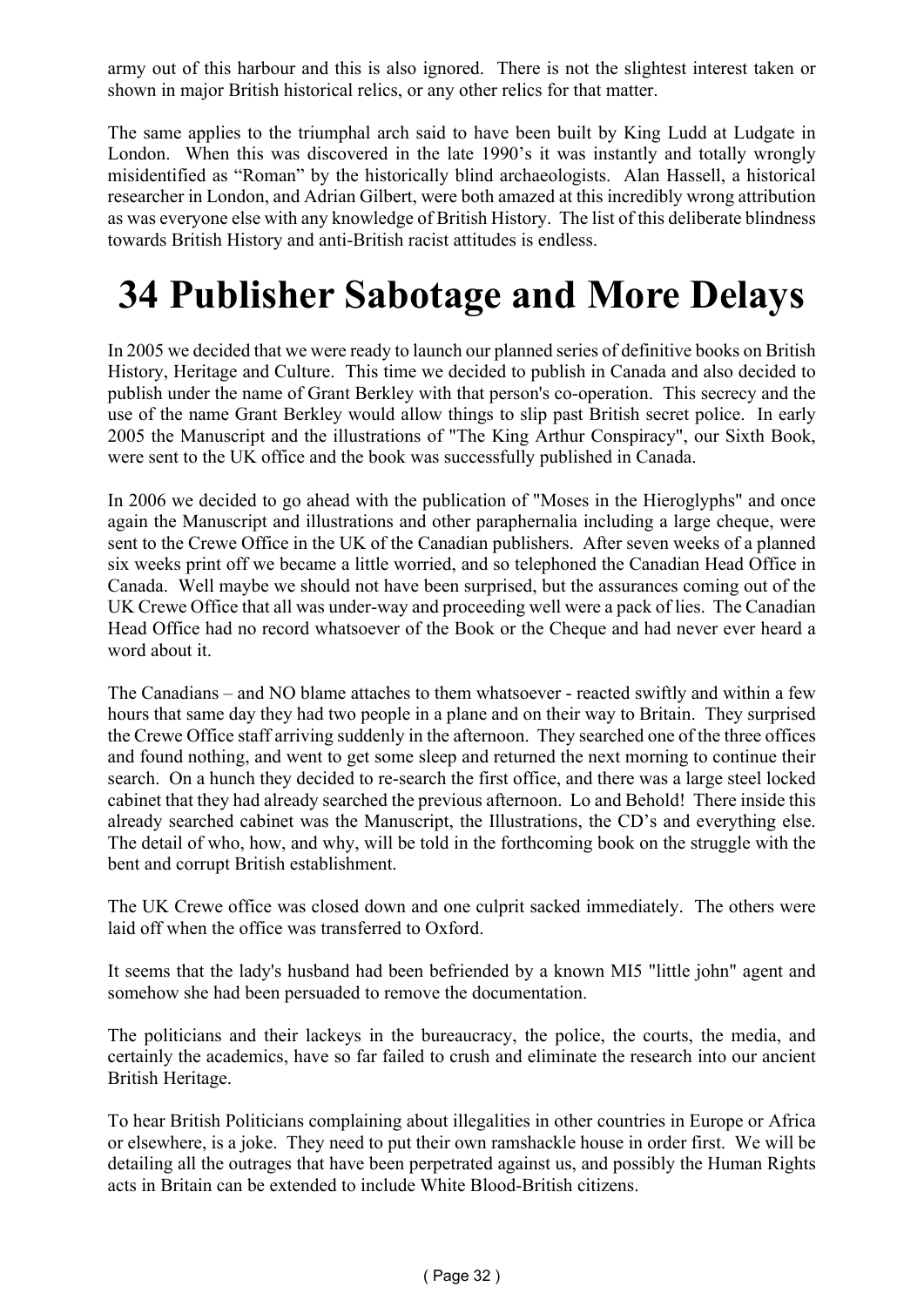army out of this harbour and this is also ignored. There is not the slightest interest taken or shown in major British historical relics, or any other relics for that matter.

The same applies to the triumphal arch said to have been built by King Ludd at Ludgate in London. When this was discovered in the late 1990's it was instantly and totally wrongly misidentified as "Roman" by the historically blind archaeologists. Alan Hassell, a historical researcher in London, and Adrian Gilbert, were both amazed at this incredibly wrong attribution as was everyone else with any knowledge of British History. The list of this deliberate blindness towards British History and anti-British racist attitudes is endless.

# 34 Publisher Sabotage and More Delays

In 2005 we decided that we were ready to launch our planned series of definitive books on British History, Heritage and Culture. This time we decided to publish in Canada and also decided to publish under the name of Grant Berkley with that person's co-operation. This secrecy and the use of the name Grant Berkley would allow things to slip past British secret police. In early 2005 the Manuscript and the illustrations of "The King Arthur Conspiracy", our Sixth Book, were sent to the UK office and the book was successfully published in Canada.

In 2006 we decided to go ahead with the publication of "Moses in the Hieroglyphs" and once again the Manuscript and illustrations and other paraphernalia including a large cheque, were sent to the Crewe Office in the UK of the Canadian publishers. After seven weeks of a planned six weeks print off we became a little worried, and so telephoned the Canadian Head Office in Canada. Well maybe we should not have been surprised, but the assurances coming out of the UK Crewe Office that all was under-way and proceeding well were a pack of lies. The Canadian Head Office had no record whatsoever of the Book or the Cheque and had never ever heard a word about it.

The Canadians – and NO blame attaches to them whatsoever - reacted swiftly and within a few hours that same day they had two people in a plane and on their way to Britain. They surprised the Crewe Office staff arriving suddenly in the afternoon. They searched one of the three offices and found nothing, and went to get some sleep and returned the next morning to continue their search. On a hunch they decided to re-search the first office, and there was a large steel locked cabinet that they had already searched the previous afternoon. Lo and Behold! There inside this already searched cabinet was the Manuscript, the Illustrations, the CD's and everything else. The detail of who, how, and why, will be told in the forthcoming book on the struggle with the bent and corrupt British establishment.

The UK Crewe office was closed down and one culprit sacked immediately. The others were laid off when the office was transferred to Oxford.

It seems that the lady's husband had been befriended by a known MI5 "little john" agent and somehow she had been persuaded to remove the documentation.

The politicians and their lackeys in the bureaucracy, the police, the courts, the media, and certainly the academics, have so far failed to crush and eliminate the research into our ancient British Heritage.

To hear British Politicians complaining about illegalities in other countries in Europe or Africa or elsewhere, is a joke. They need to put their own ramshackle house in order first. We will be detailing all the outrages that have been perpetrated against us, and possibly the Human Rights acts in Britain can be extended to include White Blood-British citizens.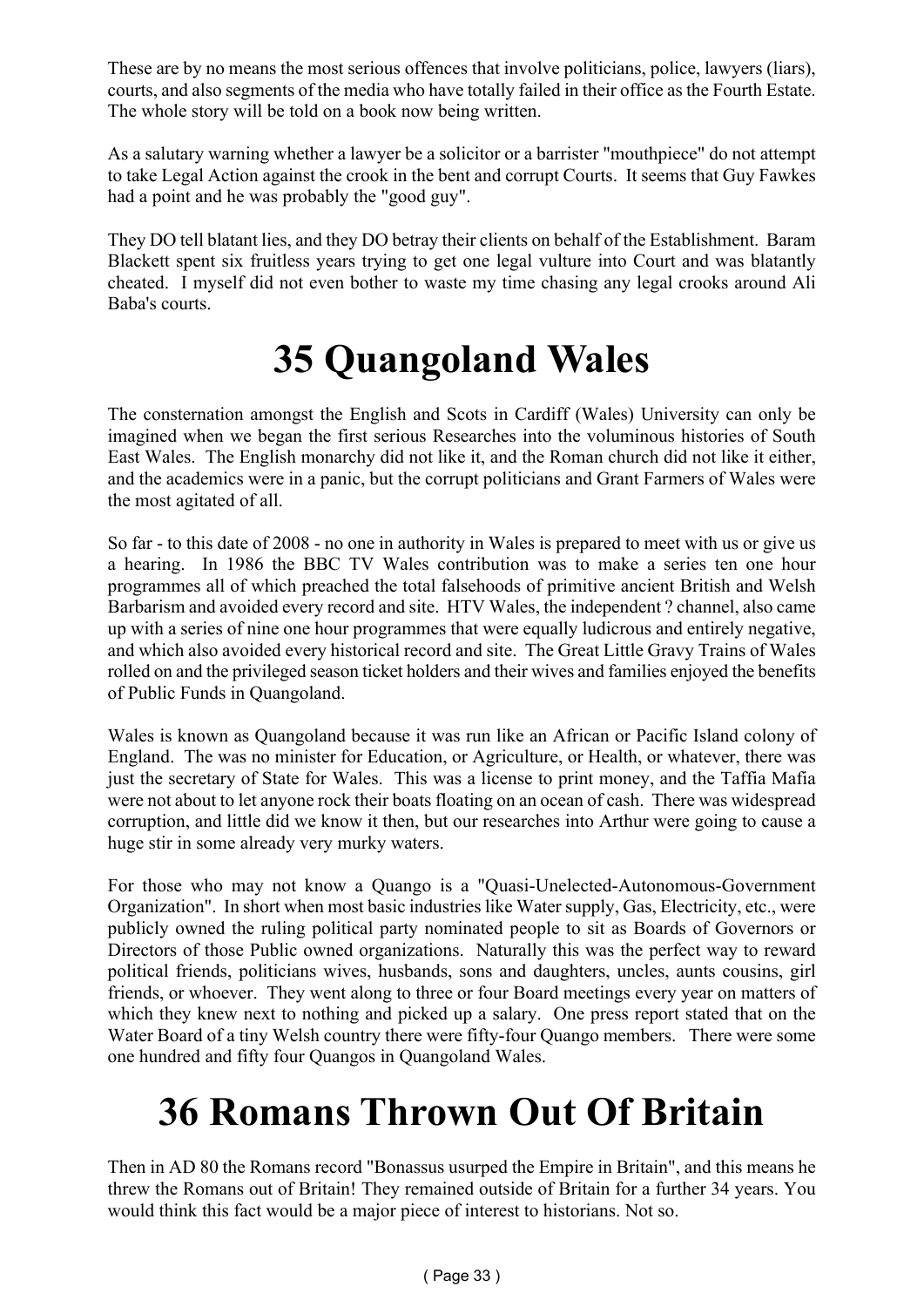These are by no means the most serious offences that involve politicians, police, lawyers (liars), courts, and also segments of the media who have totally failed in their office as the Fourth Estate. The whole story will be told on a book now being written.

As a salutary warning whether a lawyer be a solicitor or a barrister "mouthpiece" do not attempt to take Legal Action against the crook in the bent and corrupt Courts. It seems that Guy Fawkes had a point and he was probably the "good guy".

They DO tell blatant lies, and they DO betray their clients on behalf of the Establishment. Baram Blackett spent six fruitless years trying to get one legal vulture into Court and was blatantly cheated. I myself did not even bother to waste my time chasing any legal crooks around Ali Baba's courts.

# 35 Quangoland Wales

The consternation amongst the English and Scots in Cardiff (Wales) University can only be imagined when we began the first serious Researches into the voluminous histories of South East Wales. The English monarchy did not like it, and the Roman church did not like it either, and the academics were in a panic, but the corrupt politicians and Grant Farmers of Wales were the most agitated of all.

So far - to this date of 2008 - no one in authority in Wales is prepared to meet with us or give us a hearing. In 1986 the BBC TV Wales contribution was to make a series ten one hour programmes all of which preached the total falsehoods of primitive ancient British and Welsh Barbarism and avoided every record and site. HTV Wales, the independent ? channel, also came up with a series of nine one hour programmes that were equally ludicrous and entirely negative, and which also avoided every historical record and site. The Great Little Gravy Trains of Wales rolled on and the privileged season ticket holders and their wives and families enjoyed the benefits of Public Funds in Quangoland.

Wales is known as Quangoland because it was run like an African or Pacific Island colony of England. The was no minister for Education, or Agriculture, or Health, or whatever, there was just the secretary of State for Wales. This was a license to print money, and the Taffia Mafia were not about to let anyone rock their boats floating on an ocean of cash. There was widespread corruption, and little did we know it then, but our researches into Arthur were going to cause a huge stir in some already very murky waters.

For those who may not know a Quango is a "Quasi-Unelected-Autonomous-Government Organization". In short when most basic industries like Water supply, Gas, Electricity, etc., were publicly owned the ruling political party nominated people to sit as Boards of Governors or Directors of those Public owned organizations. Naturally this was the perfect way to reward political friends, politicians wives, husbands, sons and daughters, uncles, aunts cousins, girl friends, or whoever. They went along to three or four Board meetings every year on matters of which they knew next to nothing and picked up a salary. One press report stated that on the Water Board of a tiny Welsh country there were fifty-four Quango members. There were some one hundred and fifty four Quangos in Quangoland Wales.

# 36 Romans Thrown Out Of Britain

Then in AD 80 the Romans record "Bonassus usurped the Empire in Britain", and this means he threw the Romans out of Britain! They remained outside of Britain for a further 34 years. You would think this fact would be a major piece of interest to historians. Not so.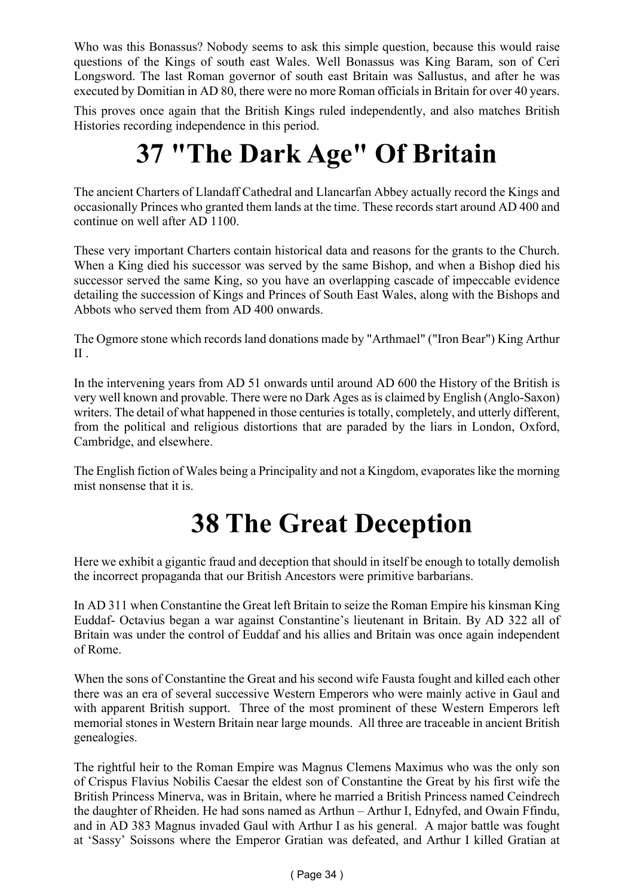Who was this Bonassus? Nobody seems to ask this simple question, because this would raise questions of the Kings of south east Wales. Well Bonassus was King Baram, son of Ceri Longsword. The last Roman governor of south east Britain was Sallustus, and after he was executed by Domitian in AD 80, there were no more Roman officials in Britain for over 40 years.

This proves once again that the British Kings ruled independently, and also matches British Histories recording independence in this period.

# 37 "The Dark Age" Of Britain

The ancient Charters of Llandaff Cathedral and Llancarfan Abbey actually record the Kings and occasionally Princes who granted them lands at the time. These records start around AD 400 and continue on well after AD 1100.

These very important Charters contain historical data and reasons for the grants to the Church. When a King died his successor was served by the same Bishop, and when a Bishop died his successor served the same King, so you have an overlapping cascade of impeccable evidence detailing the succession of Kings and Princes of South East Wales, along with the Bishops and Abbots who served them from AD 400 onwards.

The Ogmore stone which records land donations made by "Arthmael" ("Iron Bear") King Arthur II .

In the intervening years from AD 51 onwards until around AD 600 the History of the British is very well known and provable. There were no Dark Ages as is claimed by English (Anglo-Saxon) writers. The detail of what happened in those centuries is totally, completely, and utterly different, from the political and religious distortions that are paraded by the liars in London, Oxford, Cambridge, and elsewhere.

The English fiction of Wales being a Principality and not a Kingdom, evaporates like the morning mist nonsense that it is.

# 38 The Great Deception

Here we exhibit a gigantic fraud and deception that should in itself be enough to totally demolish the incorrect propaganda that our British Ancestors were primitive barbarians.

In AD 311 when Constantine the Great left Britain to seize the Roman Empire his kinsman King Euddaf- Octavius began a war against Constantine's lieutenant in Britain. By AD 322 all of Britain was under the control of Euddaf and his allies and Britain was once again independent of Rome.

When the sons of Constantine the Great and his second wife Fausta fought and killed each other there was an era of several successive Western Emperors who were mainly active in Gaul and with apparent British support. Three of the most prominent of these Western Emperors left memorial stones in Western Britain near large mounds. All three are traceable in ancient British genealogies.

The rightful heir to the Roman Empire was Magnus Clemens Maximus who was the only son of Crispus Flavius Nobilis Caesar the eldest son of Constantine the Great by his first wife the British Princess Minerva, was in Britain, where he married a British Princess named Ceindrech the daughter of Rheiden. He had sons named as Arthun – Arthur I, Ednyfed, and Owain Ffindu, and in AD 383 Magnus invaded Gaul with Arthur I as his general. A major battle was fought at 'Sassy' Soissons where the Emperor Gratian was defeated, and Arthur I killed Gratian at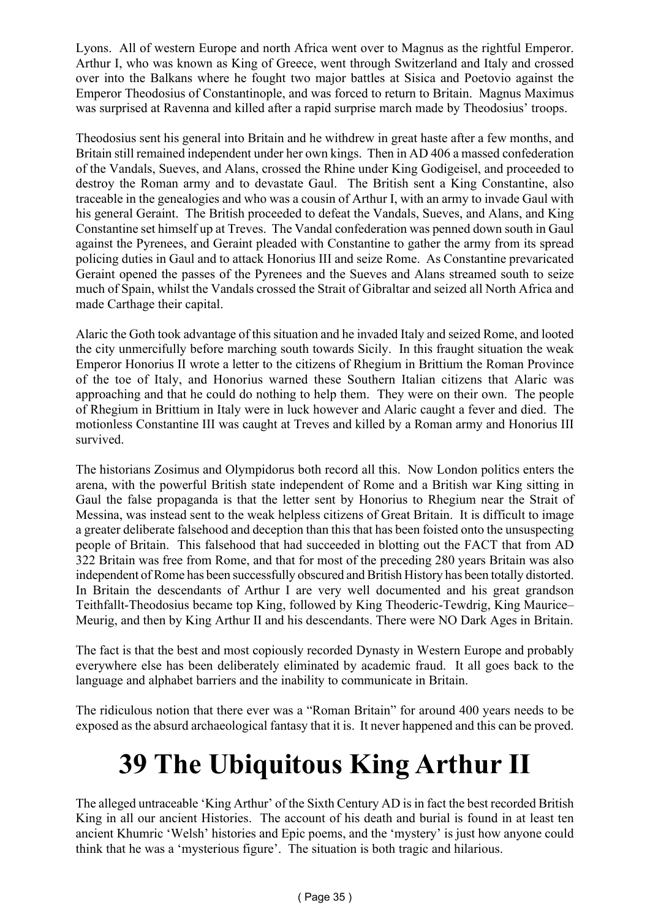Lyons. All of western Europe and north Africa went over to Magnus as the rightful Emperor. Arthur I, who was known as King of Greece, went through Switzerland and Italy and crossed over into the Balkans where he fought two major battles at Sisica and Poetovio against the Emperor Theodosius of Constantinople, and was forced to return to Britain. Magnus Maximus was surprised at Ravenna and killed after a rapid surprise march made by Theodosius' troops.

Theodosius sent his general into Britain and he withdrew in great haste after a few months, and Britain still remained independent under her own kings. Then in AD 406 a massed confederation of the Vandals, Sueves, and Alans, crossed the Rhine under King Godigeisel, and proceeded to destroy the Roman army and to devastate Gaul. The British sent a King Constantine, also traceable in the genealogies and who was a cousin of Arthur I, with an army to invade Gaul with his general Geraint. The British proceeded to defeat the Vandals, Sueves, and Alans, and King Constantine set himself up at Treves. The Vandal confederation was penned down south in Gaul against the Pyrenees, and Geraint pleaded with Constantine to gather the army from its spread policing duties in Gaul and to attack Honorius III and seize Rome. As Constantine prevaricated Geraint opened the passes of the Pyrenees and the Sueves and Alans streamed south to seize much of Spain, whilst the Vandals crossed the Strait of Gibraltar and seized all North Africa and made Carthage their capital.

Alaric the Goth took advantage of this situation and he invaded Italy and seized Rome, and looted the city unmercifully before marching south towards Sicily. In this fraught situation the weak Emperor Honorius II wrote a letter to the citizens of Rhegium in Brittium the Roman Province of the toe of Italy, and Honorius warned these Southern Italian citizens that Alaric was approaching and that he could do nothing to help them. They were on their own. The people of Rhegium in Brittium in Italy were in luck however and Alaric caught a fever and died. The motionless Constantine III was caught at Treves and killed by a Roman army and Honorius III survived.

The historians Zosimus and Olympidorus both record all this. Now London politics enters the arena, with the powerful British state independent of Rome and a British war King sitting in Gaul the false propaganda is that the letter sent by Honorius to Rhegium near the Strait of Messina, was instead sent to the weak helpless citizens of Great Britain. It is difficult to image a greater deliberate falsehood and deception than this that has been foisted onto the unsuspecting people of Britain. This falsehood that had succeeded in blotting out the FACT that from AD 322 Britain was free from Rome, and that for most of the preceding 280 years Britain was also independent of Rome has been successfully obscured and British History has been totally distorted. In Britain the descendants of Arthur I are very well documented and his great grandson Teithfallt-Theodosius became top King, followed by King Theoderic-Tewdrig, King Maurice–Meurig, and then by King Arthur II and his descendants. There were NO Dark Ages in Britain.

The fact is that the best and most copiously recorded Dynasty in Western Europe and probably everywhere else has been deliberately eliminated by academic fraud. It all goes back to the language and alphabet barriers and the inability to communicate in Britain.

The ridiculous notion that there ever was a "Roman Britain" for around 400 years needs to be exposed as the absurd archaeological fantasy that it is. It never happened and this can be proved.

# 39 The Ubiquitous King Arthur II

The alleged untraceable 'King Arthur' of the Sixth Century AD is in fact the best recorded British King in all our ancient Histories. The account of his death and burial is found in at least ten ancient Khumric 'Welsh' histories and Epic poems, and the 'mystery' is just how anyone could think that he was a 'mysterious figure'. The situation is both tragic and hilarious.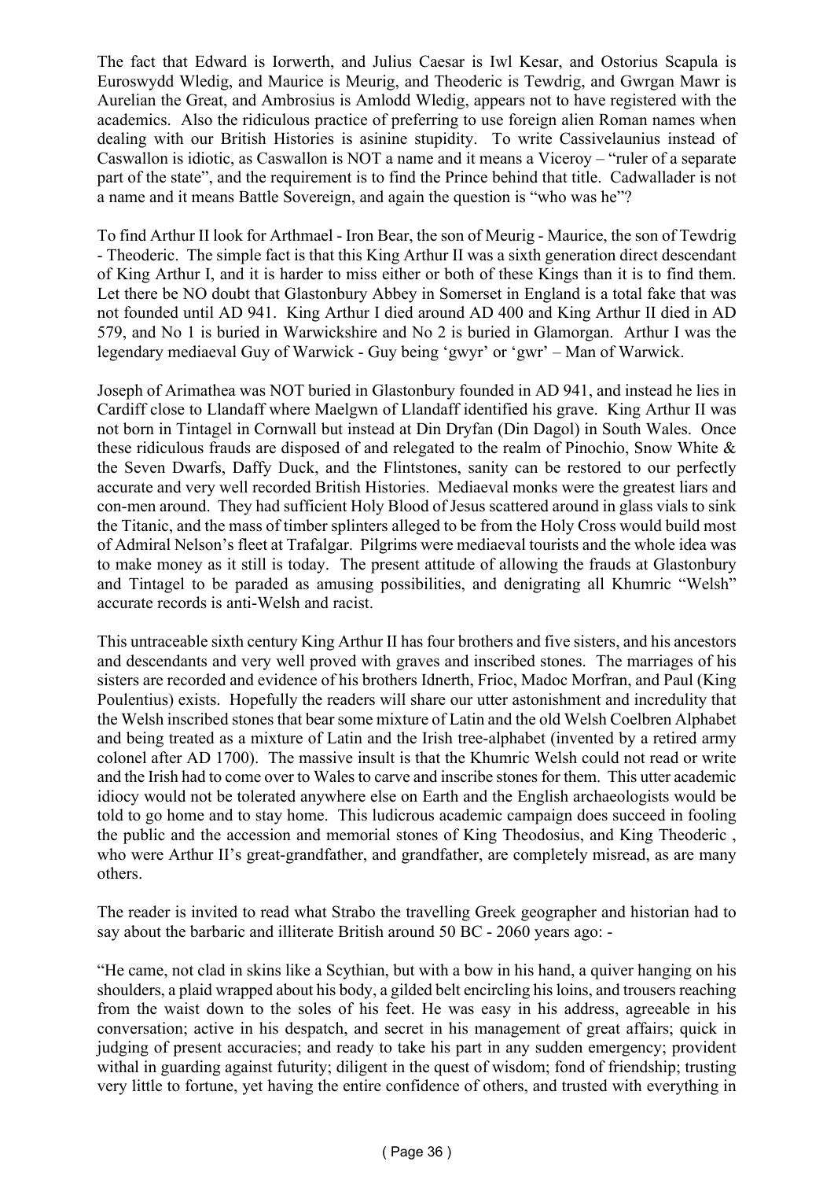The fact that Edward is Iorwerth, and Julius Caesar is Iwl Kesar, and Ostorius Scapula is Euroswydd Wledig, and Maurice is Meurig, and Theoderic is Tewdrig, and Gwrgan Mawr is Aurelian the Great, and Ambrosius is Amlodd Wledig, appears not to have registered with the academics. Also the ridiculous practice of preferring to use foreign alien Roman names when dealing with our British Histories is asinine stupidity. To write Cassivelaunius instead of Caswallon is idiotic, as Caswallon is NOT a name and it means a Viceroy – "ruler of a separate part of the state", and the requirement is to find the Prince behind that title. Cadwallader is not a name and it means Battle Sovereign, and again the question is "who was he"?

To find Arthur II look for Arthmael - Iron Bear, the son of Meurig - Maurice, the son of Tewdrig - Theoderic. The simple fact is that this King Arthur II was a sixth generation direct descendant of King Arthur I, and it is harder to miss either or both of these Kings than it is to find them. Let there be NO doubt that Glastonbury Abbey in Somerset in England is a total fake that was not founded until AD 941. King Arthur I died around AD 400 and King Arthur II died in AD 579, and No 1 is buried in Warwickshire and No 2 is buried in Glamorgan. Arthur I was the legendary mediaeval Guy of Warwick - Guy being 'gwyr' or 'gwr' – Man of Warwick.

Joseph of Arimathea was NOT buried in Glastonbury founded in AD 941, and instead he lies in Cardiff close to Llandaff where Maelgwn of Llandaff identified his grave. King Arthur II was not born in Tintagel in Cornwall but instead at Din Dryfan (Din Dagol) in South Wales. Once these ridiculous frauds are disposed of and relegated to the realm of Pinochio, Snow White & the Seven Dwarfs, Daffy Duck, and the Flintstones, sanity can be restored to our perfectly accurate and very well recorded British Histories. Mediaeval monks were the greatest liars and con-men around. They had sufficient Holy Blood of Jesus scattered around in glass vials to sink the Titanic, and the mass of timber splinters alleged to be from the Holy Cross would build most of Admiral Nelson's fleet at Trafalgar. Pilgrims were mediaeval tourists and the whole idea was to make money as it still is today. The present attitude of allowing the frauds at Glastonbury and Tintagel to be paraded as amusing possibilities, and denigrating all Khumric "Welsh" accurate records is anti-Welsh and racist.

This untraceable sixth century King Arthur II has four brothers and five sisters, and his ancestors and descendants and very well proved with graves and inscribed stones. The marriages of his sisters are recorded and evidence of his brothers Idnerth, Frioc, Madoc Morfran, and Paul (King Poulentius) exists. Hopefully the readers will share our utter astonishment and incredulity that the Welsh inscribed stones that bear some mixture of Latin and the old Welsh Coelbren Alphabet and being treated as a mixture of Latin and the Irish tree-alphabet (invented by a retired army colonel after AD 1700). The massive insult is that the Khumric Welsh could not read or write and the Irish had to come over to Wales to carve and inscribe stones for them. This utter academic idiocy would not be tolerated anywhere else on Earth and the English archaeologists would be told to go home and to stay home. This ludicrous academic campaign does succeed in fooling the public and the accession and memorial stones of King Theodosius, and King Theoderic , who were Arthur II's great-grandfather, and grandfather, are completely misread, as are many others.

The reader is invited to read what Strabo the travelling Greek geographer and historian had to say about the barbaric and illiterate British around 50 BC - 2060 years ago: -

"He came, not clad in skins like a Scythian, but with a bow in his hand, a quiver hanging on his shoulders, a plaid wrapped about his body, a gilded belt encircling his loins, and trousers reaching from the waist down to the soles of his feet. He was easy in his address, agreeable in his conversation; active in his despatch, and secret in his management of great affairs; quick in judging of present accuracies; and ready to take his part in any sudden emergency; provident withal in guarding against futurity; diligent in the quest of wisdom; fond of friendship; trusting very little to fortune, yet having the entire confidence of others, and trusted with everything in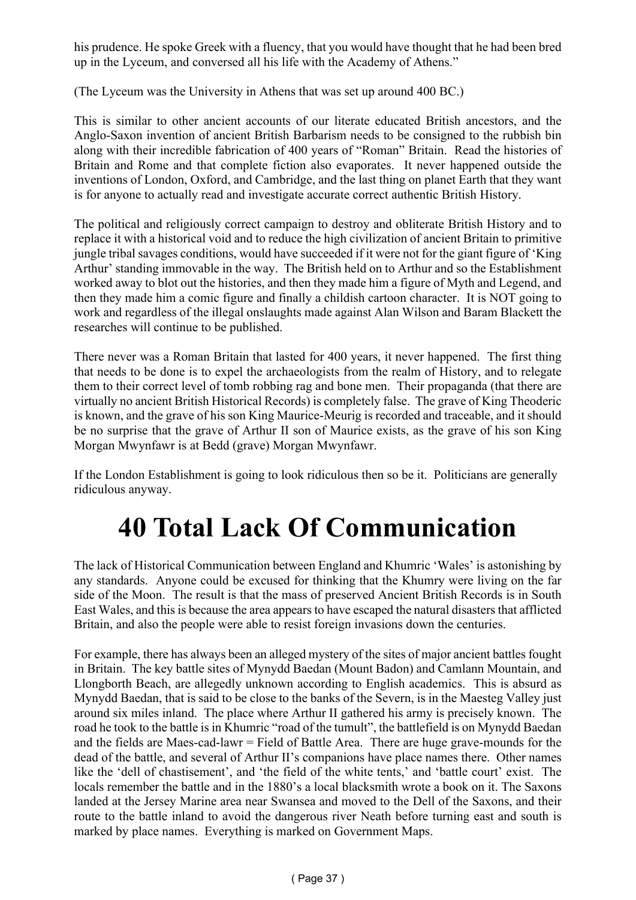his prudence. He spoke Greek with a fluency, that you would have thought that he had been bred up in the Lyceum, and conversed all his life with the Academy of Athens."

(The Lyceum was the University in Athens that was set up around 400 BC.)

This is similar to other ancient accounts of our literate educated British ancestors, and the Anglo-Saxon invention of ancient British Barbarism needs to be consigned to the rubbish bin along with their incredible fabrication of 400 years of "Roman" Britain. Read the histories of Britain and Rome and that complete fiction also evaporates. It never happened outside the inventions of London, Oxford, and Cambridge, and the last thing on planet Earth that they want is for anyone to actually read and investigate accurate correct authentic British History.

The political and religiously correct campaign to destroy and obliterate British History and to replace it with a historical void and to reduce the high civilization of ancient Britain to primitive jungle tribal savages conditions, would have succeeded if it were not for the giant figure of 'King Arthur' standing immovable in the way. The British held on to Arthur and so the Establishment worked away to blot out the histories, and then they made him a figure of Myth and Legend, and then they made him a comic figure and finally a childish cartoon character. It is NOT going to work and regardless of the illegal onslaughts made against Alan Wilson and Baram Blackett the researches will continue to be published.

There never was a Roman Britain that lasted for 400 years, it never happened. The first thing that needs to be done is to expel the archaeologists from the realm of History, and to relegate them to their correct level of tomb robbing rag and bone men. Their propaganda (that there are virtually no ancient British Historical Records) is completely false. The grave of King Theoderic is known, and the grave of his son King Maurice-Meurig is recorded and traceable, and it should be no surprise that the grave of Arthur II son of Maurice exists, as the grave of his son King Morgan Mwynfawr is at Bedd (grave) Morgan Mwynfawr.

If the London Establishment is going to look ridiculous then so be it. Politicians are generally ridiculous anyway.

# 40 Total Lack Of Communication

The lack of Historical Communication between England and Khumric 'Wales' is astonishing by any standards. Anyone could be excused for thinking that the Khumry were living on the far side of the Moon. The result is that the mass of preserved Ancient British Records is in South East Wales, and this is because the area appears to have escaped the natural disasters that afflicted Britain, and also the people were able to resist foreign invasions down the centuries.

For example, there has always been an alleged mystery of the sites of major ancient battles fought in Britain. The key battle sites of Mynydd Baedan (Mount Badon) and Camlann Mountain, and Llongborth Beach, are allegedly unknown according to English academics. This is absurd as Mynydd Baedan, that is said to be close to the banks of the Severn, is in the Maesteg Valley just around six miles inland. The place where Arthur II gathered his army is precisely known. The road he took to the battle is in Khumric "road of the tumult", the battlefield is on Mynydd Baedan and the fields are Maes-cad-lawr = Field of Battle Area. There are huge grave-mounds for the dead of the battle, and several of Arthur II's companions have place names there. Other names like the 'dell of chastisement', and 'the field of the white tents,' and 'battle court' exist. The locals remember the battle and in the 1880's a local blacksmith wrote a book on it. The Saxons landed at the Jersey Marine area near Swansea and moved to the Dell of the Saxons, and their route to the battle inland to avoid the dangerous river Neath before turning east and south is marked by place names. Everything is marked on Government Maps.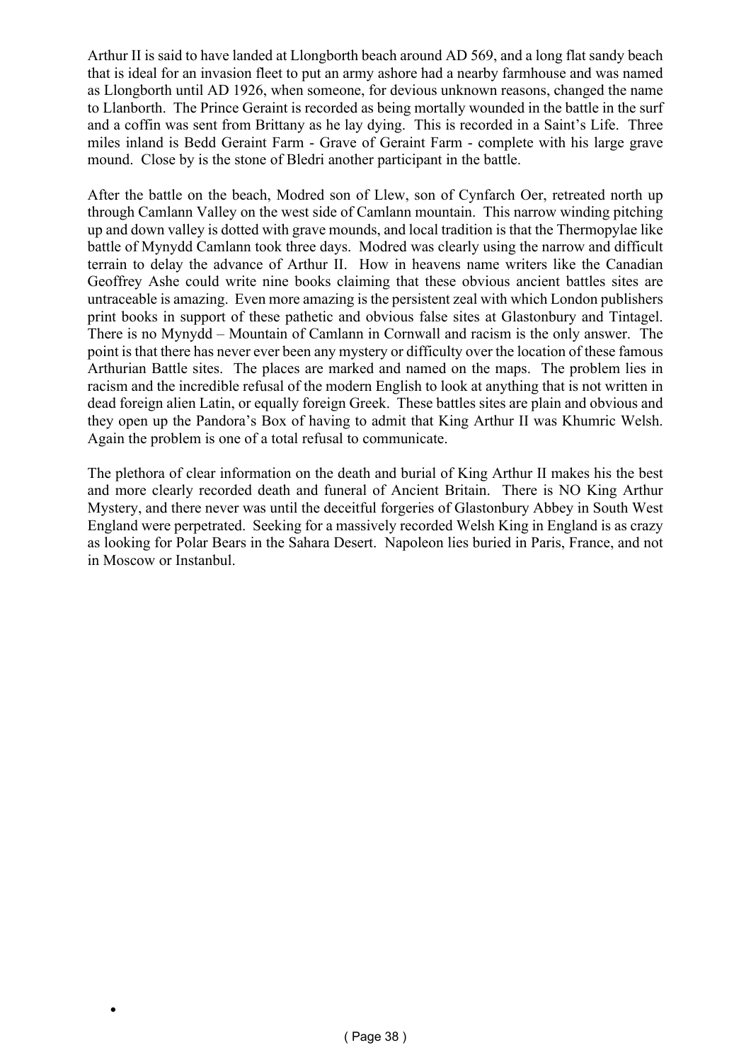Arthur II is said to have landed at Llongborth beach around AD 569, and a long flat sandy beach that is ideal for an invasion fleet to put an army ashore had a nearby farmhouse and was named as Llongborth until AD 1926, when someone, for devious unknown reasons, changed the name to Llanborth. The Prince Geraint is recorded as being mortally wounded in the battle in the surf and a coffin was sent from Brittany as he lay dying. This is recorded in a Saint's Life. Three miles inland is Bedd Geraint Farm - Grave of Geraint Farm - complete with his large grave mound. Close by is the stone of Bledri another participant in the battle.

After the battle on the beach, Modred son of Llew, son of Cynfarch Oer, retreated north up through Camlann Valley on the west side of Camlann mountain. This narrow winding pitching up and down valley is dotted with grave mounds, and local tradition is that the Thermopylae like battle of Mynydd Camlann took three days. Modred was clearly using the narrow and difficult terrain to delay the advance of Arthur II. How in heavens name writers like the Canadian Geoffrey Ashe could write nine books claiming that these obvious ancient battles sites are untraceable is amazing. Even more amazing is the persistent zeal with which London publishers print books in support of these pathetic and obvious false sites at Glastonbury and Tintagel. There is no Mynydd – Mountain of Camlann in Cornwall and racism is the only answer. The point is that there has never ever been any mystery or difficulty over the location of these famous Arthurian Battle sites. The places are marked and named on the maps. The problem lies in racism and the incredible refusal of the modern English to look at anything that is not written in dead foreign alien Latin, or equally foreign Greek. These battles sites are plain and obvious and they open up the Pandora's Box of having to admit that King Arthur II was Khumric Welsh. Again the problem is one of a total refusal to communicate.

The plethora of clear information on the death and burial of King Arthur II makes his the best and more clearly recorded death and funeral of Ancient Britain. There is NO King Arthur Mystery, and there never was until the deceitful forgeries of Glastonbury Abbey in South West England were perpetrated. Seeking for a massively recorded Welsh King in England is as crazy as looking for Polar Bears in the Sahara Desert. Napoleon lies buried in Paris, France, and not in Moscow or Instanbul.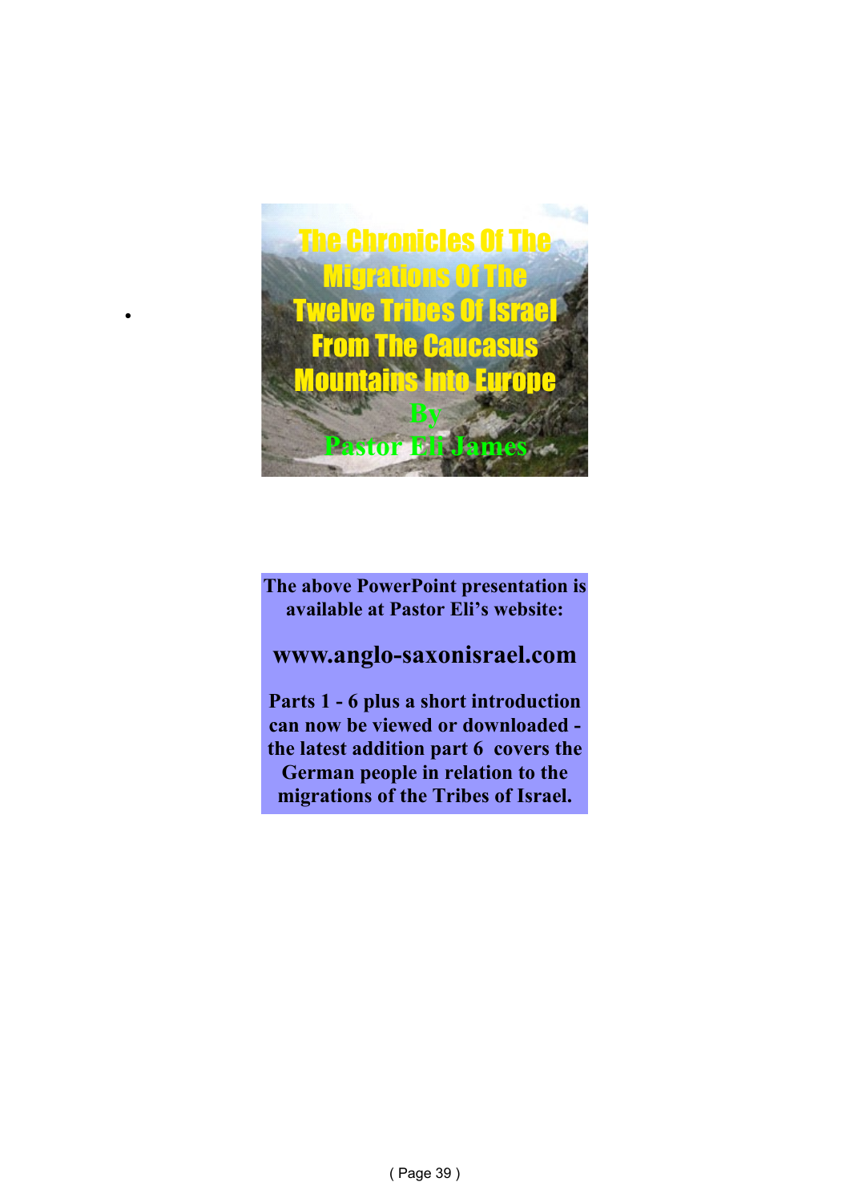The Chronicles Of The Migrations Of The Twelve Tribes Of Israel From The Caucasus Mountains Into Europe

By

Pastor Eli James

**The above PowerPoint presentation is available at Pastor Eli's website:**

**www.anglo-saxonisrael.com**

**Parts 1 - 6 plus a short introduction can now be viewed or downloaded - the latest addition part 6 covers the German people in relation to the migrations of the Tribes of Israel.**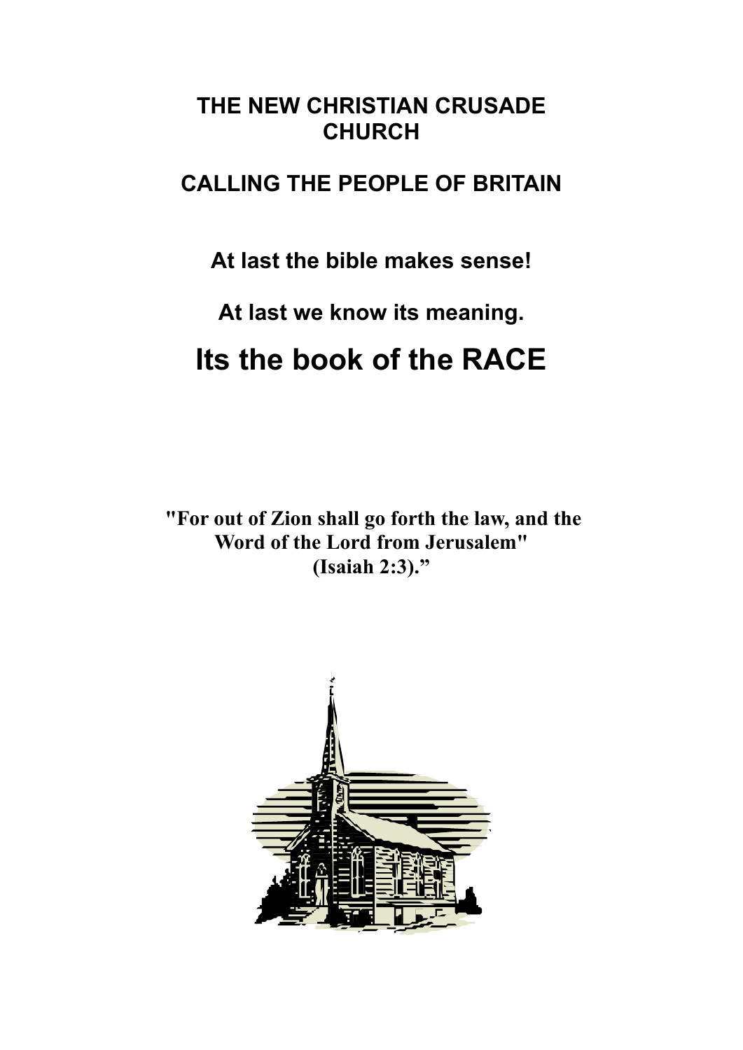# THE NEW CHRISTIAN CRUSADE CHURCH

## CALLING THE PEOPLE OF BRITAIN

**At last the bible makes sense!**

**At last we know its meaning.**

# Its the book of the RACE

**"For out of Zion shall go forth the law, and the Word of the Lord from Jerusalem" (Isaiah 2:3)."**